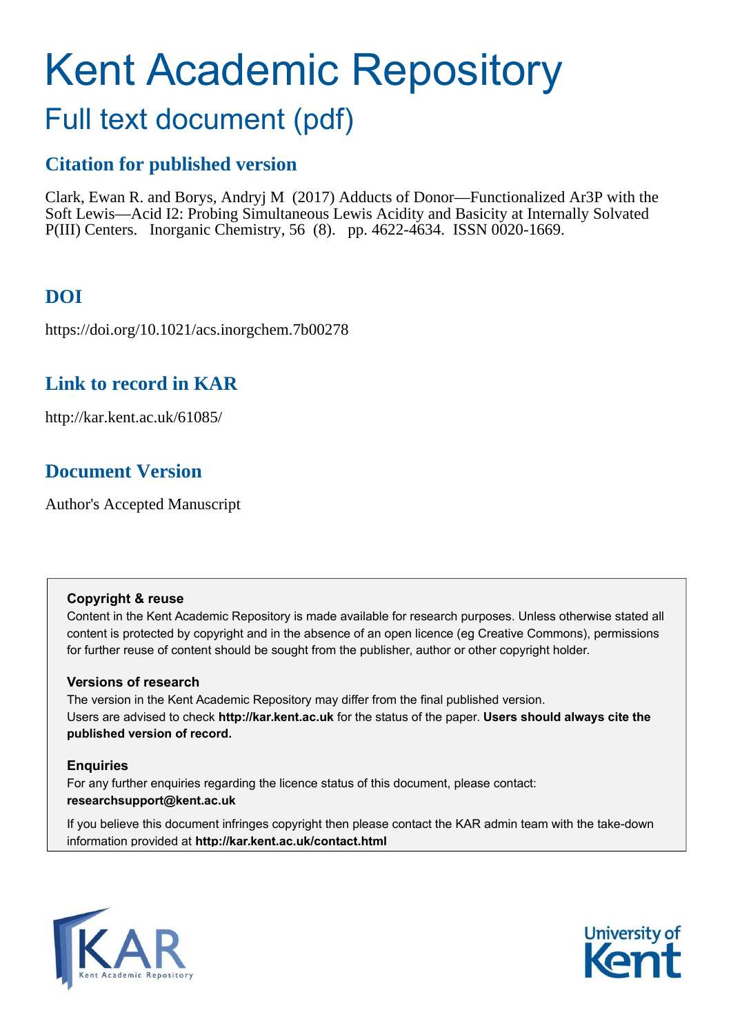# Kent Academic Repository

## Full text document (pdf)

### Citation for published version

Clark, Ewan R. and Borys, Andryj M (2017) Adducts of Donor—Functionalized Ar3P with the Soft Lewis—Acid I2: Probing Simultaneous Lewis Acidity and Basicity at Internally Solvated P(III) Centers. Inorganic Chemistry, 56 (8). pp. 4622-4634. ISSN 0020-1669.

### DOI

https://doi.org/10.1021/acs.inorgchem.7b00278

### Link to record in KAR

http://kar.kent.ac.uk/61085/

### Document Version

Author's Accepted Manuscript

**Copyright & reuse**

Content in the Kent Academic Repository is made available for research purposes. Unless otherwise stated all content is protected by copyright and in the absence of an open licence (eg Creative Commons), permissions for further reuse of content should be sought from the publisher, author or other copyright holder.

**Versions of research**

The version in the Kent Academic Repository may differ from the final published version.
Users are advised to check **http://kar.kent.ac.uk** for the status of the paper. **Users should always cite the published version of record.**

**Enquiries**

For any further enquiries regarding the licence status of this document, please contact:
**researchsupport@kent.ac.uk**

If you believe this document infringes copyright then please contact the KAR admin team with the take-down information provided at **http://kar.kent.ac.uk/contact.html**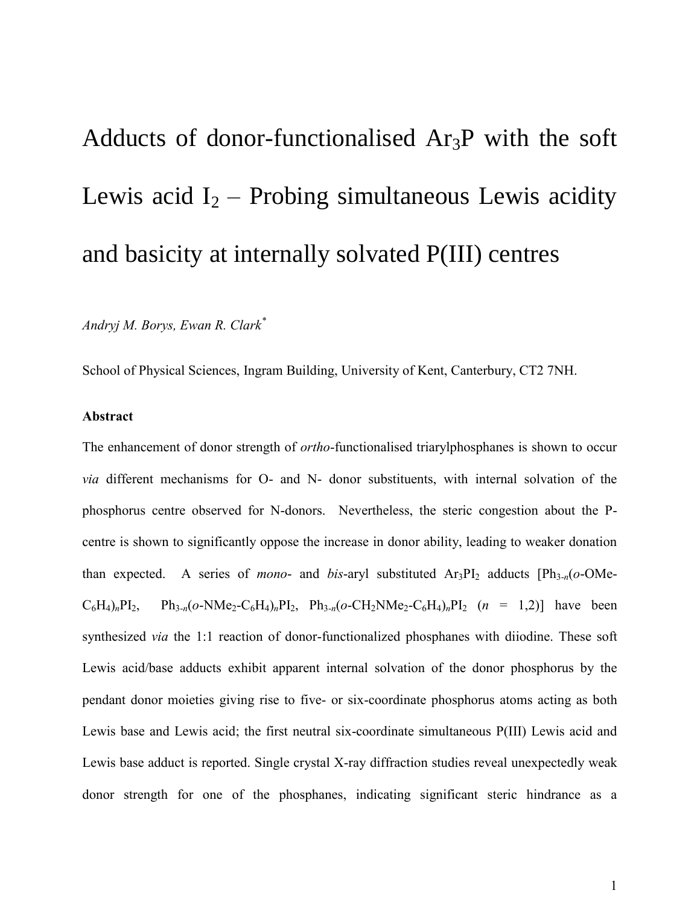# Adducts of donor-functionalised $Ar_3P$ with the soft Lewis acid $I_2$ – Probing simultaneous Lewis acidity and basicity at internally solvated P(III) centres

*Andryj M. Borys, Ewan R. Clark*[*]

School of Physical Sciences, Ingram Building, University of Kent, Canterbury, CT2 7NH.

**Abstract**

The enhancement of donor strength of *ortho*-functionalised triarylphosphanes is shown to occur *via* different mechanisms for O- and N- donor substituents, with internal solvation of the phosphorus centre observed for N-donors. Nevertheless, the steric congestion about the P-centre is shown to significantly oppose the increase in donor ability, leading to weaker donation than expected. A series of *mono*- and *bis*-aryl substituted $Ar_3PI_2$ adducts [$Ph_{3-n}$(*o*-OMe-$C_6H_4$)$_n$$PI_2$, $Ph_{3-n}$(*o*-$NMe_2$-$C_6H_4$)$_n$$PI_2$, $Ph_{3-n}$(*o*-$CH_2NMe_2$-$C_6H_4$)$_n$$PI_2$ ($n$ = 1,2)] have been synthesized *via* the 1:1 reaction of donor-functionalized phosphanes with diiodine. These soft Lewis acid/base adducts exhibit apparent internal solvation of the donor phosphorus by the pendant donor moieties giving rise to five- or six-coordinate phosphorus atoms acting as both Lewis base and Lewis acid; the first neutral six-coordinate simultaneous P(III) Lewis acid and Lewis base adduct is reported. Single crystal X-ray diffraction studies reveal unexpectedly weak donor strength for one of the phosphanes, indicating significant steric hindrance as a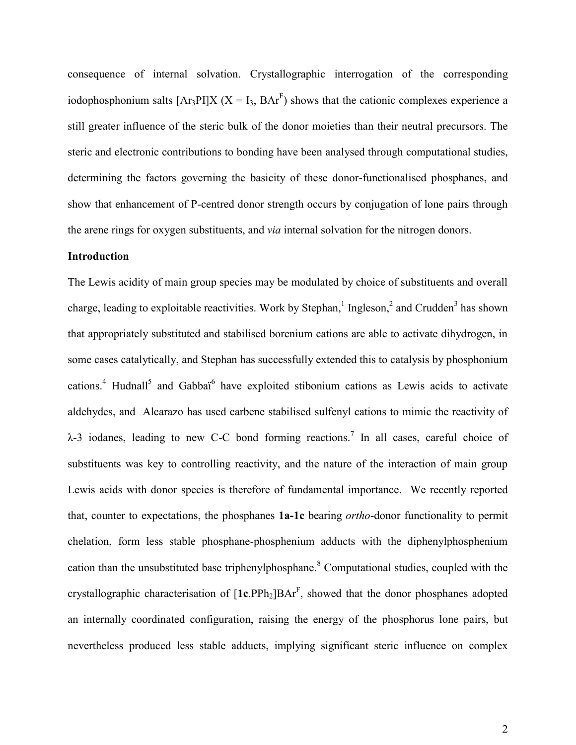consequence of internal solvation. Crystallographic interrogation of the corresponding iodophosphonium salts $[Ar_3PI]X$ ($X = I_3$, $BAr^F$) shows that the cationic complexes experience a still greater influence of the steric bulk of the donor moieties than their neutral precursors. The steric and electronic contributions to bonding have been analysed through computational studies, determining the factors governing the basicity of these donor-functionalised phosphanes, and show that enhancement of P-centred donor strength occurs by conjugation of lone pairs through the arene rings for oxygen substituents, and *via* internal solvation for the nitrogen donors.

**Introduction**

The Lewis acidity of main group species may be modulated by choice of substituents and overall charge, leading to exploitable reactivities. Work by Stephan,[1] Ingleson,[2] and Crudden[3] has shown that appropriately substituted and stabilised borenium cations are able to activate dihydrogen, in some cases catalytically, and Stephan has successfully extended this to catalysis by phosphonium cations.[4] Hudnall[5] and Gabbaï[6] have exploited stibonium cations as Lewis acids to activate aldehydes, and Alcarazo has used carbene stabilised sulfenyl cations to mimic the reactivity of λ-3 iodanes, leading to new C-C bond forming reactions.[7] In all cases, careful choice of substituents was key to controlling reactivity, and the nature of the interaction of main group Lewis acids with donor species is therefore of fundamental importance. We recently reported that, counter to expectations, the phosphanes **1a-1c** bearing *ortho*-donor functionality to permit chelation, form less stable phosphane-phosphenium adducts with the diphenylphosphenium cation than the unsubstituted base triphenylphosphane.[8] Computational studies, coupled with the crystallographic characterisation of $[\mathbf{1c}.PPh_2]BAr^F$, showed that the donor phosphanes adopted an internally coordinated configuration, raising the energy of the phosphorus lone pairs, but nevertheless produced less stable adducts, implying significant steric influence on complex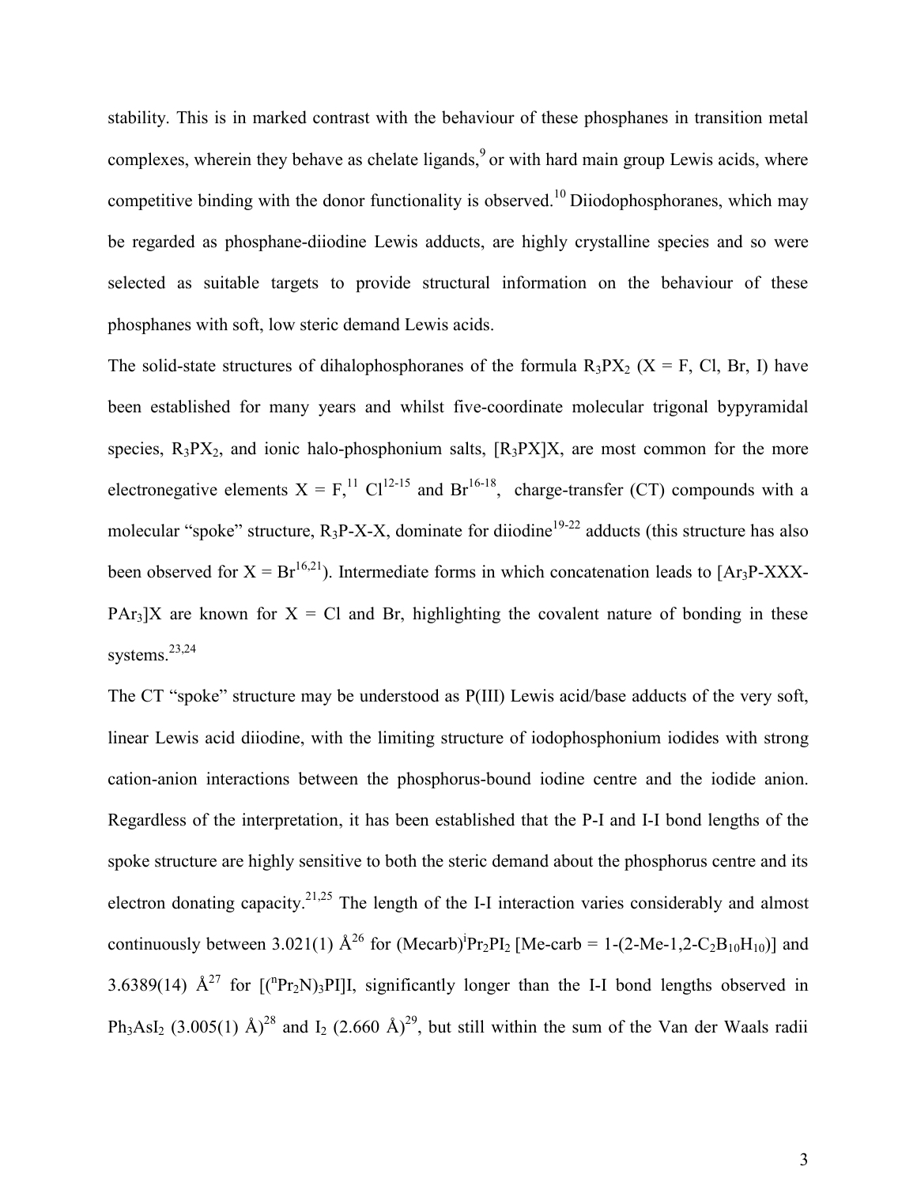stability. This is in marked contrast with the behaviour of these phosphanes in transition metal complexes, wherein they behave as chelate ligands,[9] or with hard main group Lewis acids, where competitive binding with the donor functionality is observed.[10] Diiodophosphoranes, which may be regarded as phosphane-diiodine Lewis adducts, are highly crystalline species and so were selected as suitable targets to provide structural information on the behaviour of these phosphanes with soft, low steric demand Lewis acids.

The solid-state structures of dihalophosphoranes of the formula $R_3PX_2$ (X = F, Cl, Br, I) have been established for many years and whilst five-coordinate molecular trigonal bypyramidal species, $R_3PX_2$, and ionic halo-phosphonium salts, $[R_3PX]X$, are most common for the more electronegative elements X = F,[11] Cl[12-15] and Br[16-18], charge-transfer (CT) compounds with a molecular "spoke" structure, $R_3P$-X-X, dominate for diiodine[19-22] adducts (this structure has also been observed for X = Br[16,21]). Intermediate forms in which concatenation leads to $[Ar_3P\text{-}XXX\text{-}PAr_3]X$ are known for X = Cl and Br, highlighting the covalent nature of bonding in these systems.[23,24]

The CT "spoke" structure may be understood as P(III) Lewis acid/base adducts of the very soft, linear Lewis acid diiodine, with the limiting structure of iodophosphonium iodides with strong cation-anion interactions between the phosphorus-bound iodine centre and the iodide anion. Regardless of the interpretation, it has been established that the P-I and I-I bond lengths of the spoke structure are highly sensitive to both the steric demand about the phosphorus centre and its electron donating capacity.[21,25] The length of the I-I interaction varies considerably and almost continuously between 3.021(1) Å[26] for (Mecarb)$^i$Pr$_2$PI$_2$ [Me-carb = 1-(2-Me-1,2-$C_2B_{10}H_{10}$)] and 3.6389(14) Å[27] for $[(^nPr_2N)_3PI]I$, significantly longer than the I-I bond lengths observed in $Ph_3AsI_2$ (3.005(1) Å)[28] and $I_2$ (2.660 Å)[29], but still within the sum of the Van der Waals radii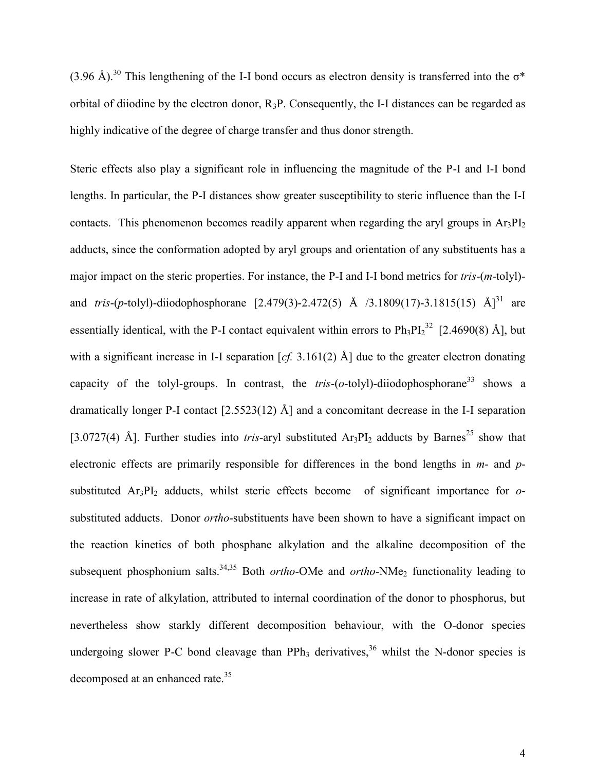(3.96 Å).[30] This lengthening of the I-I bond occurs as electron density is transferred into the σ* orbital of diiodine by the electron donor, $R_3P$. Consequently, the I-I distances can be regarded as highly indicative of the degree of charge transfer and thus donor strength.

Steric effects also play a significant role in influencing the magnitude of the P-I and I-I bond lengths. In particular, the P-I distances show greater susceptibility to steric influence than the I-I contacts. This phenomenon becomes readily apparent when regarding the aryl groups in $Ar_3PI_2$ adducts, since the conformation adopted by aryl groups and orientation of any substituents has a major impact on the steric properties. For instance, the P-I and I-I bond metrics for *tris*-(*m*-tolyl)- and *tris*-(*p*-tolyl)-diiodophosphorane [2.479(3)-2.472(5) Å /3.1809(17)-3.1815(15) Å][31] are essentially identical, with the P-I contact equivalent within errors to $Ph_3PI_2$[32] [2.4690(8) Å], but with a significant increase in I-I separation [*cf.* 3.161(2) Å] due to the greater electron donating capacity of the tolyl-groups. In contrast, the *tris*-(*o*-tolyl)-diiodophosphorane[33] shows a dramatically longer P-I contact [2.5523(12) Å] and a concomitant decrease in the I-I separation [3.0727(4) Å]. Further studies into *tris*-aryl substituted $Ar_3PI_2$ adducts by Barnes[25] show that electronic effects are primarily responsible for differences in the bond lengths in *m*- and *p*-substituted $Ar_3PI_2$ adducts, whilst steric effects become of significant importance for *o*-substituted adducts. Donor *ortho*-substituents have been shown to have a significant impact on the reaction kinetics of both phosphane alkylation and the alkaline decomposition of the subsequent phosphonium salts.[34,35] Both *ortho*-OMe and *ortho*-$NMe_2$ functionality leading to increase in rate of alkylation, attributed to internal coordination of the donor to phosphorus, but nevertheless show starkly different decomposition behaviour, with the O-donor species undergoing slower P-C bond cleavage than $PPh_3$ derivatives,[36] whilst the N-donor species is decomposed at an enhanced rate.[35]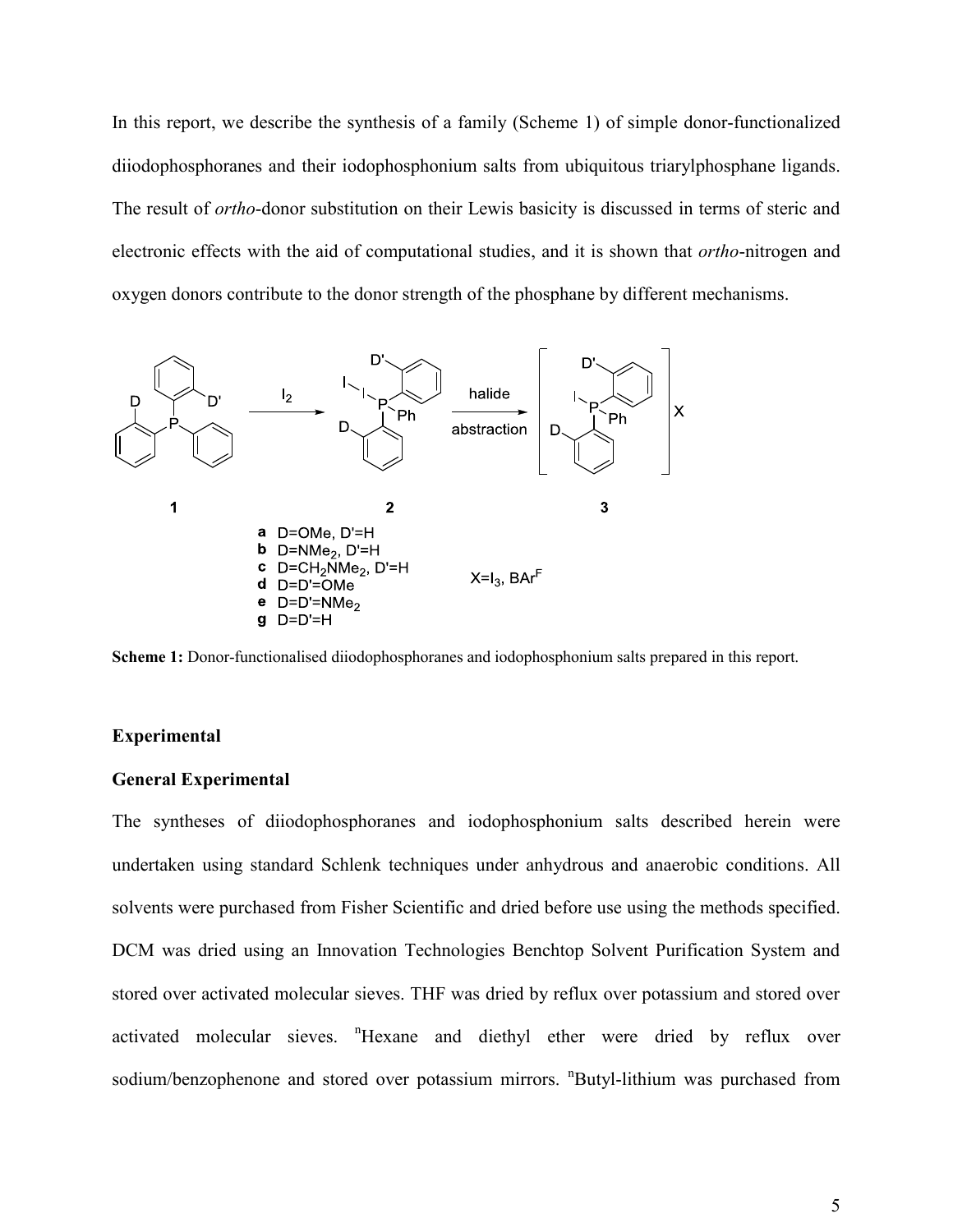In this report, we describe the synthesis of a family (Scheme 1) of simple donor-functionalized diiodophosphoranes and their iodophosphonium salts from ubiquitous triarylphosphane ligands. The result of *ortho*-donor substitution on their Lewis basicity is discussed in terms of steric and electronic effects with the aid of computational studies, and it is shown that *ortho*-nitrogen and oxygen donors contribute to the donor strength of the phosphane by different mechanisms.

**a** D=OMe, D'=H
**b** D=$NMe_2$, D'=H
**c** D=$CH_2NMe_2$, D'=H
**d** D=D'=OMe
**e** D=D'=$NMe_2$
**g** D=D'=H

X=$I_3$, $BAr^F$

**Scheme 1:** Donor-functionalised diiodophosphoranes and iodophosphonium salts prepared in this report.

### Experimental

### General Experimental

The syntheses of diiodophosphoranes and iodophosphonium salts described herein were undertaken using standard Schlenk techniques under anhydrous and anaerobic conditions. All solvents were purchased from Fisher Scientific and dried before use using the methods specified. DCM was dried using an Innovation Technologies Benchtop Solvent Purification System and stored over activated molecular sieves. THF was dried by reflux over potassium and stored over activated molecular sieves. $^n$Hexane and diethyl ether were dried by reflux over sodium/benzophenone and stored over potassium mirrors. $^n$Butyl-lithium was purchased from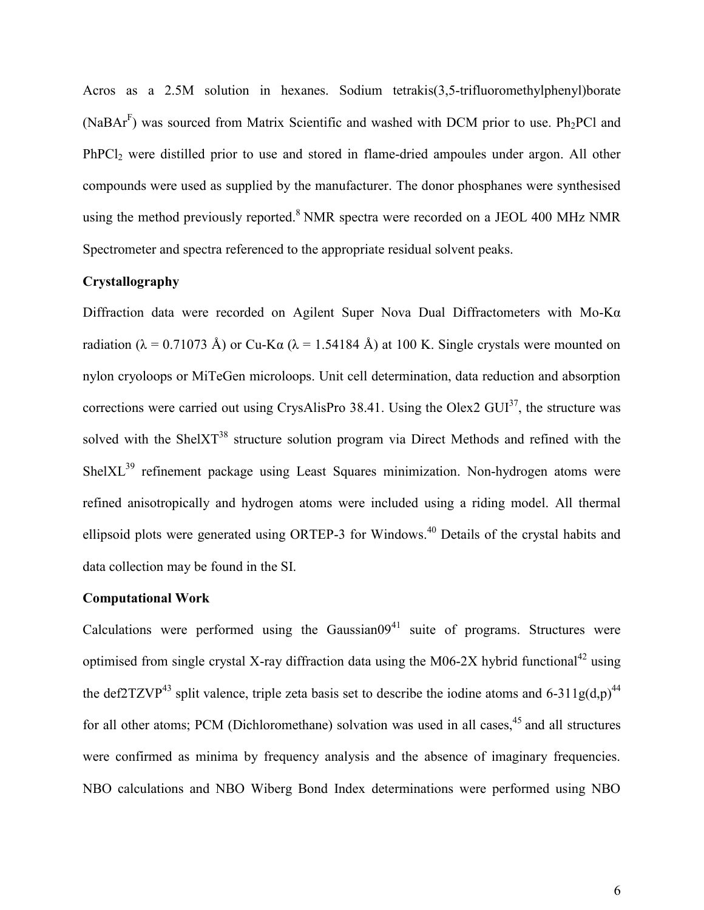Acros as a 2.5M solution in hexanes. Sodium tetrakis(3,5-trifluoromethylphenyl)borate ($NaBAr^F$) was sourced from Matrix Scientific and washed with DCM prior to use. $Ph_2PCl$ and $PhPCl_2$ were distilled prior to use and stored in flame-dried ampoules under argon. All other compounds were used as supplied by the manufacturer. The donor phosphanes were synthesised using the method previously reported.[8] NMR spectra were recorded on a JEOL 400 MHz NMR Spectrometer and spectra referenced to the appropriate residual solvent peaks.

**Crystallography**

Diffraction data were recorded on Agilent Super Nova Dual Diffractometers with Mo-Kα radiation (λ = 0.71073 Å) or Cu-Kα (λ = 1.54184 Å) at 100 K. Single crystals were mounted on nylon cryoloops or MiTeGen microloops. Unit cell determination, data reduction and absorption corrections were carried out using CrysAlisPro 38.41. Using the Olex2 GUI[37], the structure was solved with the ShelXT[38] structure solution program via Direct Methods and refined with the ShelXL[39] refinement package using Least Squares minimization. Non-hydrogen atoms were refined anisotropically and hydrogen atoms were included using a riding model. All thermal ellipsoid plots were generated using ORTEP-3 for Windows.[40] Details of the crystal habits and data collection may be found in the SI.

**Computational Work**

Calculations were performed using the Gaussian09[41] suite of programs. Structures were optimised from single crystal X-ray diffraction data using the M06-2X hybrid functional[42] using the def2TZVP[43] split valence, triple zeta basis set to describe the iodine atoms and 6-311g(d,p)[44] for all other atoms; PCM (Dichloromethane) solvation was used in all cases,[45] and all structures were confirmed as minima by frequency analysis and the absence of imaginary frequencies. NBO calculations and NBO Wiberg Bond Index determinations were performed using NBO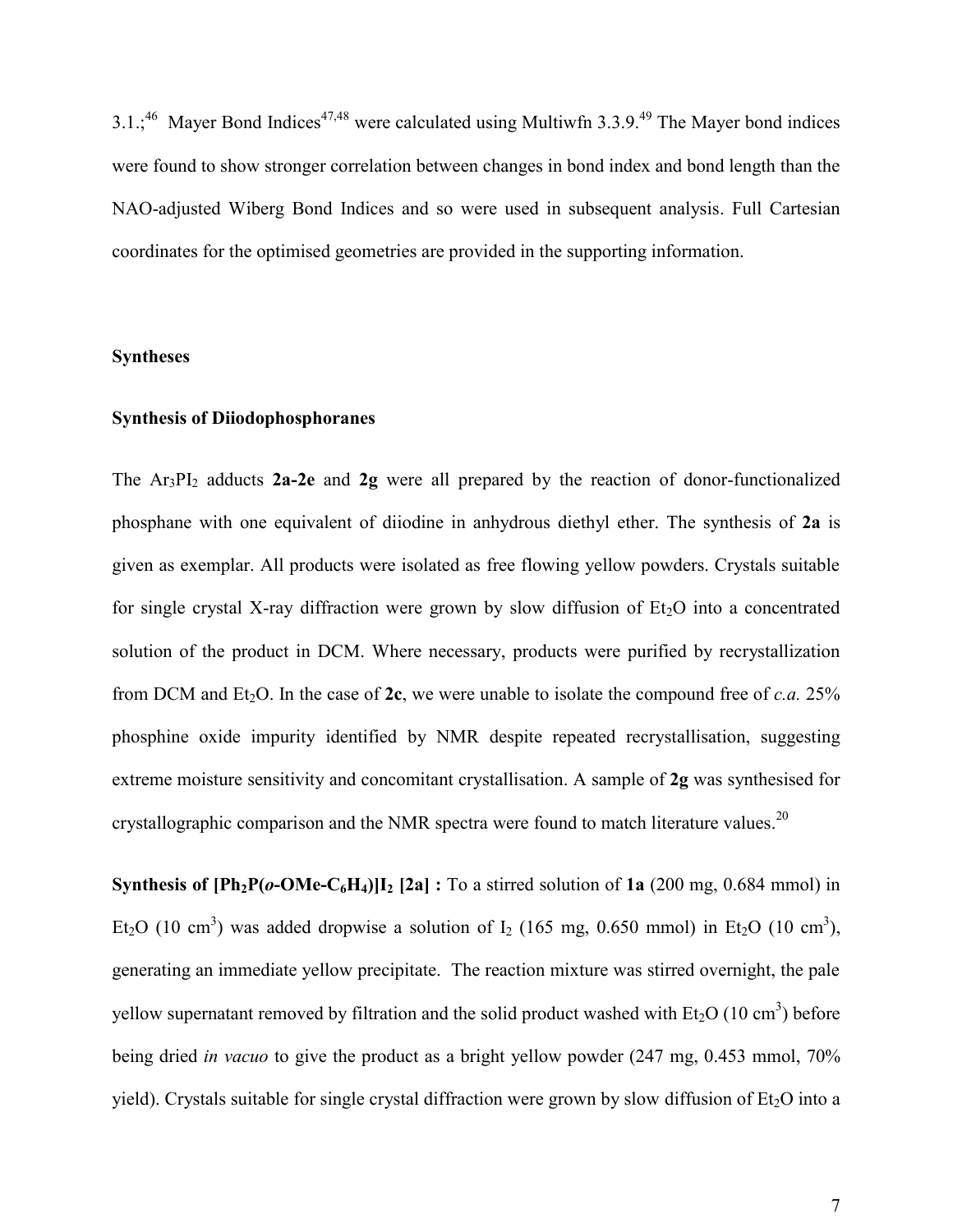3.1.;[46] Mayer Bond Indices[47,48] were calculated using Multiwfn 3.3.9.[49] The Mayer bond indices were found to show stronger correlation between changes in bond index and bond length than the NAO-adjusted Wiberg Bond Indices and so were used in subsequent analysis. Full Cartesian coordinates for the optimised geometries are provided in the supporting information.

## Syntheses

### Synthesis of Diiodophosphoranes

The $Ar_3PI_2$ adducts **2a-2e** and **2g** were all prepared by the reaction of donor-functionalized phosphane with one equivalent of diiodine in anhydrous diethyl ether. The synthesis of **2a** is given as exemplar. All products were isolated as free flowing yellow powders. Crystals suitable for single crystal X-ray diffraction were grown by slow diffusion of $Et_2O$ into a concentrated solution of the product in DCM. Where necessary, products were purified by recrystallization from DCM and $Et_2O$. In the case of **2c**, we were unable to isolate the compound free of *c.a.* 25% phosphine oxide impurity identified by NMR despite repeated recrystallisation, suggesting extreme moisture sensitivity and concomitant crystallisation. A sample of **2g** was synthesised for crystallographic comparison and the NMR spectra were found to match literature values.[20]

**Synthesis of $[Ph_2P(o\text{-}OMe\text{-}C_6H_4)]I_2$ [2a] :** To a stirred solution of **1a** (200 mg, 0.684 mmol) in $Et_2O$ (10 $cm^3$) was added dropwise a solution of $I_2$ (165 mg, 0.650 mmol) in $Et_2O$ (10 $cm^3$), generating an immediate yellow precipitate. The reaction mixture was stirred overnight, the pale yellow supernatant removed by filtration and the solid product washed with $Et_2O$ (10 $cm^3$) before being dried *in vacuo* to give the product as a bright yellow powder (247 mg, 0.453 mmol, 70% yield). Crystals suitable for single crystal diffraction were grown by slow diffusion of $Et_2O$ into a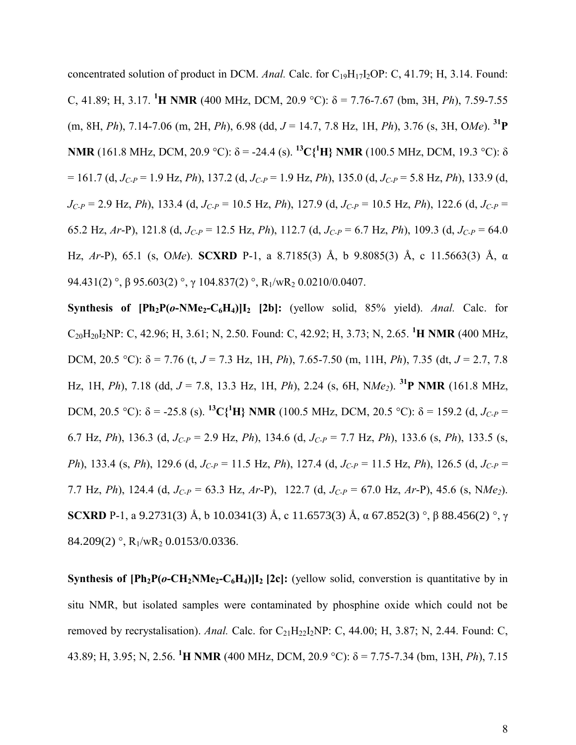concentrated solution of product in DCM. *Anal.* Calc. for $C_{19}H_{17}I_2OP$: C, 41.79; H, 3.14. Found: C, 41.89; H, 3.17. **$^{1}$H NMR** (400 MHz, DCM, 20.9 °C): δ = 7.76-7.67 (bm, 3H, *Ph*), 7.59-7.55 (m, 8H, *Ph*), 7.14-7.06 (m, 2H, *Ph*), 6.98 (dd, *J* = 14.7, 7.8 Hz, 1H, *Ph*), 3.76 (s, 3H, O*Me*). **$^{31}$P NMR** (161.8 MHz, DCM, 20.9 °C): δ = -24.4 (s). **$^{13}$C{$^{1}$H} NMR** (100.5 MHz, DCM, 19.3 °C): δ = 161.7 (d, $J_{C\text{-}P}$ = 1.9 Hz, *Ph*), 137.2 (d, $J_{C\text{-}P}$ = 1.9 Hz, *Ph*), 135.0 (d, $J_{C\text{-}P}$ = 5.8 Hz, *Ph*), 133.9 (d, $J_{C\text{-}P}$ = 2.9 Hz, *Ph*), 133.4 (d, $J_{C\text{-}P}$ = 10.5 Hz, *Ph*), 127.9 (d, $J_{C\text{-}P}$ = 10.5 Hz, *Ph*), 122.6 (d, $J_{C\text{-}P}$ = 65.2 Hz, *Ar*-P), 121.8 (d, $J_{C\text{-}P}$ = 12.5 Hz, *Ph*), 112.7 (d, $J_{C\text{-}P}$ = 6.7 Hz, *Ph*), 109.3 (d, $J_{C\text{-}P}$ = 64.0 Hz, *Ar*-P), 65.1 (s, O*Me*). **SCXRD** P-1, a 8.7185(3) Å, b 9.8085(3) Å, c 11.5663(3) Å, α 94.431(2) °, β 95.603(2) °, γ 104.837(2) °, $R_1$/w$R_2$ 0.0210/0.0407.

**Synthesis of [Ph$_2$P(*o*-NMe$_2$-C$_6$H$_4$)]I$_2$ [2b]:** (yellow solid, 85% yield). *Anal.* Calc. for $C_{20}H_{20}I_2NP$: C, 42.96; H, 3.61; N, 2.50. Found: C, 42.92; H, 3.73; N, 2.65. **$^{1}$H NMR** (400 MHz, DCM, 20.5 °C): δ = 7.76 (t, *J* = 7.3 Hz, 1H, *Ph*), 7.65-7.50 (m, 11H, *Ph*), 7.35 (dt, *J* = 2.7, 7.8 Hz, 1H, *Ph*), 7.18 (dd, *J* = 7.8, 13.3 Hz, 1H, *Ph*), 2.24 (s, 6H, N*Me$_2$*). **$^{31}$P NMR** (161.8 MHz, DCM, 20.5 °C): δ = -25.8 (s). **$^{13}$C{$^{1}$H} NMR** (100.5 MHz, DCM, 20.5 °C): δ = 159.2 (d, $J_{C\text{-}P}$ = 6.7 Hz, *Ph*), 136.3 (d, $J_{C\text{-}P}$ = 2.9 Hz, *Ph*), 134.6 (d, $J_{C\text{-}P}$ = 7.7 Hz, *Ph*), 133.6 (s, *Ph*), 133.5 (s, *Ph*), 133.4 (s, *Ph*), 129.6 (d, $J_{C\text{-}P}$ = 11.5 Hz, *Ph*), 127.4 (d, $J_{C\text{-}P}$ = 11.5 Hz, *Ph*), 126.5 (d, $J_{C\text{-}P}$ = 7.7 Hz, *Ph*), 124.4 (d, $J_{C\text{-}P}$ = 63.3 Hz, *Ar*-P), 122.7 (d, $J_{C\text{-}P}$ = 67.0 Hz, *Ar*-P), 45.6 (s, N*Me$_2$*). **SCXRD** P-1, a 9.2731(3) Å, b 10.0341(3) Å, c 11.6573(3) Å, α 67.852(3) °, β 88.456(2) °, γ 84.209(2) °, $R_1$/w$R_2$ 0.0153/0.0336.

**Synthesis of [Ph$_2$P(*o*-CH$_2$NMe$_2$-C$_6$H$_4$)]I$_2$ [2c]:** (yellow solid, converstion is quantitative by in situ NMR, but isolated samples were contaminated by phosphine oxide which could not be removed by recrystalisation). *Anal.* Calc. for $C_{21}H_{22}I_2NP$: C, 44.00; H, 3.87; N, 2.44. Found: C, 43.89; H, 3.95; N, 2.56. **$^{1}$H NMR** (400 MHz, DCM, 20.9 °C): δ = 7.75-7.34 (bm, 13H, *Ph*), 7.15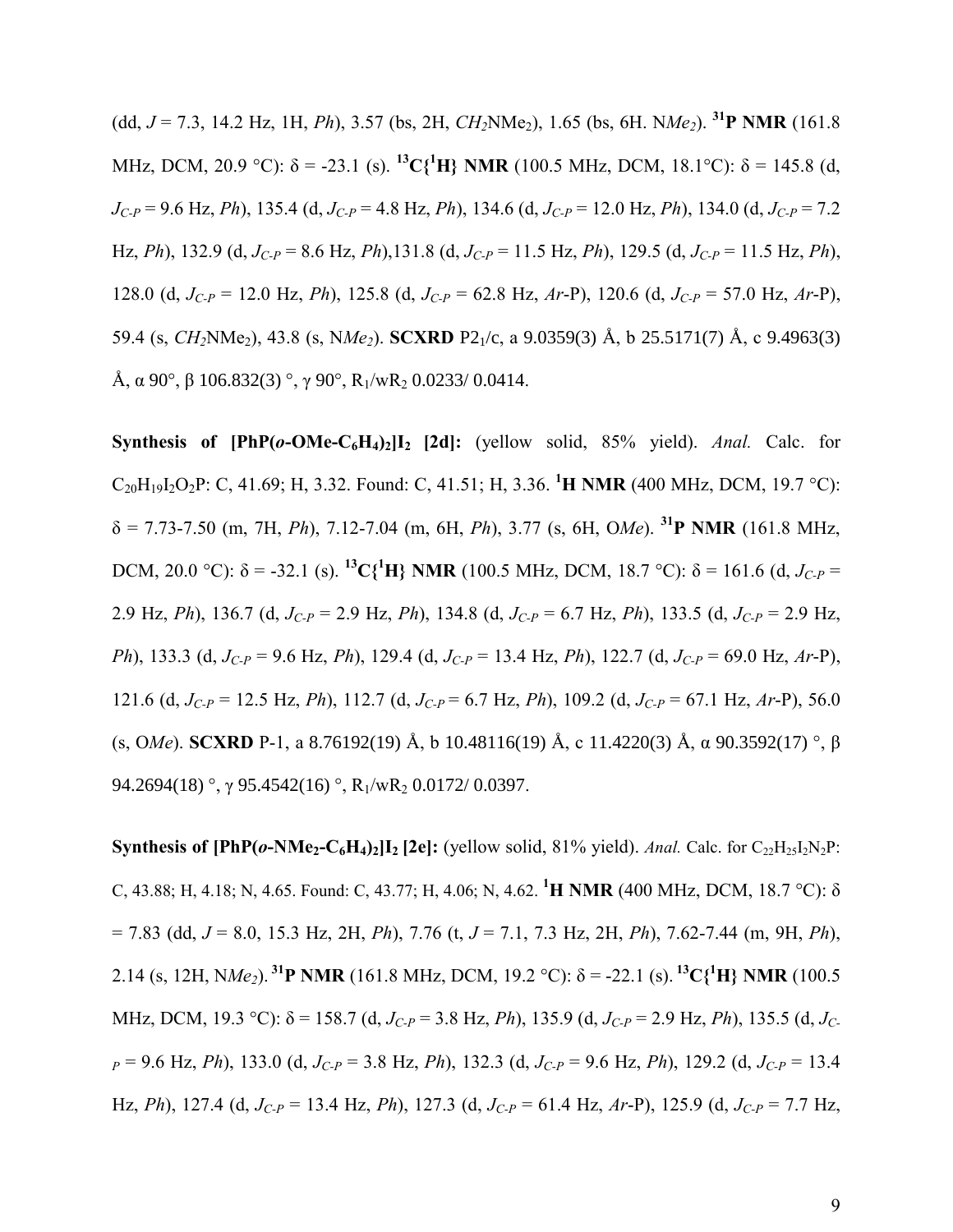(dd, $J$ = 7.3, 14.2 Hz, 1H, *Ph*), 3.57 (bs, 2H, $CH_2$NMe$_2$), 1.65 (bs, 6H. N$Me_2$). **$^{31}$P NMR** (161.8 MHz, DCM, 20.9 °C): δ = -23.1 (s). **$^{13}$C{$^1$H} NMR** (100.5 MHz, DCM, 18.1°C): δ = 145.8 (d, $J_{C-P}$ = 9.6 Hz, *Ph*), 135.4 (d, $J_{C-P}$ = 4.8 Hz, *Ph*), 134.6 (d, $J_{C-P}$ = 12.0 Hz, *Ph*), 134.0 (d, $J_{C-P}$ = 7.2 Hz, *Ph*), 132.9 (d, $J_{C-P}$ = 8.6 Hz, *Ph*),131.8 (d, $J_{C-P}$ = 11.5 Hz, *Ph*), 129.5 (d, $J_{C-P}$ = 11.5 Hz, *Ph*), 128.0 (d, $J_{C-P}$ = 12.0 Hz, *Ph*), 125.8 (d, $J_{C-P}$ = 62.8 Hz, *Ar*-P), 120.6 (d, $J_{C-P}$ = 57.0 Hz, *Ar*-P), 59.4 (s, $CH_2$NMe$_2$), 43.8 (s, N$Me_2$). **SCXRD** P2$_1$/c, a 9.0359(3) Å, b 25.5171(7) Å, c 9.4963(3) Å, α 90°, β 106.832(3) °, γ 90°, R$_1$/wR$_2$ 0.0233/ 0.0414.

**Synthesis of [PhP(*o*-OMe-C$_6$H$_4$)$_2$]I$_2$ [2d]:** (yellow solid, 85% yield). *Anal.* Calc. for $C_{20}H_{19}I_2O_2P$: C, 41.69; H, 3.32. Found: C, 41.51; H, 3.36. **$^1$H NMR** (400 MHz, DCM, 19.7 °C): δ = 7.73-7.50 (m, 7H, *Ph*), 7.12-7.04 (m, 6H, *Ph*), 3.77 (s, 6H, O*Me*). **$^{31}$P NMR** (161.8 MHz, DCM, 20.0 °C): δ = -32.1 (s). **$^{13}$C{$^1$H} NMR** (100.5 MHz, DCM, 18.7 °C): δ = 161.6 (d, $J_{C-P}$ = 2.9 Hz, *Ph*), 136.7 (d, $J_{C-P}$ = 2.9 Hz, *Ph*), 134.8 (d, $J_{C-P}$ = 6.7 Hz, *Ph*), 133.5 (d, $J_{C-P}$ = 2.9 Hz, *Ph*), 133.3 (d, $J_{C-P}$ = 9.6 Hz, *Ph*), 129.4 (d, $J_{C-P}$ = 13.4 Hz, *Ph*), 122.7 (d, $J_{C-P}$ = 69.0 Hz, *Ar*-P), 121.6 (d, $J_{C-P}$ = 12.5 Hz, *Ph*), 112.7 (d, $J_{C-P}$ = 6.7 Hz, *Ph*), 109.2 (d, $J_{C-P}$ = 67.1 Hz, *Ar*-P), 56.0 (s, O*Me*). **SCXRD** P-1, a 8.76192(19) Å, b 10.48116(19) Å, c 11.4220(3) Å, α 90.3592(17) °, β 94.2694(18) °, γ 95.4542(16) °, R$_1$/wR$_2$ 0.0172/ 0.0397.

**Synthesis of [PhP(*o*-NMe$_2$-C$_6$H$_4$)$_2$]I$_2$ [2e]:** (yellow solid, 81% yield). *Anal.* Calc. for $C_{22}H_{25}I_2N_2P$: C, 43.88; H, 4.18; N, 4.65. Found: C, 43.77; H, 4.06; N, 4.62. **$^1$H NMR** (400 MHz, DCM, 18.7 °C): δ = 7.83 (dd, $J$ = 8.0, 15.3 Hz, 2H, *Ph*), 7.76 (t, $J$ = 7.1, 7.3 Hz, 2H, *Ph*), 7.62-7.44 (m, 9H, *Ph*), 2.14 (s, 12H, N$Me_2$). **$^{31}$P NMR** (161.8 MHz, DCM, 19.2 °C): δ = -22.1 (s). **$^{13}$C{$^1$H} NMR** (100.5 MHz, DCM, 19.3 °C): δ = 158.7 (d, $J_{C-P}$ = 3.8 Hz, *Ph*), 135.9 (d, $J_{C-P}$ = 2.9 Hz, *Ph*), 135.5 (d, $J_{C-P}$ = 9.6 Hz, *Ph*), 133.0 (d, $J_{C-P}$ = 3.8 Hz, *Ph*), 132.3 (d, $J_{C-P}$ = 9.6 Hz, *Ph*), 129.2 (d, $J_{C-P}$ = 13.4 Hz, *Ph*), 127.4 (d, $J_{C-P}$ = 13.4 Hz, *Ph*), 127.3 (d, $J_{C-P}$ = 61.4 Hz, *Ar*-P), 125.9 (d, $J_{C-P}$ = 7.7 Hz,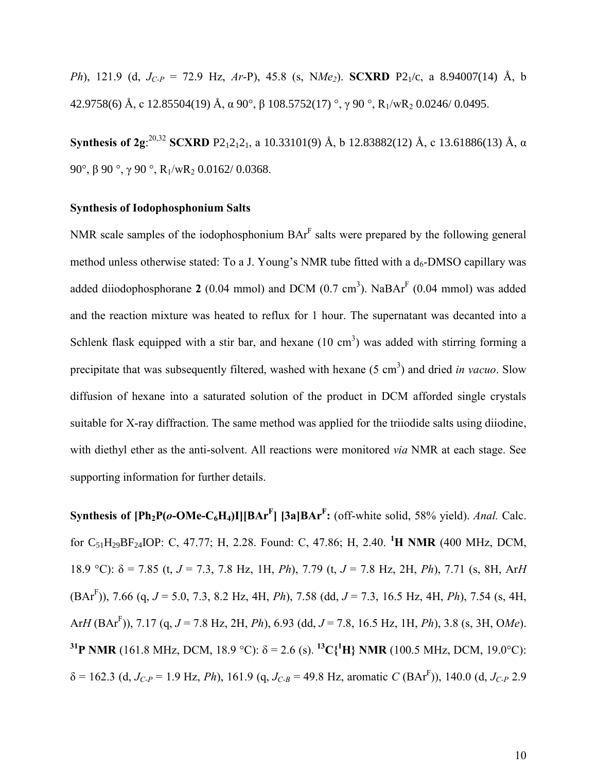*Ph*), 121.9 (d, $J_{C\text{-}P}$ = 72.9 Hz, *Ar*-P), 45.8 (s, N*Me₂*). **SCXRD** $P2_1/c$, a 8.94007(14) Å, b 42.9758(6) Å, c 12.85504(19) Å, α 90°, β 108.5752(17) °, γ 90 °, $R_1$/w$R_2$ 0.0246/ 0.0495.

**Synthesis of 2g**:[20,32] **SCXRD** $P2_12_12_1$, a 10.33101(9) Å, b 12.83882(12) Å, c 13.61886(13) Å, α 90°, β 90 °, γ 90 °, $R_1$/w$R_2$ 0.0162/ 0.0368.

**Synthesis of Iodophosphonium Salts**

NMR scale samples of the iodophosphonium BAr$^F$ salts were prepared by the following general method unless otherwise stated: To a J. Young's NMR tube fitted with a $d_6$-DMSO capillary was added diiodophosphorane **2** (0.04 mmol) and DCM (0.7 cm$^3$). NaBAr$^F$ (0.04 mmol) was added and the reaction mixture was heated to reflux for 1 hour. The supernatant was decanted into a Schlenk flask equipped with a stir bar, and hexane (10 cm$^3$) was added with stirring forming a precipitate that was subsequently filtered, washed with hexane (5 cm$^3$) and dried *in vacuo*. Slow diffusion of hexane into a saturated solution of the product in DCM afforded single crystals suitable for X-ray diffraction. The same method was applied for the triiodide salts using diiodine, with diethyl ether as the anti-solvent. All reactions were monitored *via* NMR at each stage. See supporting information for further details.

**Synthesis of [Ph$_2$P(*o*-OMe-C$_6$H$_4$)I][BAr$^F$] [3a]BAr$^F$:** (off-white solid, 58% yield). *Anal.* Calc. for $C_{51}H_{29}BF_{24}IOP$: C, 47.77; H, 2.28. Found: C, 47.86; H, 2.40. **$^1$H NMR** (400 MHz, DCM, 18.9 °C): δ = 7.85 (t, *J* = 7.3, 7.8 Hz, 1H, *Ph*), 7.79 (t, *J* = 7.8 Hz, 2H, *Ph*), 7.71 (s, 8H, Ar*H* (BAr$^F$)), 7.66 (q, *J* = 5.0, 7.3, 8.2 Hz, 4H, *Ph*), 7.58 (dd, *J* = 7.3, 16.5 Hz, 4H, *Ph*), 7.54 (s, 4H, Ar*H* (BAr$^F$)), 7.17 (q, *J* = 7.8 Hz, 2H, *Ph*), 6.93 (dd, *J* = 7.8, 16.5 Hz, 1H, *Ph*), 3.8 (s, 3H, O*Me*). **$^{31}$P NMR** (161.8 MHz, DCM, 18.9 °C): δ = 2.6 (s). **$^{13}$C{$^1$H} NMR** (100.5 MHz, DCM, 19.0°C): δ = 162.3 (d, $J_{C\text{-}P}$ = 1.9 Hz, *Ph*), 161.9 (q, $J_{C\text{-}B}$ = 49.8 Hz, aromatic *C* (BAr$^F$)), 140.0 (d, $J_{C\text{-}P}$ 2.9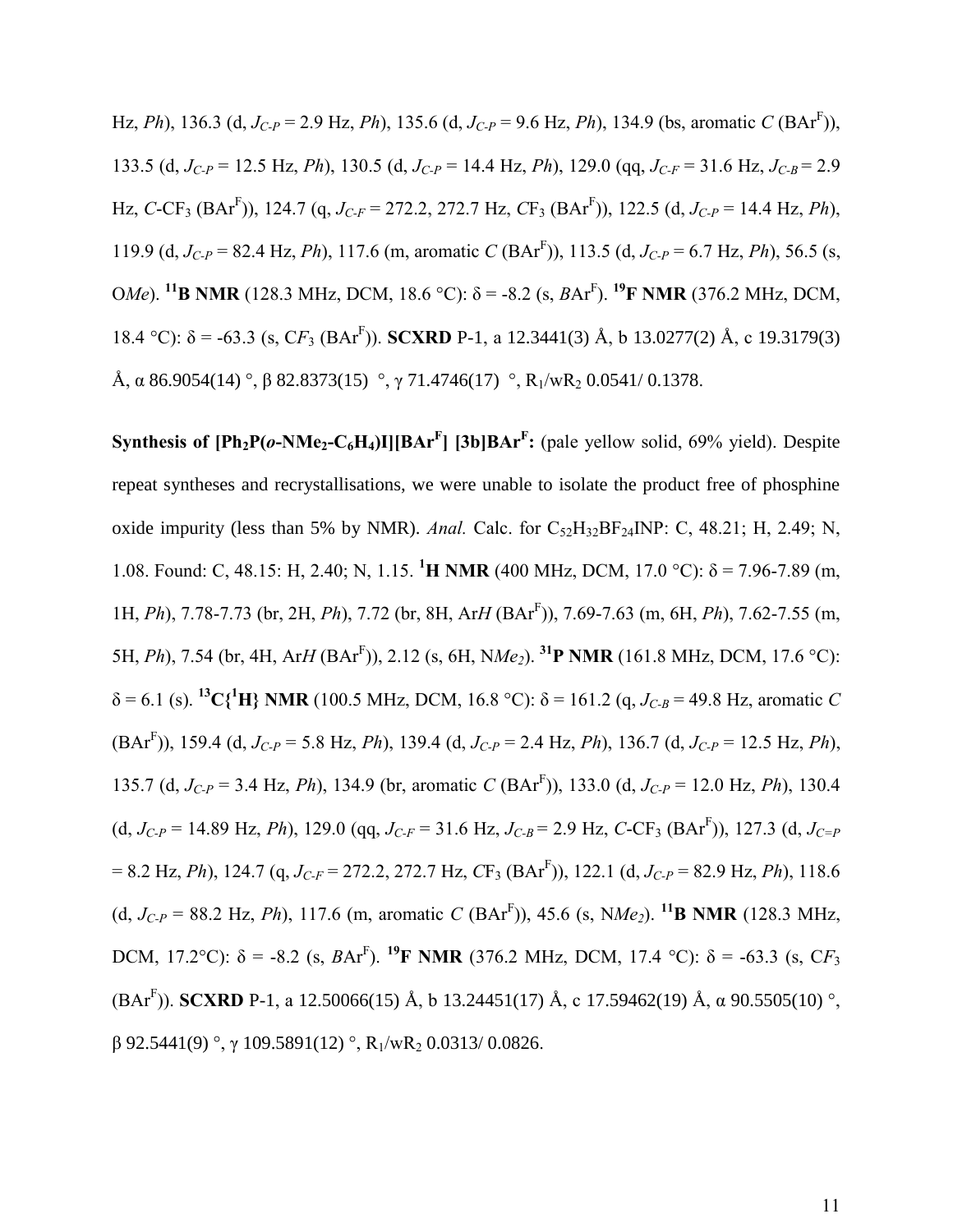Hz, *Ph*), 136.3 (d, $J_{C\text{-}P}$ = 2.9 Hz, *Ph*), 135.6 (d, $J_{C\text{-}P}$ = 9.6 Hz, *Ph*), 134.9 (bs, aromatic *C* (BAr$^F$)), 133.5 (d, $J_{C\text{-}P}$ = 12.5 Hz, *Ph*), 130.5 (d, $J_{C\text{-}P}$ = 14.4 Hz, *Ph*), 129.0 (qq, $J_{C\text{-}F}$ = 31.6 Hz, $J_{C\text{-}B}$ = 2.9 Hz, *C*-$CF_3$ (BAr$^F$)), 124.7 (q, $J_{C\text{-}F}$ = 272.2, 272.7 Hz, *C*$F_3$ (BAr$^F$)), 122.5 (d, $J_{C\text{-}P}$ = 14.4 Hz, *Ph*), 119.9 (d, $J_{C\text{-}P}$ = 82.4 Hz, *Ph*), 117.6 (m, aromatic *C* (BAr$^F$)), 113.5 (d, $J_{C\text{-}P}$ = 6.7 Hz, *Ph*), 56.5 (s, O*Me*). **[11]B NMR** (128.3 MHz, DCM, 18.6 °C): δ = -8.2 (s, *B*Ar$^F$). **[19]F NMR** (376.2 MHz, DCM, 18.4 °C): δ = -63.3 (s, C*F*$_3$ (BAr$^F$)). **SCXRD** P-1, a 12.3441(3) Å, b 13.0277(2) Å, c 19.3179(3) Å, α 86.9054(14) °, β 82.8373(15) °, γ 71.4746(17) °, $R_1$/w$R_2$ 0.0541/ 0.1378.

**Synthesis of [$Ph_2P$(*o*-$NMe_2$-$C_6H_4$)I][BAr$^F$] [3b]BAr$^F$:** (pale yellow solid, 69% yield). Despite repeat syntheses and recrystallisations, we were unable to isolate the product free of phosphine oxide impurity (less than 5% by NMR). *Anal.* Calc. for $C_{52}H_{32}BF_{24}INP$: C, 48.21; H, 2.49; N, 1.08. Found: C, 48.15: H, 2.40; N, 1.15. **[1]H NMR** (400 MHz, DCM, 17.0 °C): δ = 7.96-7.89 (m, 1H, *Ph*), 7.78-7.73 (br, 2H, *Ph*), 7.72 (br, 8H, Ar*H* (BAr$^F$)), 7.69-7.63 (m, 6H, *Ph*), 7.62-7.55 (m, 5H, *Ph*), 7.54 (br, 4H, Ar*H* (BAr$^F$)), 2.12 (s, 6H, N*Me*$_2$). **[31]P NMR** (161.8 MHz, DCM, 17.6 °C): δ = 6.1 (s). **[13]C{[1]H} NMR** (100.5 MHz, DCM, 16.8 °C): δ = 161.2 (q, $J_{C\text{-}B}$ = 49.8 Hz, aromatic *C* (BAr$^F$)), 159.4 (d, $J_{C\text{-}P}$ = 5.8 Hz, *Ph*), 139.4 (d, $J_{C\text{-}P}$ = 2.4 Hz, *Ph*), 136.7 (d, $J_{C\text{-}P}$ = 12.5 Hz, *Ph*), 135.7 (d, $J_{C\text{-}P}$ = 3.4 Hz, *Ph*), 134.9 (br, aromatic *C* (BAr$^F$)), 133.0 (d, $J_{C\text{-}P}$ = 12.0 Hz, *Ph*), 130.4 (d, $J_{C\text{-}P}$ = 14.89 Hz, *Ph*), 129.0 (qq, $J_{C\text{-}F}$ = 31.6 Hz, $J_{C\text{-}B}$ = 2.9 Hz, *C*-$CF_3$ (BAr$^F$)), 127.3 (d, $J_{C=P}$ = 8.2 Hz, *Ph*), 124.7 (q, $J_{C\text{-}F}$ = 272.2, 272.7 Hz, *C*$F_3$ (BAr$^F$)), 122.1 (d, $J_{C\text{-}P}$ = 82.9 Hz, *Ph*), 118.6 (d, $J_{C\text{-}P}$ = 88.2 Hz, *Ph*), 117.6 (m, aromatic *C* (BAr$^F$)), 45.6 (s, N*Me*$_2$). **[11]B NMR** (128.3 MHz, DCM, 17.2°C): δ = -8.2 (s, *B*Ar$^F$). **[19]F NMR** (376.2 MHz, DCM, 17.4 °C): δ = -63.3 (s, C*F*$_3$ (BAr$^F$)). **SCXRD** P-1, a 12.50066(15) Å, b 13.24451(17) Å, c 17.59462(19) Å, α 90.5505(10) °, β 92.5441(9) °, γ 109.5891(12) °, $R_1$/w$R_2$ 0.0313/ 0.0826.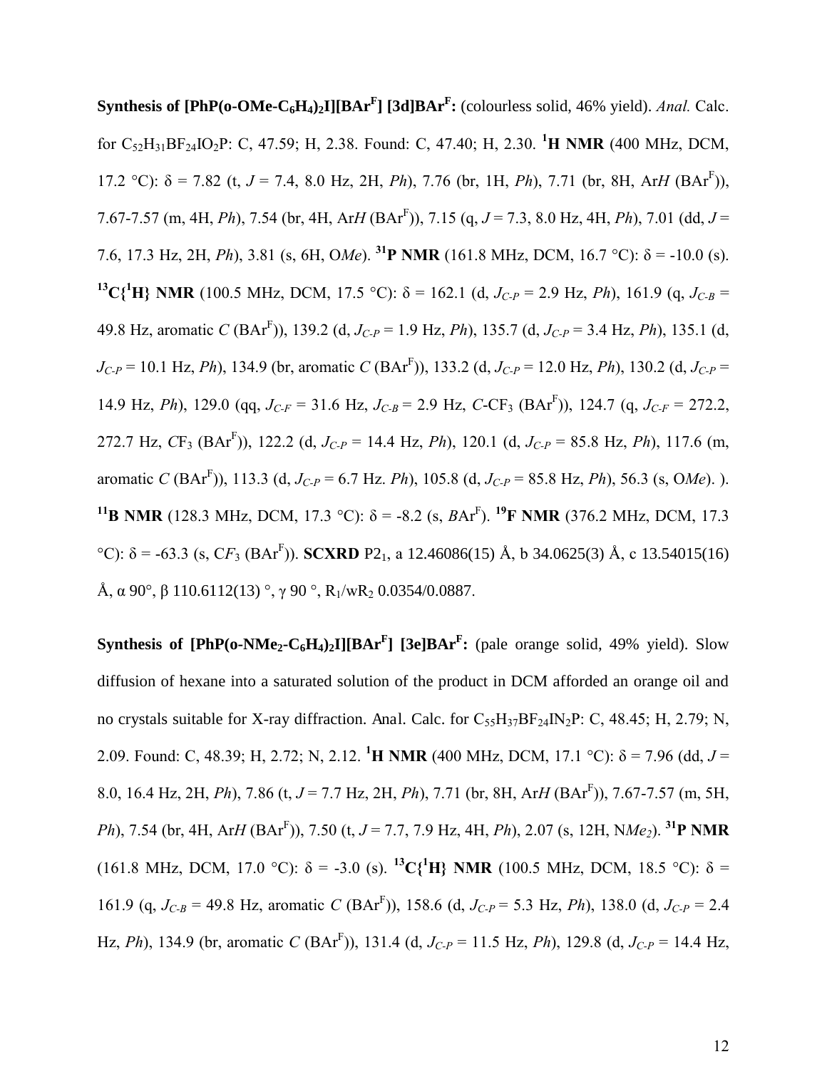**Synthesis of $[PhP(o\text{-}OMe\text{-}C_6H_4)_2I][BAr^F]$ [3d]BAr$^F$:** (colourless solid, 46% yield). *Anal.* Calc. for $C_{52}H_{31}BF_{24}IO_2P$: C, 47.59; H, 2.38. Found: C, 47.40; H, 2.30. **$^1$H NMR** (400 MHz, DCM, 17.2 °C): δ = 7.82 (t, *J* = 7.4, 8.0 Hz, 2H, *Ph*), 7.76 (br, 1H, *Ph*), 7.71 (br, 8H, Ar*H* (BAr$^F$)), 7.67-7.57 (m, 4H, *Ph*), 7.54 (br, 4H, Ar*H* (BAr$^F$)), 7.15 (q, *J* = 7.3, 8.0 Hz, 4H, *Ph*), 7.01 (dd, *J* = 7.6, 17.3 Hz, 2H, *Ph*), 3.81 (s, 6H, O*Me*). **$^{31}$P NMR** (161.8 MHz, DCM, 16.7 °C): δ = -10.0 (s). **$^{13}$C{$^1$H} NMR** (100.5 MHz, DCM, 17.5 °C): δ = 162.1 (d, $J_{C\text{-}P}$ = 2.9 Hz, *Ph*), 161.9 (q, $J_{C\text{-}B}$ = 49.8 Hz, aromatic *C* (BAr$^F$)), 139.2 (d, $J_{C\text{-}P}$ = 1.9 Hz, *Ph*), 135.7 (d, $J_{C\text{-}P}$ = 3.4 Hz, *Ph*), 135.1 (d, $J_{C\text{-}P}$ = 10.1 Hz, *Ph*), 134.9 (br, aromatic *C* (BAr$^F$)), 133.2 (d, $J_{C\text{-}P}$ = 12.0 Hz, *Ph*), 130.2 (d, $J_{C\text{-}P}$ = 14.9 Hz, *Ph*), 129.0 (qq, $J_{C\text{-}F}$ = 31.6 Hz, $J_{C\text{-}B}$ = 2.9 Hz, *C*-$CF_3$ (BAr$^F$)), 124.7 (q, $J_{C\text{-}F}$ = 272.2, 272.7 Hz, *C*$F_3$ (BAr$^F$)), 122.2 (d, $J_{C\text{-}P}$ = 14.4 Hz, *Ph*), 120.1 (d, $J_{C\text{-}P}$ = 85.8 Hz, *Ph*), 117.6 (m, aromatic *C* (BAr$^F$)), 113.3 (d, $J_{C\text{-}P}$ = 6.7 Hz. *Ph*), 105.8 (d, $J_{C\text{-}P}$ = 85.8 Hz, *Ph*), 56.3 (s, O*Me*). ). **$^{11}$B NMR** (128.3 MHz, DCM, 17.3 °C): δ = -8.2 (s, *B*Ar$^F$). **$^{19}$F NMR** (376.2 MHz, DCM, 17.3 °C): δ = -63.3 (s, C*F*$_3$ (BAr$^F$)). **SCXRD** $P2_1$, a 12.46086(15) Å, b 34.0625(3) Å, c 13.54015(16) Å, α 90°, β 110.6112(13) °, γ 90 °, $R_1$/w$R_2$ 0.0354/0.0887.

**Synthesis of $[PhP(o\text{-}NMe_2\text{-}C_6H_4)_2I][BAr^F]$ [3e]BAr$^F$:** (pale orange solid, 49% yield). Slow diffusion of hexane into a saturated solution of the product in DCM afforded an orange oil and no crystals suitable for X-ray diffraction. Anal. Calc. for $C_{55}H_{37}BF_{24}IN_2P$: C, 48.45; H, 2.79; N, 2.09. Found: C, 48.39; H, 2.72; N, 2.12. **$^1$H NMR** (400 MHz, DCM, 17.1 °C): δ = 7.96 (dd, *J* = 8.0, 16.4 Hz, 2H, *Ph*), 7.86 (t, *J* = 7.7 Hz, 2H, *Ph*), 7.71 (br, 8H, Ar*H* (BAr$^F$)), 7.67-7.57 (m, 5H, *Ph*), 7.54 (br, 4H, Ar*H* (BAr$^F$)), 7.50 (t, *J* = 7.7, 7.9 Hz, 4H, *Ph*), 2.07 (s, 12H, N*Me$_2$*). **$^{31}$P NMR** (161.8 MHz, DCM, 17.0 °C): δ = -3.0 (s). **$^{13}$C{$^1$H} NMR** (100.5 MHz, DCM, 18.5 °C): δ = 161.9 (q, $J_{C\text{-}B}$ = 49.8 Hz, aromatic *C* (BAr$^F$)), 158.6 (d, $J_{C\text{-}P}$ = 5.3 Hz, *Ph*), 138.0 (d, $J_{C\text{-}P}$ = 2.4 Hz, *Ph*), 134.9 (br, aromatic *C* (BAr$^F$)), 131.4 (d, $J_{C\text{-}P}$ = 11.5 Hz, *Ph*), 129.8 (d, $J_{C\text{-}P}$ = 14.4 Hz,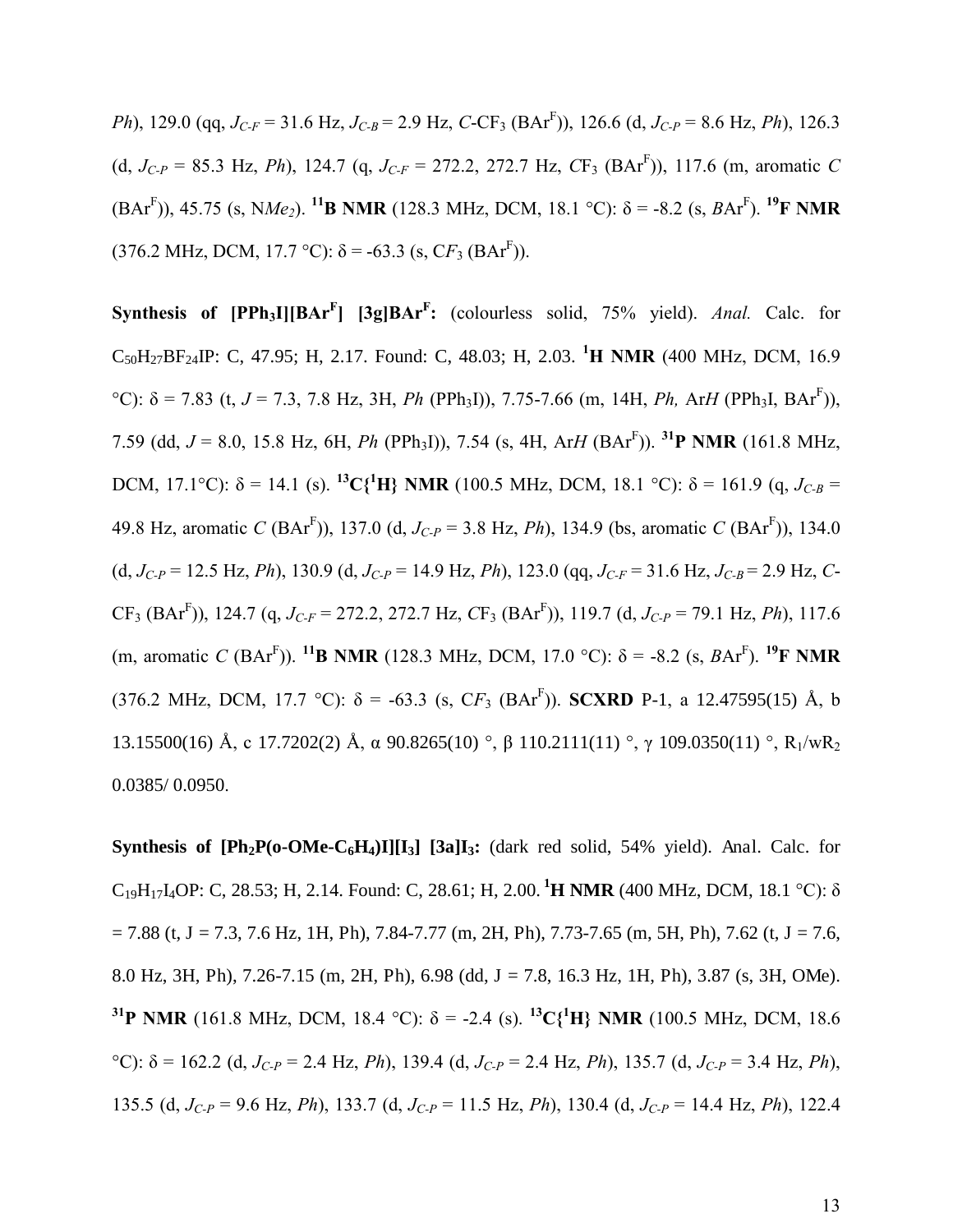*Ph*), 129.0 (qq, $J_{C\text{-}F}$ = 31.6 Hz, $J_{C\text{-}B}$ = 2.9 Hz, *C*-$CF_3$ ($BAr^F$)), 126.6 (d, $J_{C\text{-}P}$ = 8.6 Hz, *Ph*), 126.3 (d, $J_{C\text{-}P}$ = 85.3 Hz, *Ph*), 124.7 (q, $J_{C\text{-}F}$ = 272.2, 272.7 Hz, *C*$F_3$ ($BAr^F$)), 117.6 (m, aromatic *C* ($BAr^F$)), 45.75 (s, N*Me*$_2$). **$^{11}$B NMR** (128.3 MHz, DCM, 18.1 °C): δ = -8.2 (s, *B*$Ar^F$). **$^{19}$F NMR** (376.2 MHz, DCM, 17.7 °C): δ = -63.3 (s, C*F*$_3$ ($BAr^F$)).

**Synthesis of [$PPh_3I$][$BAr^F$] [3g]$BAr^F$:** (colourless solid, 75% yield). *Anal.* Calc. for $C_{50}H_{27}BF_{24}IP$: C, 47.95; H, 2.17. Found: C, 48.03; H, 2.03. **$^1$H NMR** (400 MHz, DCM, 16.9 °C): δ = 7.83 (t, *J* = 7.3, 7.8 Hz, 3H, *Ph* ($PPh_3I$)), 7.75-7.66 (m, 14H, *Ph,* Ar*H* ($PPh_3I$, $BAr^F$)), 7.59 (dd, *J* = 8.0, 15.8 Hz, 6H, *Ph* ($PPh_3I$)), 7.54 (s, 4H, Ar*H* ($BAr^F$)). **$^{31}$P NMR** (161.8 MHz, DCM, 17.1°C): δ = 14.1 (s). **$^{13}$C{$^1$H} NMR** (100.5 MHz, DCM, 18.1 °C): δ = 161.9 (q, $J_{C\text{-}B}$ = 49.8 Hz, aromatic *C* ($BAr^F$)), 137.0 (d, $J_{C\text{-}P}$ = 3.8 Hz, *Ph*), 134.9 (bs, aromatic *C* ($BAr^F$)), 134.0 (d, $J_{C\text{-}P}$ = 12.5 Hz, *Ph*), 130.9 (d, $J_{C\text{-}P}$ = 14.9 Hz, *Ph*), 123.0 (qq, $J_{C\text{-}F}$ = 31.6 Hz, $J_{C\text{-}B}$ = 2.9 Hz, *C*-$CF_3$ ($BAr^F$)), 124.7 (q, $J_{C\text{-}F}$ = 272.2, 272.7 Hz, *C*$F_3$ ($BAr^F$)), 119.7 (d, $J_{C\text{-}P}$ = 79.1 Hz, *Ph*), 117.6 (m, aromatic *C* ($BAr^F$)). **$^{11}$B NMR** (128.3 MHz, DCM, 17.0 °C): δ = -8.2 (s, *B*$Ar^F$). **$^{19}$F NMR** (376.2 MHz, DCM, 17.7 °C): δ = -63.3 (s, C*F*$_3$ ($BAr^F$)). **SCXRD** P-1, a 12.47595(15) Å, b 13.15500(16) Å, c 17.7202(2) Å, α 90.8265(10) °, β 110.2111(11) °, γ 109.0350(11) °, $R_1$/w$R_2$ 0.0385/ 0.0950.

**Synthesis of [$Ph_2P$(o-OMe-$C_6H_4$)I][$I_3$] [3a]$I_3$:** (dark red solid, 54% yield). Anal. Calc. for $C_{19}H_{17}I_4OP$: C, 28.53; H, 2.14. Found: C, 28.61; H, 2.00. **$^1$H NMR** (400 MHz, DCM, 18.1 °C): δ = 7.88 (t, J = 7.3, 7.6 Hz, 1H, Ph), 7.84-7.77 (m, 2H, Ph), 7.73-7.65 (m, 5H, Ph), 7.62 (t, J = 7.6, 8.0 Hz, 3H, Ph), 7.26-7.15 (m, 2H, Ph), 6.98 (dd, J = 7.8, 16.3 Hz, 1H, Ph), 3.87 (s, 3H, OMe). **$^{31}$P NMR** (161.8 MHz, DCM, 18.4 °C): δ = -2.4 (s). **$^{13}$C{$^1$H} NMR** (100.5 MHz, DCM, 18.6 °C): δ = 162.2 (d, $J_{C\text{-}P}$ = 2.4 Hz, *Ph*), 139.4 (d, $J_{C\text{-}P}$ = 2.4 Hz, *Ph*), 135.7 (d, $J_{C\text{-}P}$ = 3.4 Hz, *Ph*), 135.5 (d, $J_{C\text{-}P}$ = 9.6 Hz, *Ph*), 133.7 (d, $J_{C\text{-}P}$ = 11.5 Hz, *Ph*), 130.4 (d, $J_{C\text{-}P}$ = 14.4 Hz, *Ph*), 122.4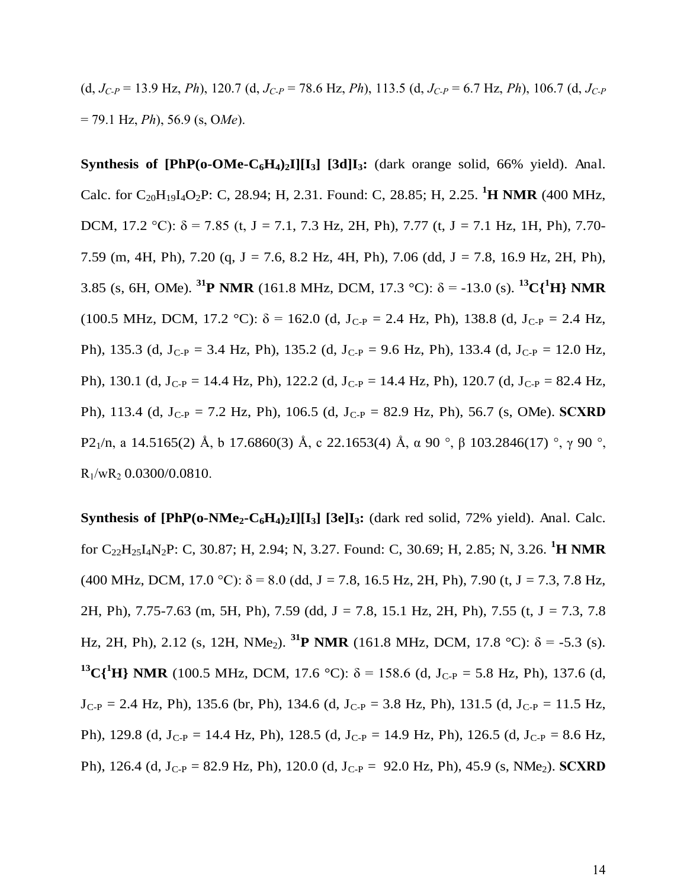(d, $J_{C-P}$ = 13.9 Hz, *Ph*), 120.7 (d, $J_{C-P}$ = 78.6 Hz, *Ph*), 113.5 (d, $J_{C-P}$ = 6.7 Hz, *Ph*), 106.7 (d, $J_{C-P}$ = 79.1 Hz, *Ph*), 56.9 (s, O*Me*).

**Synthesis of $[PhP(o\text{-}OMe\text{-}C_6H_4)_2I][I_3]$ [3d]$I_3$:** (dark orange solid, 66% yield). Anal. Calc. for $C_{20}H_{19}I_4O_2P$: C, 28.94; H, 2.31. Found: C, 28.85; H, 2.25. **$^1$H NMR** (400 MHz, DCM, 17.2 °C): δ = 7.85 (t, J = 7.1, 7.3 Hz, 2H, Ph), 7.77 (t, J = 7.1 Hz, 1H, Ph), 7.70-7.59 (m, 4H, Ph), 7.20 (q, J = 7.6, 8.2 Hz, 4H, Ph), 7.06 (dd, J = 7.8, 16.9 Hz, 2H, Ph), 3.85 (s, 6H, OMe). **$^{31}$P NMR** (161.8 MHz, DCM, 17.3 °C): δ = -13.0 (s). **$^{13}$C{$^1$H} NMR** (100.5 MHz, DCM, 17.2 °C): δ = 162.0 (d, $J_{C-P}$ = 2.4 Hz, Ph), 138.8 (d, $J_{C-P}$ = 2.4 Hz, Ph), 135.3 (d, $J_{C-P}$ = 3.4 Hz, Ph), 135.2 (d, $J_{C-P}$ = 9.6 Hz, Ph), 133.4 (d, $J_{C-P}$ = 12.0 Hz, Ph), 130.1 (d, $J_{C-P}$ = 14.4 Hz, Ph), 122.2 (d, $J_{C-P}$ = 14.4 Hz, Ph), 120.7 (d, $J_{C-P}$ = 82.4 Hz, Ph), 113.4 (d, $J_{C-P}$ = 7.2 Hz, Ph), 106.5 (d, $J_{C-P}$ = 82.9 Hz, Ph), 56.7 (s, OMe). **SCXRD** $P2_1/n$, a 14.5165(2) Å, b 17.6860(3) Å, c 22.1653(4) Å, α 90 °, β 103.2846(17) °, γ 90 °, $R_1/wR_2$ 0.0300/0.0810.

**Synthesis of $[PhP(o\text{-}NMe_2\text{-}C_6H_4)_2I][I_3]$ [3e]$I_3$:** (dark red solid, 72% yield). Anal. Calc. for $C_{22}H_{25}I_4N_2P$: C, 30.87; H, 2.94; N, 3.27. Found: C, 30.69; H, 2.85; N, 3.26. **$^1$H NMR** (400 MHz, DCM, 17.0 °C): δ = 8.0 (dd, J = 7.8, 16.5 Hz, 2H, Ph), 7.90 (t, J = 7.3, 7.8 Hz, 2H, Ph), 7.75-7.63 (m, 5H, Ph), 7.59 (dd, J = 7.8, 15.1 Hz, 2H, Ph), 7.55 (t, J = 7.3, 7.8 Hz, 2H, Ph), 2.12 (s, 12H, $NMe_2$). **$^{31}$P NMR** (161.8 MHz, DCM, 17.8 °C): δ = -5.3 (s). **$^{13}$C{$^1$H} NMR** (100.5 MHz, DCM, 17.6 °C): δ = 158.6 (d, $J_{C-P}$ = 5.8 Hz, Ph), 137.6 (d, $J_{C-P}$ = 2.4 Hz, Ph), 135.6 (br, Ph), 134.6 (d, $J_{C-P}$ = 3.8 Hz, Ph), 131.5 (d, $J_{C-P}$ = 11.5 Hz, Ph), 129.8 (d, $J_{C-P}$ = 14.4 Hz, Ph), 128.5 (d, $J_{C-P}$ = 14.9 Hz, Ph), 126.5 (d, $J_{C-P}$ = 8.6 Hz, Ph), 126.4 (d, $J_{C-P}$ = 82.9 Hz, Ph), 120.0 (d, $J_{C-P}$ = 92.0 Hz, Ph), 45.9 (s, $NMe_2$). **SCXRD**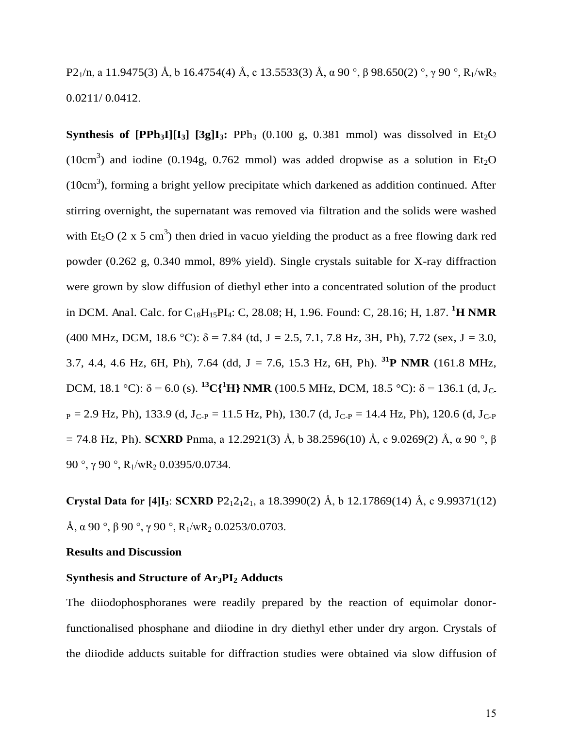$P2_1/n$, a 11.9475(3) Å, b 16.4754(4) Å, c 13.5533(3) Å, α 90 °, β 98.650(2) °, γ 90 °, $R_1/wR_2$ 0.0211/ 0.0412.

**Synthesis of $[PPh_3I][I_3]$ $[3g]I_3$:** $PPh_3$ (0.100 g, 0.381 mmol) was dissolved in $Et_2O$ ($10cm^3$) and iodine (0.194g, 0.762 mmol) was added dropwise as a solution in $Et_2O$ ($10cm^3$), forming a bright yellow precipitate which darkened as addition continued. After stirring overnight, the supernatant was removed via filtration and the solids were washed with $Et_2O$ (2 x 5 $cm^3$) then dried in vacuo yielding the product as a free flowing dark red powder (0.262 g, 0.340 mmol, 89% yield). Single crystals suitable for X-ray diffraction were grown by slow diffusion of diethyl ether into a concentrated solution of the product in DCM. Anal. Calc. for $C_{18}H_{15}PI_4$: C, 28.08; H, 1.96. Found: C, 28.16; H, 1.87. **$^1$H NMR** (400 MHz, DCM, 18.6 °C): δ = 7.84 (td, J = 2.5, 7.1, 7.8 Hz, 3H, Ph), 7.72 (sex, J = 3.0, 3.7, 4.4, 4.6 Hz, 6H, Ph), 7.64 (dd, J = 7.6, 15.3 Hz, 6H, Ph). **$^{31}$P NMR** (161.8 MHz, DCM, 18.1 °C): δ = 6.0 (s). **$^{13}$C{$^1$H} NMR** (100.5 MHz, DCM, 18.5 °C): δ = 136.1 (d, $J_{C-P}$ = 2.9 Hz, Ph), 133.9 (d, $J_{C-P}$ = 11.5 Hz, Ph), 130.7 (d, $J_{C-P}$ = 14.4 Hz, Ph), 120.6 (d, $J_{C-P}$ = 74.8 Hz, Ph). **SCXRD** Pnma, a 12.2921(3) Å, b 38.2596(10) Å, c 9.0269(2) Å, α 90 °, β 90 °, γ 90 °, $R_1/wR_2$ 0.0395/0.0734.

**Crystal Data for $[4]I_3$**: **SCXRD** $P2_12_12_1$, a 18.3990(2) Å, b 12.17869(14) Å, c 9.99371(12) Å, α 90 °, β 90 °, γ 90 °, $R_1/wR_2$ 0.0253/0.0703.

## Results and Discussion

### Synthesis and Structure of $Ar_3PI_2$ Adducts

The diiodophosphoranes were readily prepared by the reaction of equimolar donor-functionalised phosphane and diiodine in dry diethyl ether under dry argon. Crystals of the diiodide adducts suitable for diffraction studies were obtained via slow diffusion of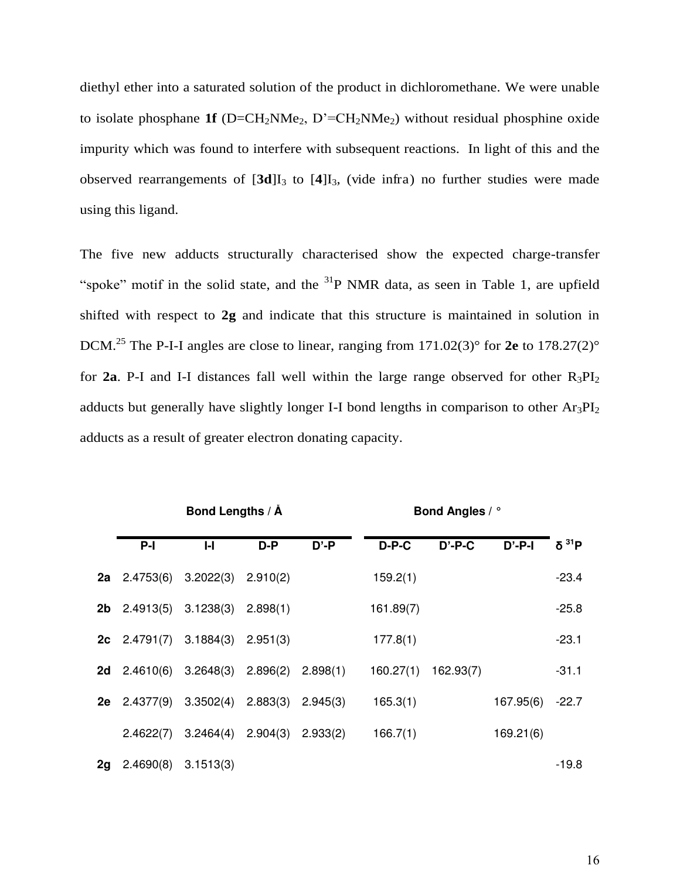diethyl ether into a saturated solution of the product in dichloromethane. We were unable to isolate phosphane **1f** (D=$CH_2NMe_2$, D'=$CH_2NMe_2$) without residual phosphine oxide impurity which was found to interfere with subsequent reactions. In light of this and the observed rearrangements of [**3d**]$I_3$ to [**4**]$I_3$, (vide infra) no further studies were made using this ligand.

The five new adducts structurally characterised show the expected charge-transfer "spoke" motif in the solid state, and the $^{31}$P NMR data, as seen in Table 1, are upfield shifted with respect to **2g** and indicate that this structure is maintained in solution in DCM.[25] The P-I-I angles are close to linear, ranging from 171.02(3)° for **2e** to 178.27(2)° for **2a**. P-I and I-I distances fall well within the large range observed for other $R_3PI_2$ adducts but generally have slightly longer I-I bond lengths in comparison to other $Ar_3PI_2$ adducts as a result of greater electron donating capacity.

| | Bond Lengths / Å | | | | Bond Angles / ° | | | |
|---|---|---|---|---|---|---|---|---|
| | P-I | I-I | D-P | D'-P | D-P-C | D'-P-C | D'-P-I | δ $^{31}$P |
| **2a** | 2.4753(6) | 3.2022(3) | 2.910(2) | | 159.2(1) | | | -23.4 |
| **2b** | 2.4913(5) | 3.1238(3) | 2.898(1) | | 161.89(7) | | | -25.8 |
| **2c** | 2.4791(7) | 3.1884(3) | 2.951(3) | | 177.8(1) | | | -23.1 |
| **2d** | 2.4610(6) | 3.2648(3) | 2.896(2) | 2.898(1) | 160.27(1) | 162.93(7) | | -31.1 |
| **2e** | 2.4377(9) | 3.3502(4) | 2.883(3) | 2.945(3) | 165.3(1) | | 167.95(6) | -22.7 |
| | 2.4622(7) | 3.2464(4) | 2.904(3) | 2.933(2) | 166.7(1) | | 169.21(6) | |
| **2g** | 2.4690(8) | 3.1513(3) | | | | | | -19.8 |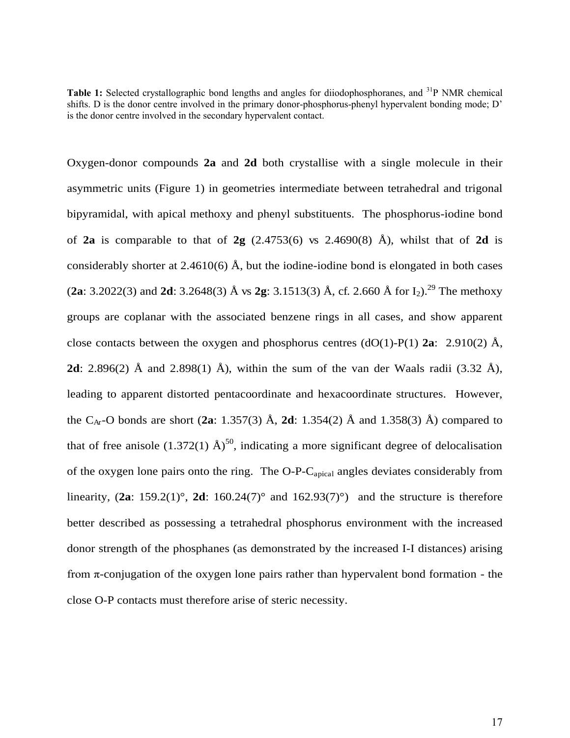**Table 1:** Selected crystallographic bond lengths and angles for diiodophosphoranes, and $^{31}$P NMR chemical shifts. D is the donor centre involved in the primary donor-phosphorus-phenyl hypervalent bonding mode; D' is the donor centre involved in the secondary hypervalent contact.

Oxygen-donor compounds **2a** and **2d** both crystallise with a single molecule in their asymmetric units (Figure 1) in geometries intermediate between tetrahedral and trigonal bipyramidal, with apical methoxy and phenyl substituents. The phosphorus-iodine bond of **2a** is comparable to that of **2g** (2.4753(6) vs 2.4690(8) Å), whilst that of **2d** is considerably shorter at 2.4610(6) Å, but the iodine-iodine bond is elongated in both cases (**2a**: 3.2022(3) and **2d**: 3.2648(3) Å vs **2g**: 3.1513(3) Å, cf. 2.660 Å for $I_2$).[29] The methoxy groups are coplanar with the associated benzene rings in all cases, and show apparent close contacts between the oxygen and phosphorus centres (dO(1)-P(1) **2a**: 2.910(2) Å, **2d**: 2.896(2) Å and 2.898(1) Å), within the sum of the van der Waals radii (3.32 Å), leading to apparent distorted pentacoordinate and hexacoordinate structures. However, the $C_{Ar}$-O bonds are short (**2a**: 1.357(3) Å, **2d**: 1.354(2) Å and 1.358(3) Å) compared to that of free anisole (1.372(1) Å)[50], indicating a more significant degree of delocalisation of the oxygen lone pairs onto the ring. The O-P-$C_{apical}$ angles deviates considerably from linearity, (**2a**: 159.2(1)°, **2d**: 160.24(7)° and 162.93(7)°) and the structure is therefore better described as possessing a tetrahedral phosphorus environment with the increased donor strength of the phosphanes (as demonstrated by the increased I-I distances) arising from π-conjugation of the oxygen lone pairs rather than hypervalent bond formation - the close O-P contacts must therefore arise of steric necessity.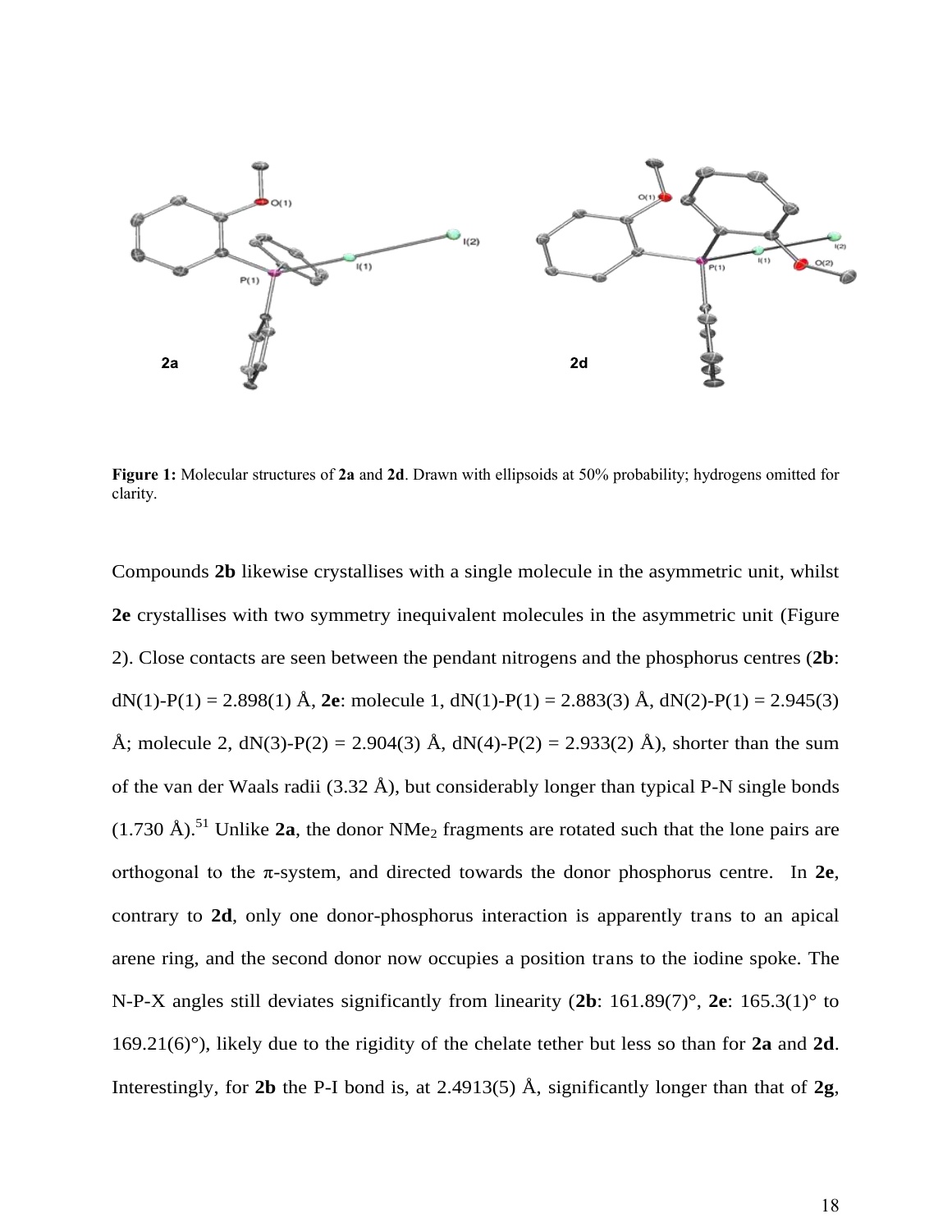**Figure 1:** Molecular structures of **2a** and **2d**. Drawn with ellipsoids at 50% probability; hydrogens omitted for clarity.

Compounds **2b** likewise crystallises with a single molecule in the asymmetric unit, whilst **2e** crystallises with two symmetry inequivalent molecules in the asymmetric unit (Figure 2). Close contacts are seen between the pendant nitrogens and the phosphorus centres (**2b**: dN(1)-P(1) = 2.898(1) Å, **2e**: molecule 1, dN(1)-P(1) = 2.883(3) Å, dN(2)-P(1) = 2.945(3) Å; molecule 2, dN(3)-P(2) = 2.904(3) Å, dN(4)-P(2) = 2.933(2) Å), shorter than the sum of the van der Waals radii (3.32 Å), but considerably longer than typical P-N single bonds (1.730 Å).[51] Unlike **2a**, the donor $NMe_2$ fragments are rotated such that the lone pairs are orthogonal to the π-system, and directed towards the donor phosphorus centre. In **2e**, contrary to **2d**, only one donor-phosphorus interaction is apparently trans to an apical arene ring, and the second donor now occupies a position trans to the iodine spoke. The N-P-X angles still deviates significantly from linearity (**2b**: 161.89(7)°, **2e**: 165.3(1)° to 169.21(6)°), likely due to the rigidity of the chelate tether but less so than for **2a** and **2d**. Interestingly, for **2b** the P-I bond is, at 2.4913(5) Å, significantly longer than that of **2g**,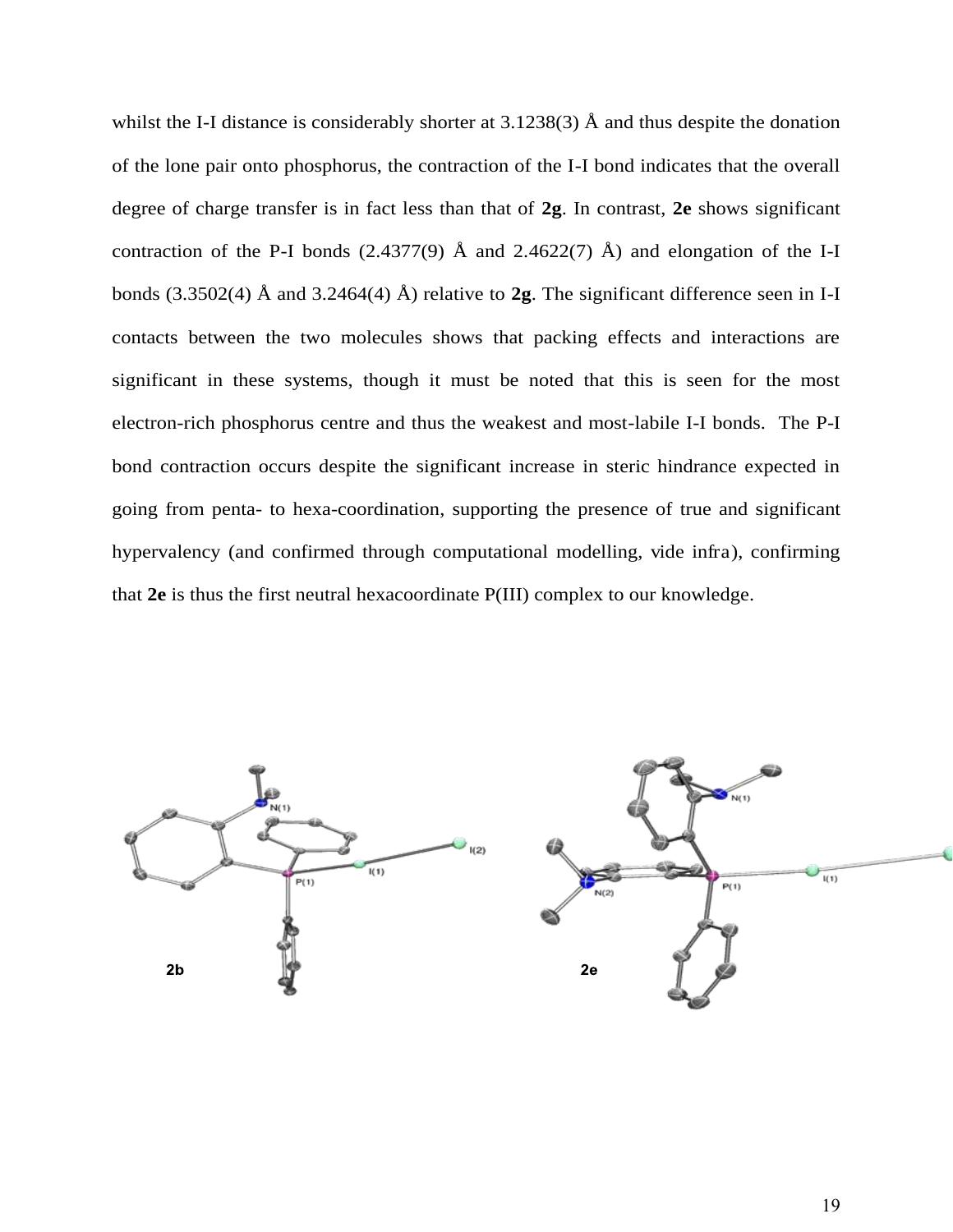whilst the I-I distance is considerably shorter at 3.1238(3) Å and thus despite the donation of the lone pair onto phosphorus, the contraction of the I-I bond indicates that the overall degree of charge transfer is in fact less than that of **2g**. In contrast, **2e** shows significant contraction of the P-I bonds (2.4377(9) Å and 2.4622(7) Å) and elongation of the I-I bonds (3.3502(4) Å and 3.2464(4) Å) relative to **2g**. The significant difference seen in I-I contacts between the two molecules shows that packing effects and interactions are significant in these systems, though it must be noted that this is seen for the most electron-rich phosphorus centre and thus the weakest and most-labile I-I bonds. The P-I bond contraction occurs despite the significant increase in steric hindrance expected in going from penta- to hexa-coordination, supporting the presence of true and significant hypervalency (and confirmed through computational modelling, vide infra), confirming that **2e** is thus the first neutral hexacoordinate P(III) complex to our knowledge.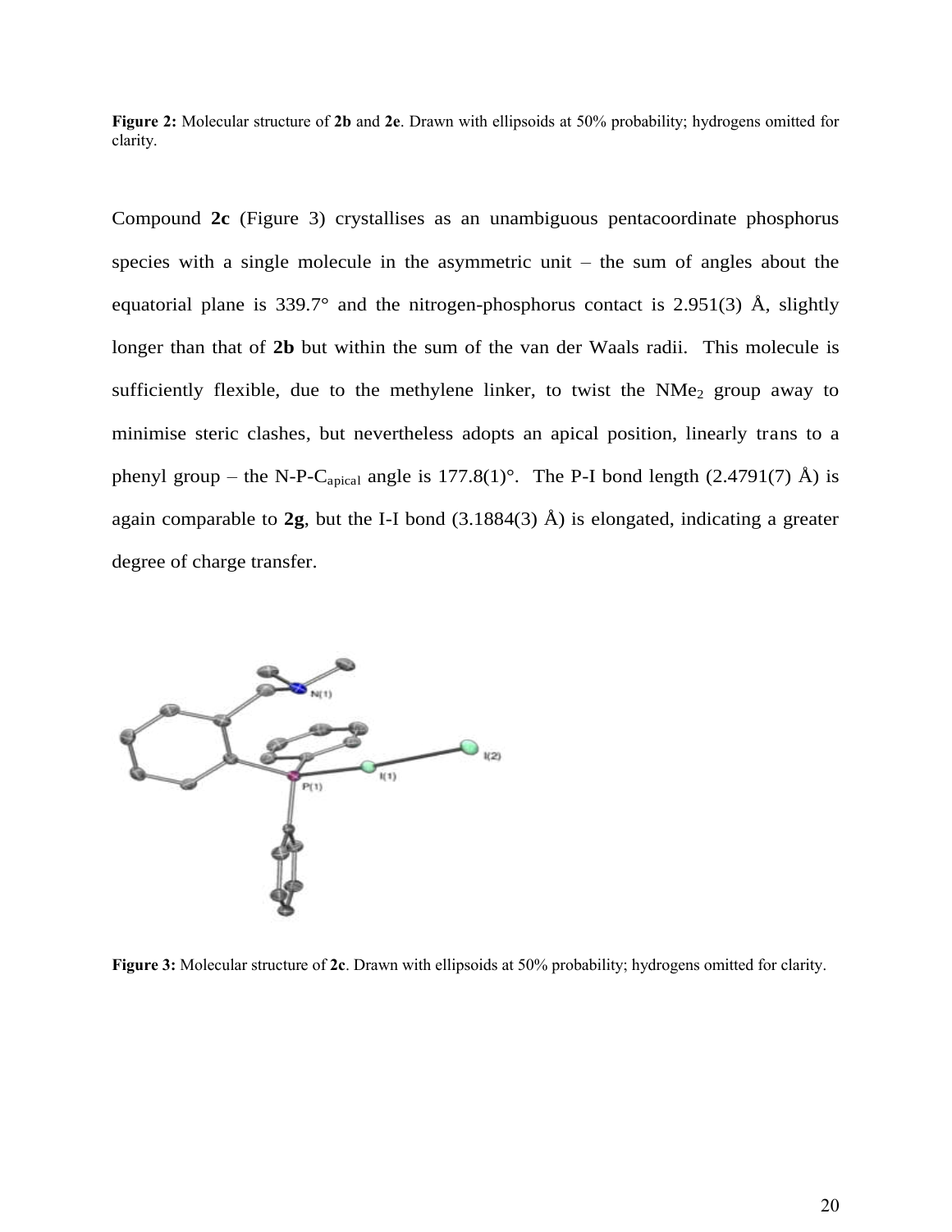**Figure 2:** Molecular structure of **2b** and **2e**. Drawn with ellipsoids at 50% probability; hydrogens omitted for clarity.

Compound **2c** (Figure 3) crystallises as an unambiguous pentacoordinate phosphorus species with a single molecule in the asymmetric unit – the sum of angles about the equatorial plane is 339.7° and the nitrogen-phosphorus contact is 2.951(3) Å, slightly longer than that of **2b** but within the sum of the van der Waals radii. This molecule is sufficiently flexible, due to the methylene linker, to twist the $NMe_2$ group away to minimise steric clashes, but nevertheless adopts an apical position, linearly trans to a phenyl group – the N-P-$C_{apical}$ angle is 177.8(1)°. The P-I bond length (2.4791(7) Å) is again comparable to **2g**, but the I-I bond (3.1884(3) Å) is elongated, indicating a greater degree of charge transfer.

**Figure 3:** Molecular structure of **2c**. Drawn with ellipsoids at 50% probability; hydrogens omitted for clarity.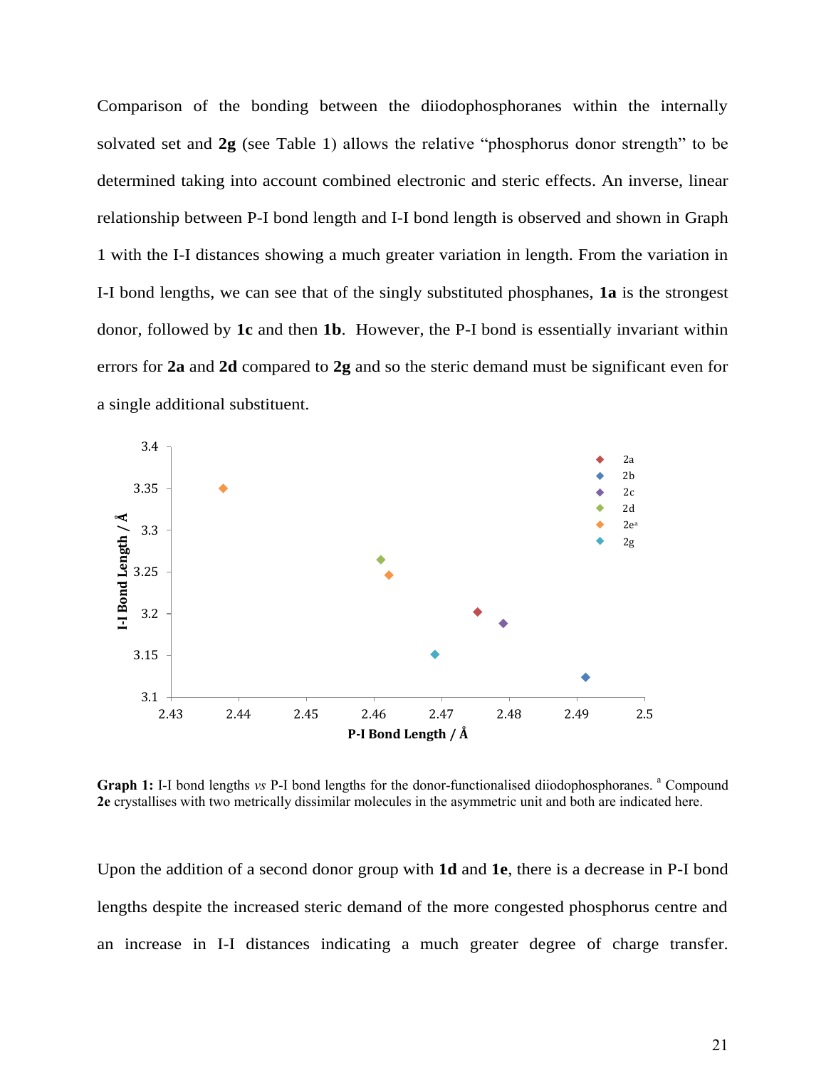Comparison of the bonding between the diiodophosphoranes within the internally solvated set and **2g** (see Table 1) allows the relative "phosphorus donor strength" to be determined taking into account combined electronic and steric effects. An inverse, linear relationship between P-I bond length and I-I bond length is observed and shown in Graph 1 with the I-I distances showing a much greater variation in length. From the variation in I-I bond lengths, we can see that of the singly substituted phosphanes, **1a** is the strongest donor, followed by **1c** and then **1b**. However, the P-I bond is essentially invariant within errors for **2a** and **2d** compared to **2g** and so the steric demand must be significant even for a single additional substituent.

**Graph 1:** I-I bond lengths *vs* P-I bond lengths for the donor-functionalised diiodophosphoranes. [a] Compound **2e** crystallises with two metrically dissimilar molecules in the asymmetric unit and both are indicated here.

Upon the addition of a second donor group with **1d** and **1e**, there is a decrease in P-I bond lengths despite the increased steric demand of the more congested phosphorus centre and an increase in I-I distances indicating a much greater degree of charge transfer.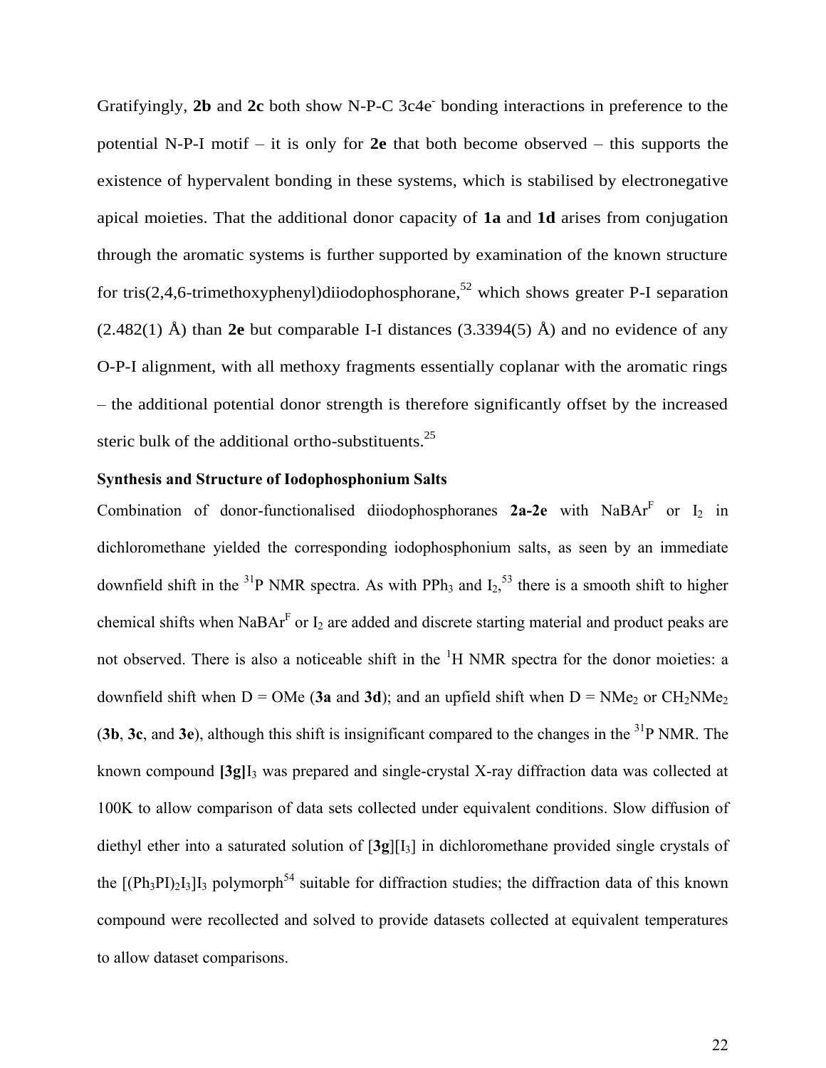Gratifyingly, **2b** and **2c** both show N-P-C 3c4e$^-$ bonding interactions in preference to the potential N-P-I motif – it is only for **2e** that both become observed – this supports the existence of hypervalent bonding in these systems, which is stabilised by electronegative apical moieties. That the additional donor capacity of **1a** and **1d** arises from conjugation through the aromatic systems is further supported by examination of the known structure for tris(2,4,6-trimethoxyphenyl)diiodophosphorane,[52] which shows greater P-I separation (2.482(1) Å) than **2e** but comparable I-I distances (3.3394(5) Å) and no evidence of any O-P-I alignment, with all methoxy fragments essentially coplanar with the aromatic rings – the additional potential donor strength is therefore significantly offset by the increased steric bulk of the additional ortho-substituents.[25]

**Synthesis and Structure of Iodophosphonium Salts**

Combination of donor-functionalised diiodophosphoranes **2a-2e** with NaBAr$^F$ or $I_2$ in dichloromethane yielded the corresponding iodophosphonium salts, as seen by an immediate downfield shift in the $^{31}$P NMR spectra. As with $PPh_3$ and $I_2$,[53] there is a smooth shift to higher chemical shifts when NaBAr$^F$ or $I_2$ are added and discrete starting material and product peaks are not observed. There is also a noticeable shift in the $^1$H NMR spectra for the donor moieties: a downfield shift when D = OMe (**3a** and **3d**); and an upfield shift when D = $NMe_2$ or $CH_2NMe_2$ (**3b**, **3c**, and **3e**), although this shift is insignificant compared to the changes in the $^{31}$P NMR. The known compound **[3g]**$I_3$ was prepared and single-crystal X-ray diffraction data was collected at 100K to allow comparison of data sets collected under equivalent conditions. Slow diffusion of diethyl ether into a saturated solution of [**3g**][$I_3$] in dichloromethane provided single crystals of the $[(Ph_3PI)_2I_3]I_3$ polymorph[54] suitable for diffraction studies; the diffraction data of this known compound were recollected and solved to provide datasets collected at equivalent temperatures to allow dataset comparisons.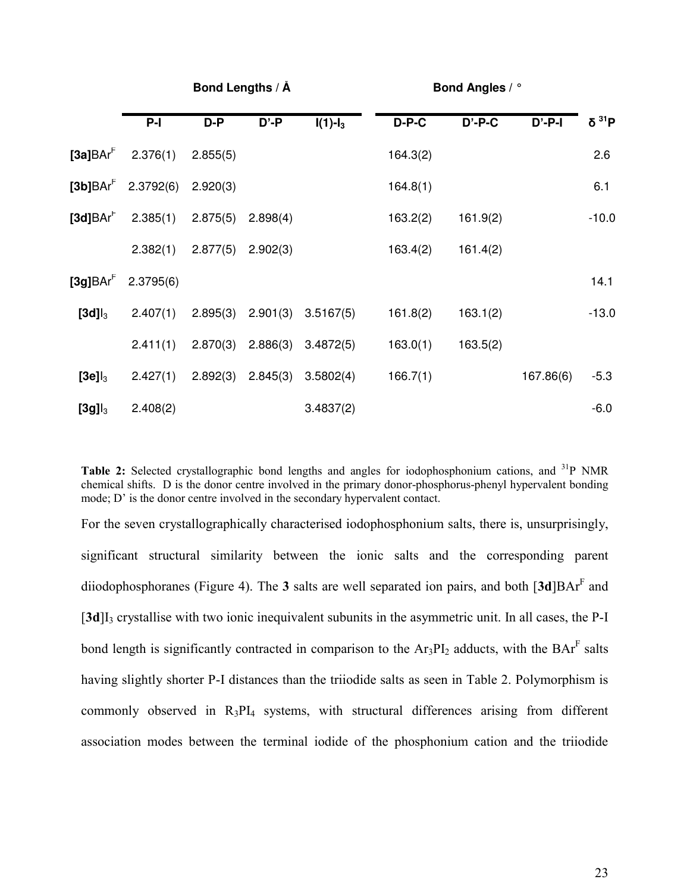| | Bond Lengths / Å | | | | Bond Angles / ° | | | |
|---|---|---|---|---|---|---|---|---|
| | P-I | D-P | D'-P | I(1)-$I_3$ | D-P-C | D'-P-C | D'-P-I | δ $^{31}$P |
| **[3a]**$BAr^F$ | 2.376(1) | 2.855(5) | | | 164.3(2) | | | 2.6 |
| **[3b]**$BAr^F$ | 2.3792(6) | 2.920(3) | | | 164.8(1) | | | 6.1 |
| **[3d]**$BAr^F$ | 2.385(1) | 2.875(5) | 2.898(4) | | 163.2(2) | 161.9(2) | | -10.0 |
| | 2.382(1) | 2.877(5) | 2.902(3) | | 163.4(2) | 161.4(2) | | |
| **[3g]**$BAr^F$ | 2.3795(6) | | | | | | | 14.1 |
| **[3d]**$I_3$ | 2.407(1) | 2.895(3) | 2.901(3) | 3.5167(5) | 161.8(2) | 163.1(2) | | -13.0 |
| | 2.411(1) | 2.870(3) | 2.886(3) | 3.4872(5) | 163.0(1) | 163.5(2) | | |
| **[3e]**$I_3$ | 2.427(1) | 2.892(3) | 2.845(3) | 3.5802(4) | 166.7(1) | | 167.86(6) | -5.3 |
| **[3g]**$I_3$ | 2.408(2) | | | 3.4837(2) | | | | -6.0 |

**Table 2:** Selected crystallographic bond lengths and angles for iodophosphonium cations, and $^{31}$P NMR chemical shifts. D is the donor centre involved in the primary donor-phosphorus-phenyl hypervalent bonding mode; D' is the donor centre involved in the secondary hypervalent contact.

For the seven crystallographically characterised iodophosphonium salts, there is, unsurprisingly, significant structural similarity between the ionic salts and the corresponding parent diiodophosphoranes (Figure 4). The **3** salts are well separated ion pairs, and both [**3d**]$BAr^F$ and [**3d**]$I_3$ crystallise with two ionic inequivalent subunits in the asymmetric unit. In all cases, the P-I bond length is significantly contracted in comparison to the $Ar_3PI_2$ adducts, with the $BAr^F$ salts having slightly shorter P-I distances than the triiodide salts as seen in Table 2. Polymorphism is commonly observed in $R_3PI_4$ systems, with structural differences arising from different association modes between the terminal iodide of the phosphonium cation and the triiodide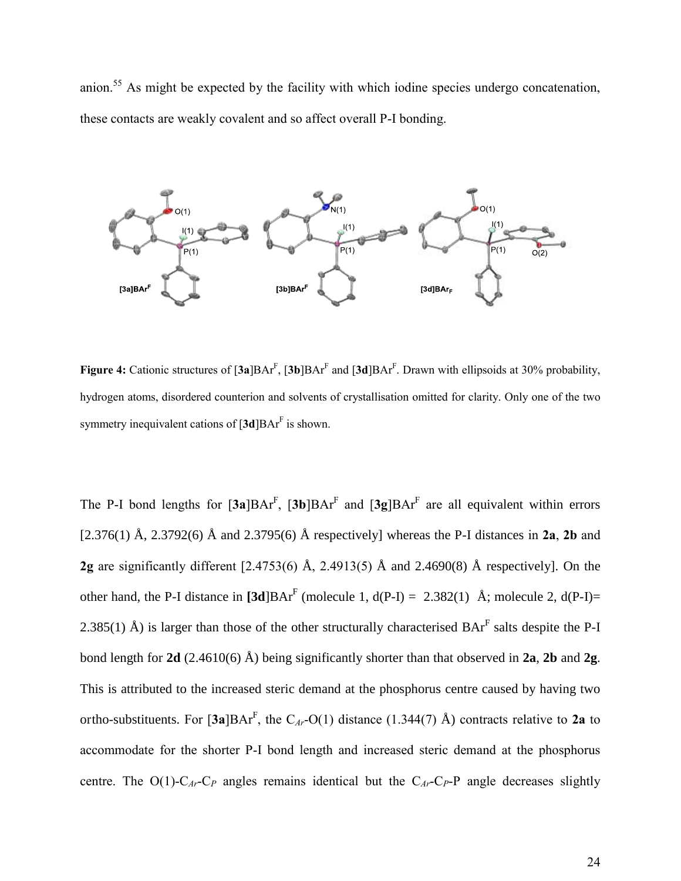anion.[55] As might be expected by the facility with which iodine species undergo concatenation, these contacts are weakly covalent and so affect overall P-I bonding.

**Figure 4:** Cationic structures of [**3a**]BAr$^F$, [**3b**]BAr$^F$ and [**3d**]BAr$^F$. Drawn with ellipsoids at 30% probability, hydrogen atoms, disordered counterion and solvents of crystallisation omitted for clarity. Only one of the two symmetry inequivalent cations of [**3d**]BAr$^F$ is shown.

The P-I bond lengths for [**3a**]BAr$^F$, [**3b**]BAr$^F$ and [**3g**]BAr$^F$ are all equivalent within errors [2.376(1) Å, 2.3792(6) Å and 2.3795(6) Å respectively] whereas the P-I distances in **2a**, **2b** and **2g** are significantly different [2.4753(6) Å, 2.4913(5) Å and 2.4690(8) Å respectively]. On the other hand, the P-I distance in **[3d]**BAr$^F$ (molecule 1, d(P-I) = 2.382(1) Å; molecule 2, d(P-I)= 2.385(1) Å) is larger than those of the other structurally characterised BAr$^F$ salts despite the P-I bond length for **2d** (2.4610(6) Å) being significantly shorter than that observed in **2a**, **2b** and **2g**. This is attributed to the increased steric demand at the phosphorus centre caused by having two ortho-substituents. For [**3a**]BAr$^F$, the $C_{Ar}$-O(1) distance (1.344(7) Å) contracts relative to **2a** to accommodate for the shorter P-I bond length and increased steric demand at the phosphorus centre. The O(1)-$C_{Ar}$-$C_P$ angles remains identical but the $C_{Ar}$-$C_P$-P angle decreases slightly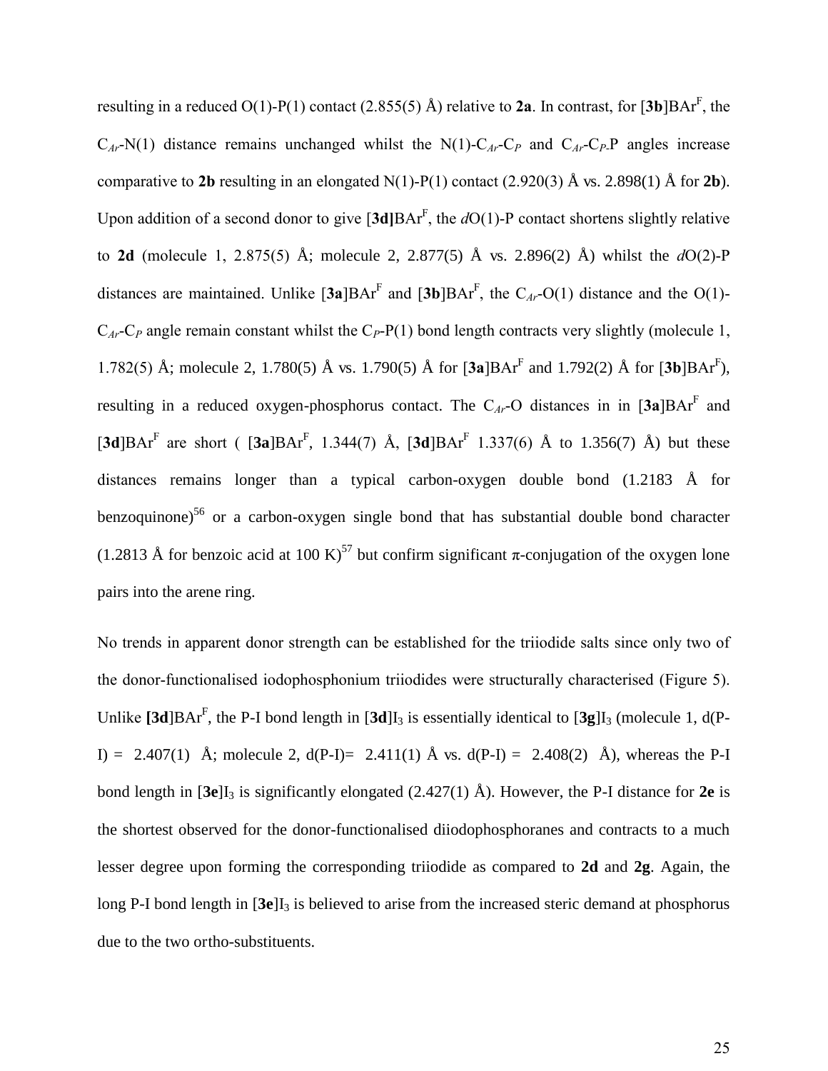resulting in a reduced O(1)-P(1) contact (2.855(5) Å) relative to **2a**. In contrast, for [**3b**]BAr$^F$, the $C_{Ar}$-N(1) distance remains unchanged whilst the N(1)-$C_{Ar}$-$C_P$ and $C_{Ar}$-$C_P$-P angles increase comparative to **2b** resulting in an elongated N(1)-P(1) contact (2.920(3) Å vs. 2.898(1) Å for **2b**). Upon addition of a second donor to give [**3d]**BAr$^F$, the *d*O(1)-P contact shortens slightly relative to **2d** (molecule 1, 2.875(5) Å; molecule 2, 2.877(5) Å vs. 2.896(2) Å) whilst the *d*O(2)-P distances are maintained. Unlike [**3a**]BAr$^F$ and [**3b**]BAr$^F$, the $C_{Ar}$-O(1) distance and the O(1)-$C_{Ar}$-$C_P$ angle remain constant whilst the $C_P$-P(1) bond length contracts very slightly (molecule 1, 1.782(5) Å; molecule 2, 1.780(5) Å vs. 1.790(5) Å for [**3a**]BAr$^F$ and 1.792(2) Å for [**3b**]BAr$^F$), resulting in a reduced oxygen-phosphorus contact. The $C_{Ar}$-O distances in in [**3a**]BAr$^F$ and [**3d**]BAr$^F$ are short ( [**3a**]BAr$^F$, 1.344(7) Å, [**3d**]BAr$^F$ 1.337(6) Å to 1.356(7) Å) but these distances remains longer than a typical carbon-oxygen double bond (1.2183 Å for benzoquinone)[56] or a carbon-oxygen single bond that has substantial double bond character (1.2813 Å for benzoic acid at 100 K)[57] but confirm significant π-conjugation of the oxygen lone pairs into the arene ring.

No trends in apparent donor strength can be established for the triiodide salts since only two of the donor-functionalised iodophosphonium triiodides were structurally characterised (Figure 5). Unlike **[3d**]BAr$^F$, the P-I bond length in [**3d**]$I_3$ is essentially identical to [**3g**]$I_3$ (molecule 1, d(P-I) = 2.407(1) Å; molecule 2, d(P-I)= 2.411(1) Å vs. d(P-I) = 2.408(2) Å), whereas the P-I bond length in [**3e**]$I_3$ is significantly elongated (2.427(1) Å). However, the P-I distance for **2e** is the shortest observed for the donor-functionalised diiodophosphoranes and contracts to a much lesser degree upon forming the corresponding triiodide as compared to **2d** and **2g**. Again, the long P-I bond length in [**3e**]$I_3$ is believed to arise from the increased steric demand at phosphorus due to the two ortho-substituents.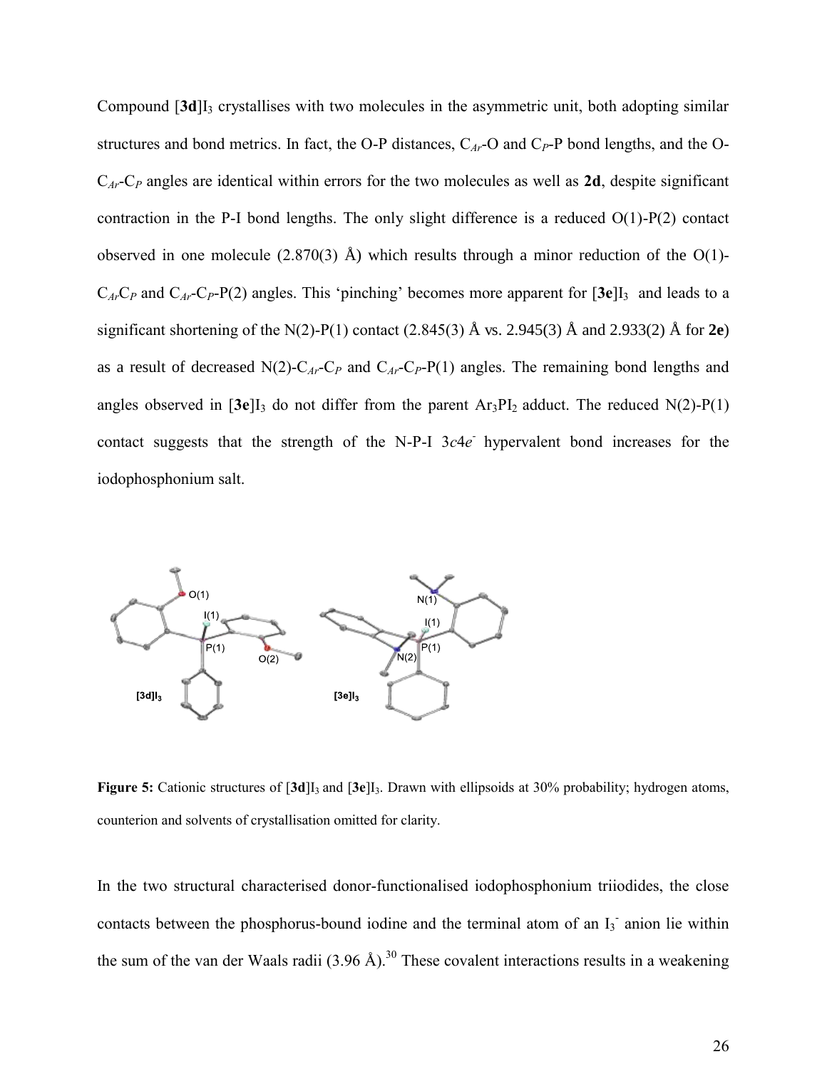Compound [**3d**]$I_3$ crystallises with two molecules in the asymmetric unit, both adopting similar structures and bond metrics. In fact, the O-P distances, $C_{Ar}$-O and $C_P$-P bond lengths, and the O-$C_{Ar}$-$C_P$ angles are identical within errors for the two molecules as well as **2d**, despite significant contraction in the P-I bond lengths. The only slight difference is a reduced O(1)-P(2) contact observed in one molecule (2.870(3) Å) which results through a minor reduction of the O(1)-$C_{Ar}C_P$ and $C_{Ar}$-$C_P$-P(2) angles. This 'pinching' becomes more apparent for [**3e**]$I_3$ and leads to a significant shortening of the N(2)-P(1) contact (2.845(3) Å vs. 2.945(3) Å and 2.933(2) Å for **2e**) as a result of decreased N(2)-$C_{Ar}$-$C_P$ and $C_{Ar}$-$C_P$-P(1) angles. The remaining bond lengths and angles observed in [**3e**]$I_3$ do not differ from the parent $Ar_3PI_2$ adduct. The reduced N(2)-P(1) contact suggests that the strength of the N-P-I $3c4e^-$ hypervalent bond increases for the iodophosphonium salt.

**Figure 5:** Cationic structures of [**3d**]$I_3$ and [**3e**]$I_3$. Drawn with ellipsoids at 30% probability; hydrogen atoms, counterion and solvents of crystallisation omitted for clarity.

In the two structural characterised donor-functionalised iodophosphonium triiodides, the close contacts between the phosphorus-bound iodine and the terminal atom of an $I_3^-$ anion lie within the sum of the van der Waals radii (3.96 Å).[30] These covalent interactions results in a weakening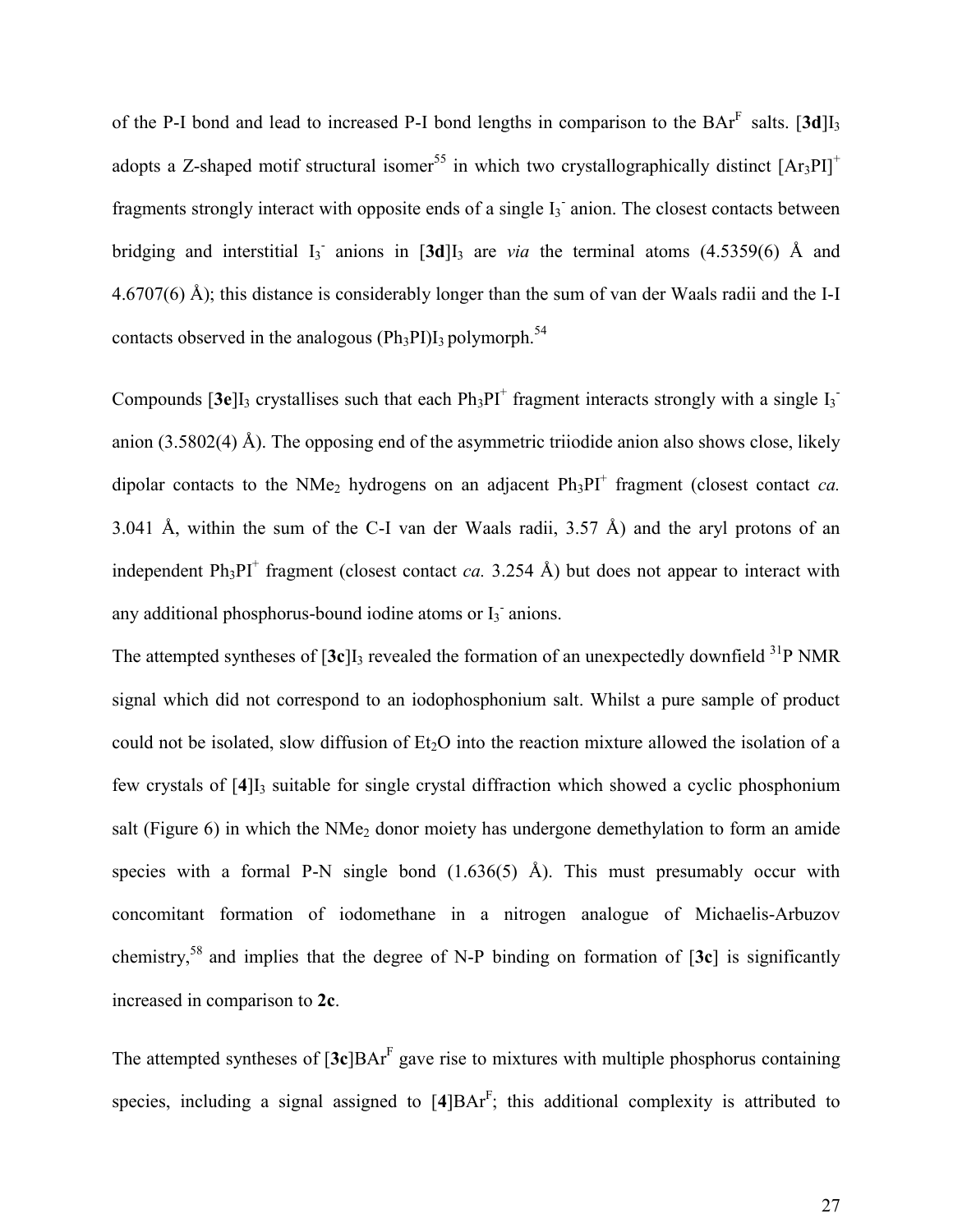of the P-I bond and lead to increased P-I bond lengths in comparison to the $BAr^F$ salts. [**3d**]$I_3$ adopts a Z-shaped motif structural isomer[55] in which two crystallographically distinct $[Ar_3PI]^+$ fragments strongly interact with opposite ends of a single $I_3^-$ anion. The closest contacts between bridging and interstitial $I_3^-$ anions in [**3d**]$I_3$ are *via* the terminal atoms (4.5359(6) Å and 4.6707(6) Å); this distance is considerably longer than the sum of van der Waals radii and the I-I contacts observed in the analogous $(Ph_3PI)I_3$ polymorph.[54]

Compounds [**3e**]$I_3$ crystallises such that each $Ph_3PI^+$ fragment interacts strongly with a single $I_3^-$ anion (3.5802(4) Å). The opposing end of the asymmetric triiodide anion also shows close, likely dipolar contacts to the $NMe_2$ hydrogens on an adjacent $Ph_3PI^+$ fragment (closest contact *ca.* 3.041 Å, within the sum of the C-I van der Waals radii, 3.57 Å) and the aryl protons of an independent $Ph_3PI^+$ fragment (closest contact *ca.* 3.254 Å) but does not appear to interact with any additional phosphorus-bound iodine atoms or $I_3^-$ anions.

The attempted syntheses of [**3c**]$I_3$ revealed the formation of an unexpectedly downfield $^{31}P$ NMR signal which did not correspond to an iodophosphonium salt. Whilst a pure sample of product could not be isolated, slow diffusion of $Et_2O$ into the reaction mixture allowed the isolation of a few crystals of [**4**]$I_3$ suitable for single crystal diffraction which showed a cyclic phosphonium salt (Figure 6) in which the $NMe_2$ donor moiety has undergone demethylation to form an amide species with a formal P-N single bond (1.636(5) Å). This must presumably occur with concomitant formation of iodomethane in a nitrogen analogue of Michaelis-Arbuzov chemistry,[58] and implies that the degree of N-P binding on formation of [**3c**] is significantly increased in comparison to **2c**.

The attempted syntheses of [**3c**]$BAr^F$ gave rise to mixtures with multiple phosphorus containing species, including a signal assigned to [**4**]$BAr^F$; this additional complexity is attributed to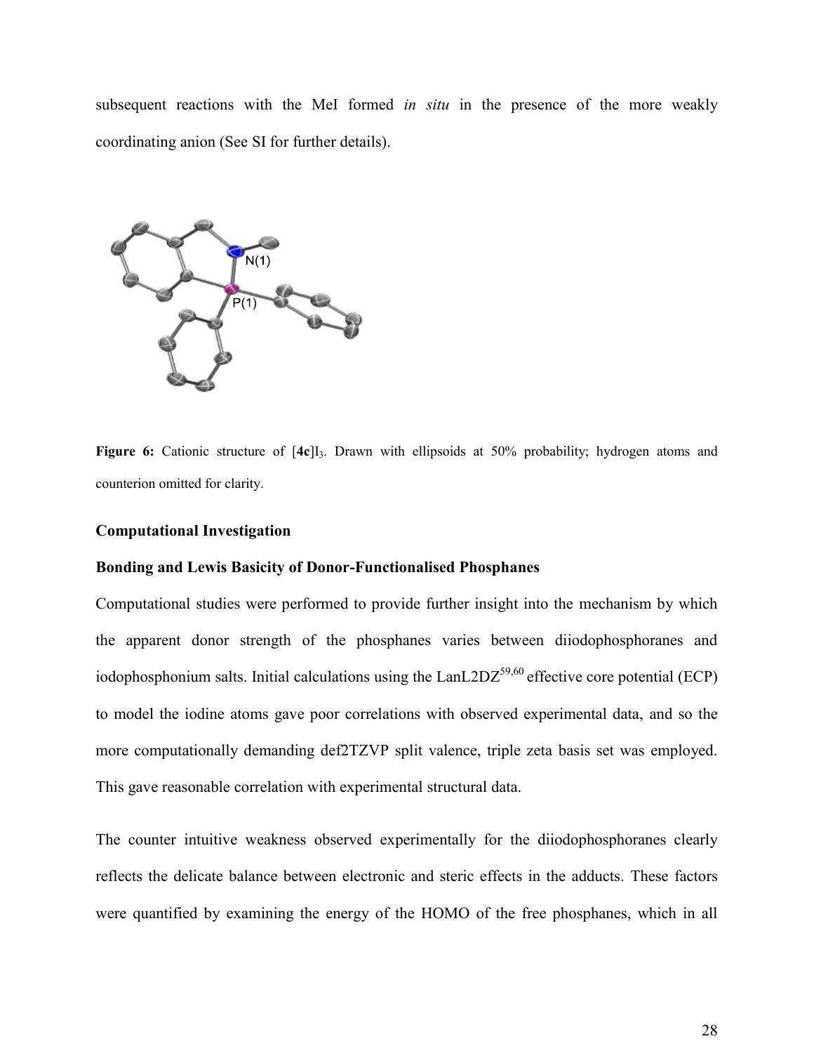subsequent reactions with the MeI formed *in situ* in the presence of the more weakly coordinating anion (See SI for further details).

**Figure 6:** Cationic structure of [**4c**]$I_3$. Drawn with ellipsoids at 50% probability; hydrogen atoms and counterion omitted for clarity.

### Computational Investigation

#### Bonding and Lewis Basicity of Donor-Functionalised Phosphanes

Computational studies were performed to provide further insight into the mechanism by which the apparent donor strength of the phosphanes varies between diiodophosphoranes and iodophosphonium salts. Initial calculations using the LanL2DZ[59,60] effective core potential (ECP) to model the iodine atoms gave poor correlations with observed experimental data, and so the more computationally demanding def2TZVP split valence, triple zeta basis set was employed. This gave reasonable correlation with experimental structural data.

The counter intuitive weakness observed experimentally for the diiodophosphoranes clearly reflects the delicate balance between electronic and steric effects in the adducts. These factors were quantified by examining the energy of the HOMO of the free phosphanes, which in all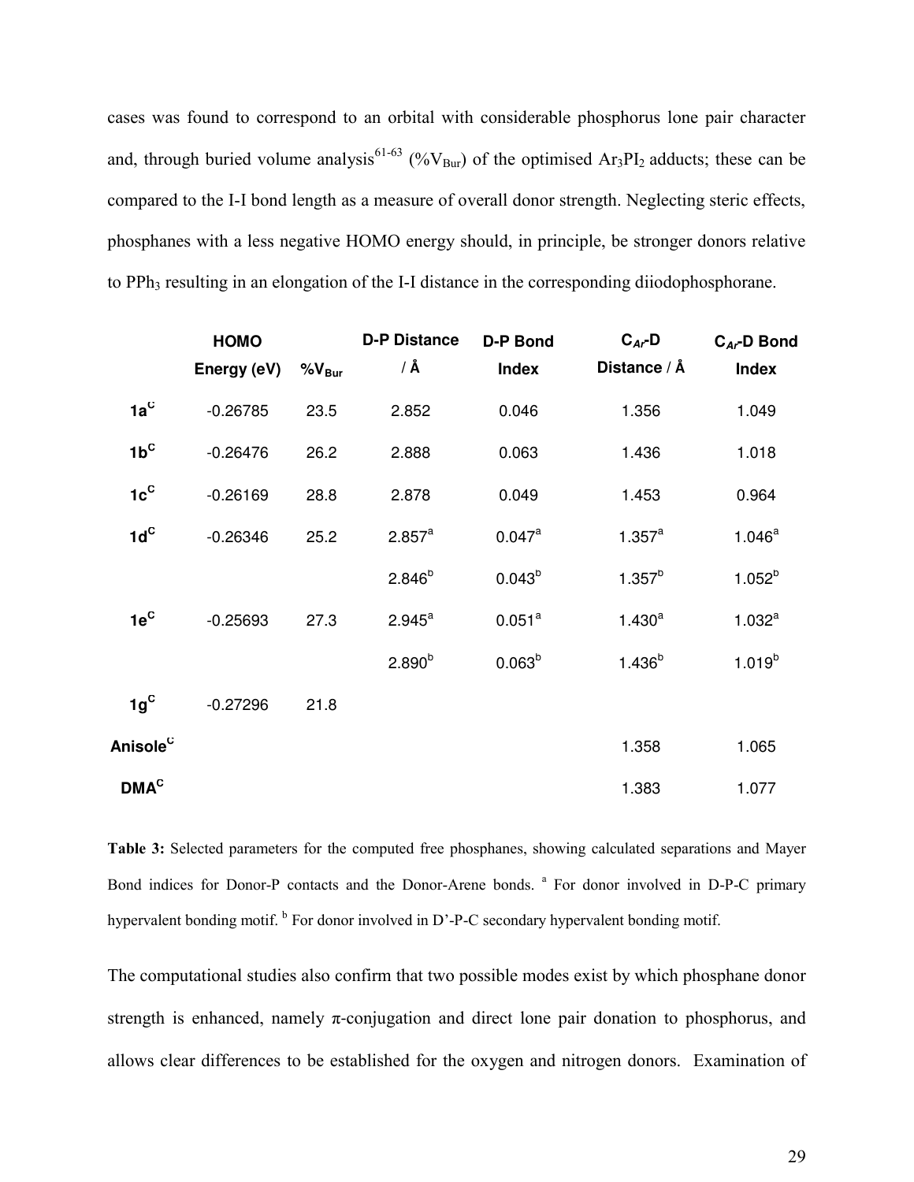cases was found to correspond to an orbital with considerable phosphorus lone pair character and, through buried volume analysis[61-63] (%$V_{Bur}$) of the optimised $Ar_3PI_2$ adducts; these can be compared to the I-I bond length as a measure of overall donor strength. Neglecting steric effects, phosphanes with a less negative HOMO energy should, in principle, be stronger donors relative to $PPh_3$ resulting in an elongation of the I-I distance in the corresponding diiodophosphorane.

| | HOMO Energy (eV) | %$V_{Bur}$ | D-P Distance / Å | D-P Bond Index | $C_{Ar}$-D Distance / Å | $C_{Ar}$-D Bond Index |
|---|---|---|---|---|---|---|
| **1a**[C] | -0.26785 | 23.5 | 2.852 | 0.046 | 1.356 | 1.049 |
| **1b**[C] | -0.26476 | 26.2 | 2.888 | 0.063 | 1.436 | 1.018 |
| **1c**[C] | -0.26169 | 28.8 | 2.878 | 0.049 | 1.453 | 0.964 |
| **1d**[C] | -0.26346 | 25.2 | 2.857[a] | 0.047[a] | 1.357[a] | 1.046[a] |
| | | | 2.846[b] | 0.043[b] | 1.357[b] | 1.052[b] |
| **1e**[C] | -0.25693 | 27.3 | 2.945[a] | 0.051[a] | 1.430[a] | 1.032[a] |
| | | | 2.890[b] | 0.063[b] | 1.436[b] | 1.019[b] |
| **1g**[C] | -0.27296 | 21.8 | | | | |
| **Anisole**[C] | | | | | 1.358 | 1.065 |
| **DMA**[C] | | | | | 1.383 | 1.077 |

**Table 3:** Selected parameters for the computed free phosphanes, showing calculated separations and Mayer Bond indices for Donor-P contacts and the Donor-Arene bonds. [a] For donor involved in D-P-C primary hypervalent bonding motif. [b] For donor involved in D'-P-C secondary hypervalent bonding motif.

The computational studies also confirm that two possible modes exist by which phosphane donor strength is enhanced, namely π-conjugation and direct lone pair donation to phosphorus, and allows clear differences to be established for the oxygen and nitrogen donors. Examination of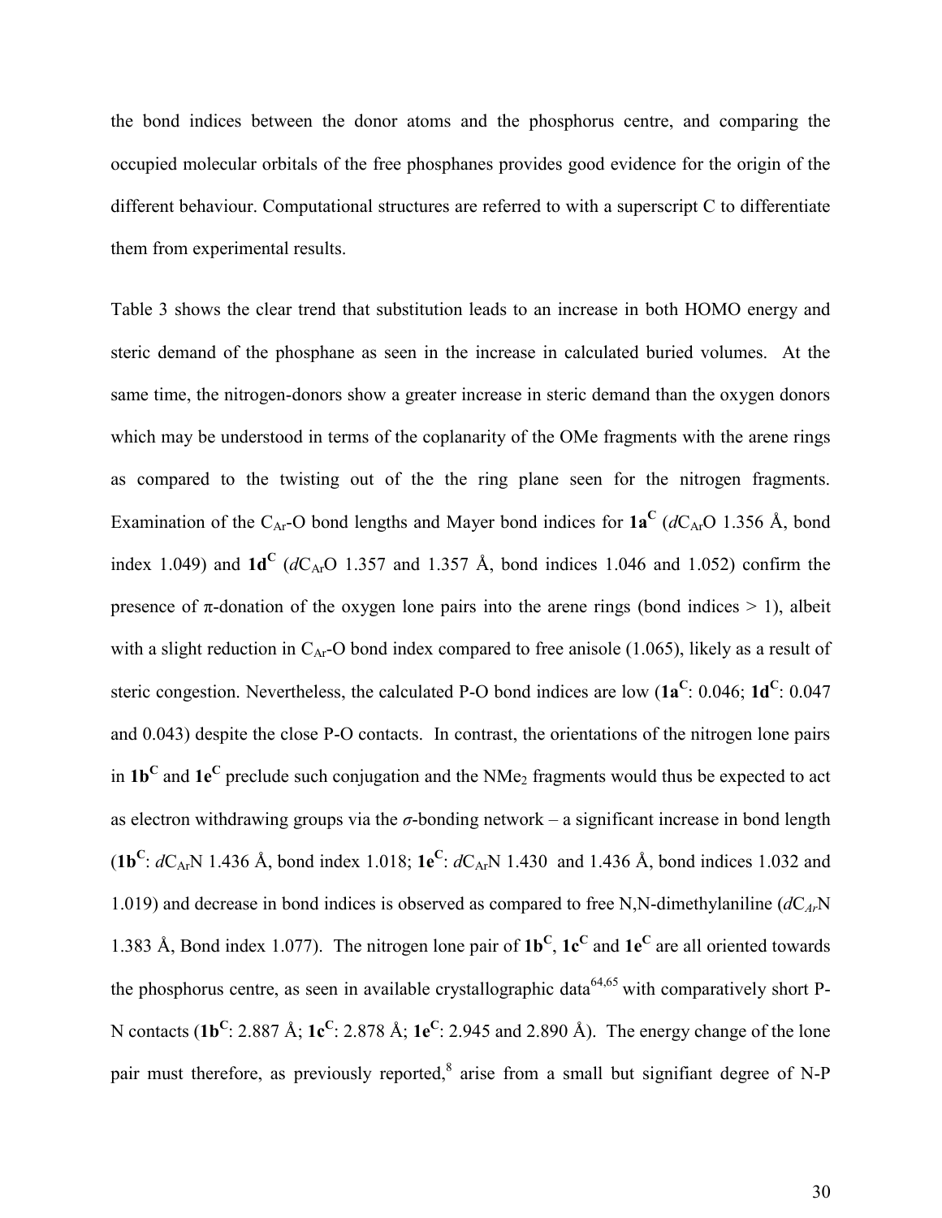the bond indices between the donor atoms and the phosphorus centre, and comparing the occupied molecular orbitals of the free phosphanes provides good evidence for the origin of the different behaviour. Computational structures are referred to with a superscript C to differentiate them from experimental results.

Table 3 shows the clear trend that substitution leads to an increase in both HOMO energy and steric demand of the phosphane as seen in the increase in calculated buried volumes. At the same time, the nitrogen-donors show a greater increase in steric demand than the oxygen donors which may be understood in terms of the coplanarity of the OMe fragments with the arene rings as compared to the twisting out of the the ring plane seen for the nitrogen fragments. Examination of the $C_{Ar}$-O bond lengths and Mayer bond indices for **1a$^{C}$** ($dC_{Ar}O$ 1.356 Å, bond index 1.049) and **1d$^{C}$** ($dC_{Ar}O$ 1.357 and 1.357 Å, bond indices 1.046 and 1.052) confirm the presence of π-donation of the oxygen lone pairs into the arene rings (bond indices > 1), albeit with a slight reduction in $C_{Ar}$-O bond index compared to free anisole (1.065), likely as a result of steric congestion. Nevertheless, the calculated P-O bond indices are low (**1a$^{C}$**: 0.046; **1d$^{C}$**: 0.047 and 0.043) despite the close P-O contacts. In contrast, the orientations of the nitrogen lone pairs in **1b$^{C}$** and **1e$^{C}$** preclude such conjugation and the $NMe_2$ fragments would thus be expected to act as electron withdrawing groups via the *σ*-bonding network – a significant increase in bond length (**1b$^{C}$**: $dC_{Ar}N$ 1.436 Å, bond index 1.018; **1e$^{C}$**: $dC_{Ar}N$ 1.430 and 1.436 Å, bond indices 1.032 and 1.019) and decrease in bond indices is observed as compared to free N,N-dimethylaniline ($dC_{Ar}N$ 1.383 Å, Bond index 1.077). The nitrogen lone pair of **1b$^{C}$**, **1c$^{C}$** and **1e$^{C}$** are all oriented towards the phosphorus centre, as seen in available crystallographic data[64,65] with comparatively short P-N contacts (**1b$^{C}$**: 2.887 Å; **1c$^{C}$**: 2.878 Å; **1e$^{C}$**: 2.945 and 2.890 Å). The energy change of the lone pair must therefore, as previously reported,[8] arise from a small but signifiant degree of N-P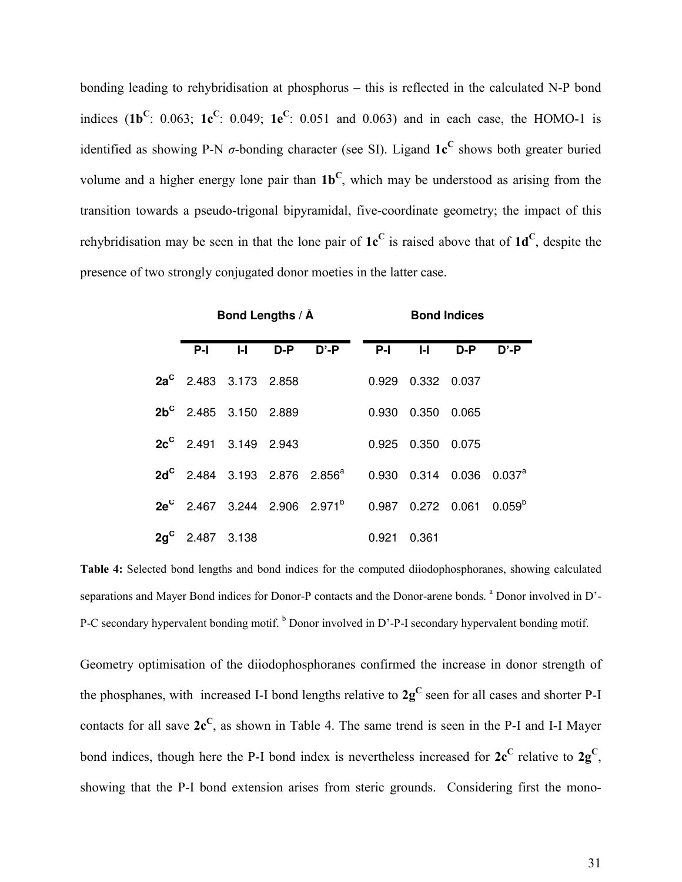bonding leading to rehybridisation at phosphorus – this is reflected in the calculated N-P bond indices (**1b**$^{C}$: 0.063; **1c**$^{C}$: 0.049; **1e**$^{C}$: 0.051 and 0.063) and in each case, the HOMO-1 is identified as showing P-N *σ*-bonding character (see SI). Ligand **1c**$^{C}$ shows both greater buried volume and a higher energy lone pair than **1b**$^{C}$, which may be understood as arising from the transition towards a pseudo-trigonal bipyramidal, five-coordinate geometry; the impact of this rehybridisation may be seen in that the lone pair of **1c**$^{C}$ is raised above that of **1d**$^{C}$, despite the presence of two strongly conjugated donor moeties in the latter case.

| | **Bond Lengths / Å** | | | | **Bond Indices** | | | |
|---|---|---|---|---|---|---|---|---|
| | **P-I** | **I-I** | **D-P** | **D'-P** | **P-I** | **I-I** | **D-P** | **D'-P** |
| **2a**$^{C}$ | 2.483 | 3.173 | 2.858 | | 0.929 | 0.332 | 0.037 | |
| **2b**$^{C}$ | 2.485 | 3.150 | 2.889 | | 0.930 | 0.350 | 0.065 | |
| **2c**$^{C}$ | 2.491 | 3.149 | 2.943 | | 0.925 | 0.350 | 0.075 | |
| **2d**$^{C}$ | 2.484 | 3.193 | 2.876 | 2.856[a] | 0.930 | 0.314 | 0.036 | 0.037[a] |
| **2e**$^{C}$ | 2.467 | 3.244 | 2.906 | 2.971[b] | 0.987 | 0.272 | 0.061 | 0.059[b] |
| **2g**$^{C}$ | 2.487 | 3.138 | | | 0.921 | 0.361 | | |

**Table 4:** Selected bond lengths and bond indices for the computed diiodophosphoranes, showing calculated separations and Mayer Bond indices for Donor-P contacts and the Donor-arene bonds. [a] Donor involved in D'-P-C secondary hypervalent bonding motif. [b] Donor involved in D'-P-I secondary hypervalent bonding motif.

Geometry optimisation of the diiodophosphoranes confirmed the increase in donor strength of the phosphanes, with increased I-I bond lengths relative to **2g**$^{C}$ seen for all cases and shorter P-I contacts for all save **2c**$^{C}$, as shown in Table 4. The same trend is seen in the P-I and I-I Mayer bond indices, though here the P-I bond index is nevertheless increased for **2c**$^{C}$ relative to **2g**$^{C}$, showing that the P-I bond extension arises from steric grounds. Considering first the mono-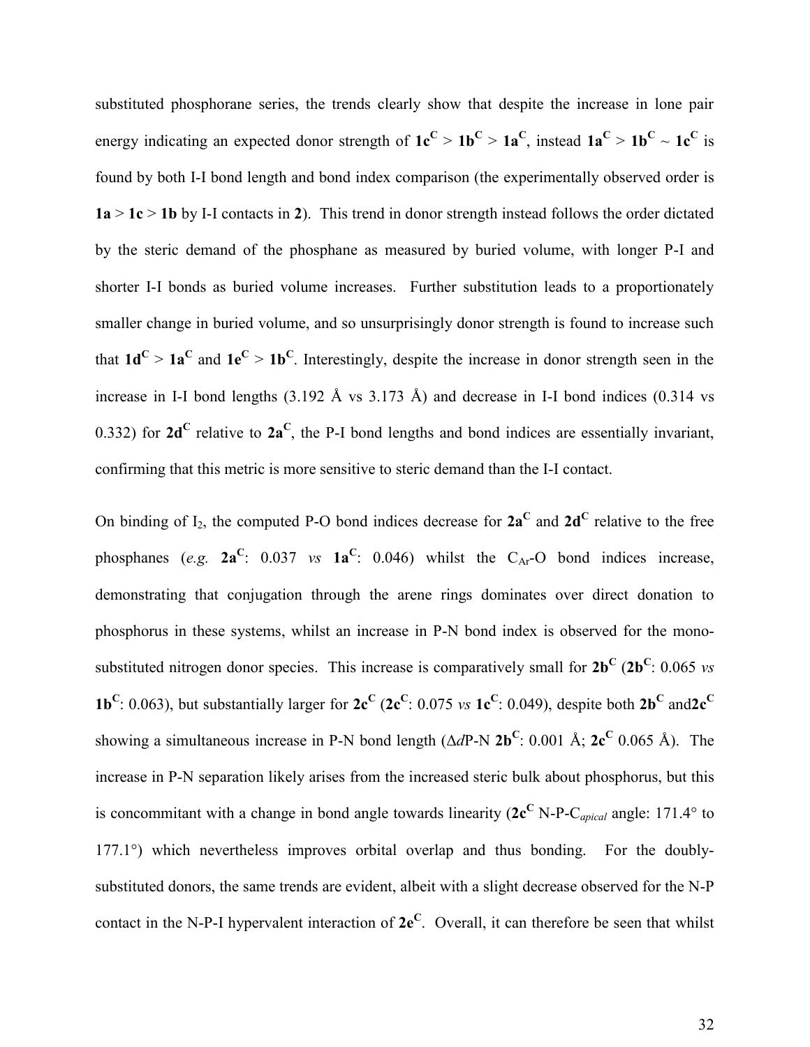substituted phosphorane series, the trends clearly show that despite the increase in lone pair energy indicating an expected donor strength of **1c**$^{\mathbf{C}}$ > **1b**$^{\mathbf{C}}$ > **1a**$^{\mathbf{C}}$, instead **1a**$^{\mathbf{C}}$ > **1b**$^{\mathbf{C}}$ ~ **1c**$^{\mathbf{C}}$ is found by both I-I bond length and bond index comparison (the experimentally observed order is **1a** > **1c** > **1b** by I-I contacts in **2**). This trend in donor strength instead follows the order dictated by the steric demand of the phosphane as measured by buried volume, with longer P-I and shorter I-I bonds as buried volume increases. Further substitution leads to a proportionately smaller change in buried volume, and so unsurprisingly donor strength is found to increase such that **1d**$^{\mathbf{C}}$ > **1a**$^{\mathbf{C}}$ and **1e**$^{\mathbf{C}}$ > **1b**$^{\mathbf{C}}$. Interestingly, despite the increase in donor strength seen in the increase in I-I bond lengths (3.192 Å vs 3.173 Å) and decrease in I-I bond indices (0.314 vs 0.332) for **2d**$^{\mathbf{C}}$ relative to **2a**$^{\mathbf{C}}$, the P-I bond lengths and bond indices are essentially invariant, confirming that this metric is more sensitive to steric demand than the I-I contact.

On binding of $I_2$, the computed P-O bond indices decrease for **2a**$^{\mathbf{C}}$ and **2d**$^{\mathbf{C}}$ relative to the free phosphanes (*e.g.* **2a**$^{\mathbf{C}}$: 0.037 *vs* **1a**$^{\mathbf{C}}$: 0.046) whilst the $C_{Ar}$-O bond indices increase, demonstrating that conjugation through the arene rings dominates over direct donation to phosphorus in these systems, whilst an increase in P-N bond index is observed for the mono-substituted nitrogen donor species. This increase is comparatively small for **2b**$^{\mathbf{C}}$ (**2b**$^{\mathbf{C}}$: 0.065 *vs* **1b**$^{\mathbf{C}}$: 0.063), but substantially larger for **2c**$^{\mathbf{C}}$ (**2c**$^{\mathbf{C}}$: 0.075 *vs* **1c**$^{\mathbf{C}}$: 0.049), despite both **2b**$^{\mathbf{C}}$ and**2c**$^{\mathbf{C}}$ showing a simultaneous increase in P-N bond length ($\Delta d$P-N **2b**$^{\mathbf{C}}$: 0.001 Å; **2c**$^{\mathbf{C}}$ 0.065 Å). The increase in P-N separation likely arises from the increased steric bulk about phosphorus, but this is concommitant with a change in bond angle towards linearity (**2c**$^{\mathbf{C}}$ N-P-$C_{apical}$ angle: 171.4° to 177.1°) which nevertheless improves orbital overlap and thus bonding. For the doubly-substituted donors, the same trends are evident, albeit with a slight decrease observed for the N-P contact in the N-P-I hypervalent interaction of **2c**$^{\mathbf{C}}$. Overall, it can therefore be seen that whilst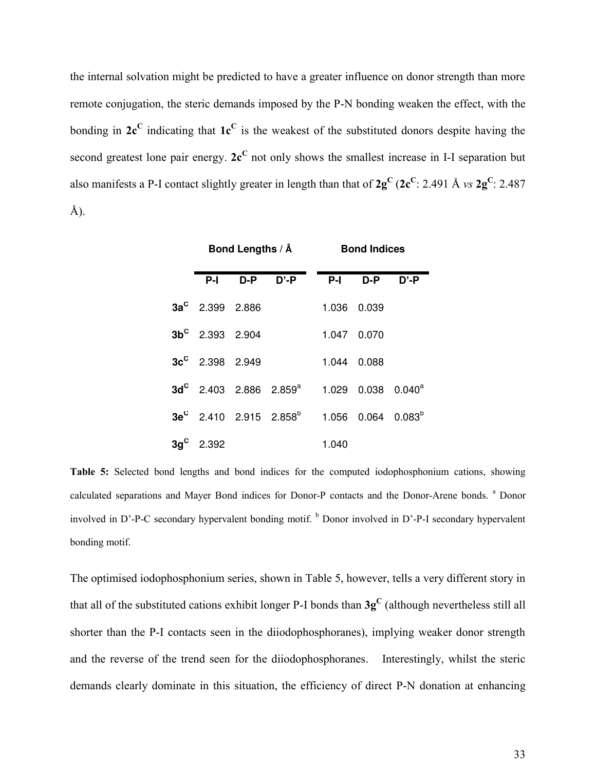the internal solvation might be predicted to have a greater influence on donor strength than more remote conjugation, the steric demands imposed by the P-N bonding weaken the effect, with the bonding in **2c$^{C}$** indicating that **1c$^{C}$** is the weakest of the substituted donors despite having the second greatest lone pair energy. **2c$^{C}$** not only shows the smallest increase in I-I separation but also manifests a P-I contact slightly greater in length than that of **2g$^{C}$** (**2c$^{C}$**: 2.491 Å *vs* **2g$^{C}$**: 2.487 Å).

| | **Bond Lengths / Å** | | | **Bond Indices** | | |
|---|---|---|---|---|---|---|
| | **P-I** | **D-P** | **D'-P** | **P-I** | **D-P** | **D'-P** |
| **3a$^{C}$** | 2.399 | 2.886 | | 1.036 | 0.039 | |
| **3b$^{C}$** | 2.393 | 2.904 | | 1.047 | 0.070 | |
| **3c$^{C}$** | 2.398 | 2.949 | | 1.044 | 0.088 | |
| **3d$^{C}$** | 2.403 | 2.886 | 2.859[a] | 1.029 | 0.038 | 0.040[a] |
| **3e$^{C}$** | 2.410 | 2.915 | 2.858[b] | 1.056 | 0.064 | 0.083[b] |
| **3g$^{C}$** | 2.392 | | | 1.040 | | |

**Table 5:** Selected bond lengths and bond indices for the computed iodophosphonium cations, showing calculated separations and Mayer Bond indices for Donor-P contacts and the Donor-Arene bonds. [a] Donor involved in D'-P-C secondary hypervalent bonding motif. [b] Donor involved in D'-P-I secondary hypervalent bonding motif.

The optimised iodophosphonium series, shown in Table 5, however, tells a very different story in that all of the substituted cations exhibit longer P-I bonds than **3g$^{C}$** (although nevertheless still all shorter than the P-I contacts seen in the diiodophosphoranes), implying weaker donor strength and the reverse of the trend seen for the diiodophosphoranes. Interestingly, whilst the steric demands clearly dominate in this situation, the efficiency of direct P-N donation at enhancing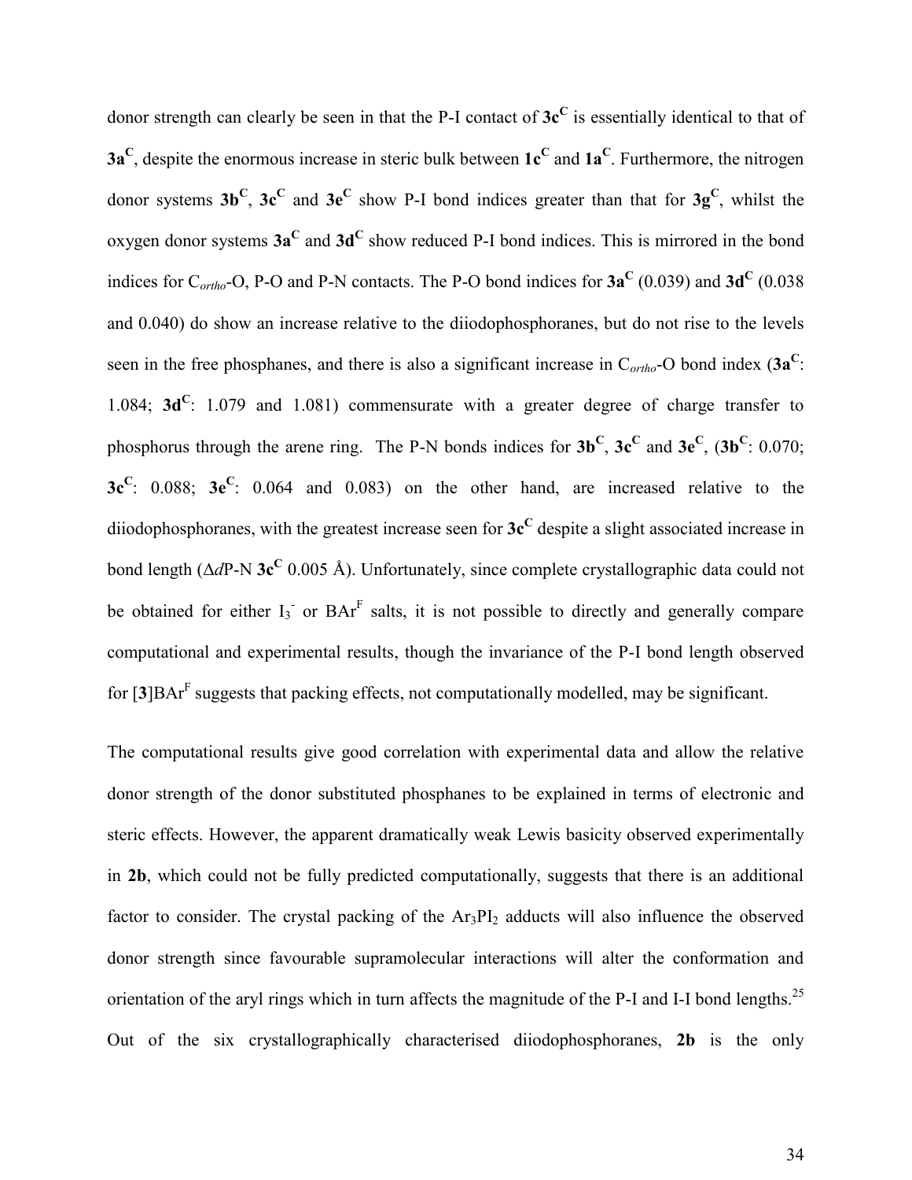donor strength can clearly be seen in that the P-I contact of **3c**$^{\mathbf{C}}$ is essentially identical to that of **3a**$^{\mathbf{C}}$, despite the enormous increase in steric bulk between **1c**$^{\mathbf{C}}$ and **1a**$^{\mathbf{C}}$. Furthermore, the nitrogen donor systems **3b**$^{\mathbf{C}}$, **3c**$^{\mathbf{C}}$ and **3e**$^{\mathbf{C}}$ show P-I bond indices greater than that for **3g**$^{\mathbf{C}}$, whilst the oxygen donor systems **3a**$^{\mathbf{C}}$ and **3d**$^{\mathbf{C}}$ show reduced P-I bond indices. This is mirrored in the bond indices for $C_{ortho}$-O, P-O and P-N contacts. The P-O bond indices for **3a**$^{\mathbf{C}}$ (0.039) and **3d**$^{\mathbf{C}}$ (0.038 and 0.040) do show an increase relative to the diiodophosphoranes, but do not rise to the levels seen in the free phosphanes, and there is also a significant increase in $C_{ortho}$-O bond index (**3a**$^{\mathbf{C}}$: 1.084; **3d**$^{\mathbf{C}}$: 1.079 and 1.081) commensurate with a greater degree of charge transfer to phosphorus through the arene ring. The P-N bonds indices for **3b**$^{\mathbf{C}}$, **3c**$^{\mathbf{C}}$ and **3e**$^{\mathbf{C}}$, (**3b**$^{\mathbf{C}}$: 0.070; **3c**$^{\mathbf{C}}$: 0.088; **3e**$^{\mathbf{C}}$: 0.064 and 0.083) on the other hand, are increased relative to the diiodophosphoranes, with the greatest increase seen for **3c**$^{\mathbf{C}}$ despite a slight associated increase in bond length ($\Delta d$P-N **3c**$^{\mathbf{C}}$ 0.005 Å). Unfortunately, since complete crystallographic data could not be obtained for either $I_3^-$ or $BAr^F$ salts, it is not possible to directly and generally compare computational and experimental results, though the invariance of the P-I bond length observed for [**3**]$BAr^F$ suggests that packing effects, not computationally modelled, may be significant.

The computational results give good correlation with experimental data and allow the relative donor strength of the donor substituted phosphanes to be explained in terms of electronic and steric effects. However, the apparent dramatically weak Lewis basicity observed experimentally in **2b**, which could not be fully predicted computationally, suggests that there is an additional factor to consider. The crystal packing of the $Ar_3PI_2$ adducts will also influence the observed donor strength since favourable supramolecular interactions will alter the conformation and orientation of the aryl rings which in turn affects the magnitude of the P-I and I-I bond lengths.[25] Out of the six crystallographically characterised diiodophosphoranes, **2b** is the only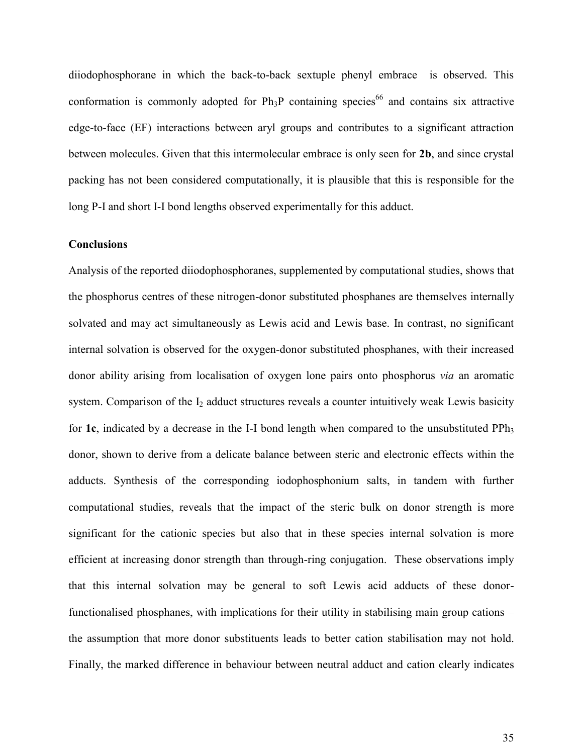diiodophosphorane in which the back-to-back sextuple phenyl embrace is observed. This conformation is commonly adopted for $Ph_3P$ containing species[66] and contains six attractive edge-to-face (EF) interactions between aryl groups and contributes to a significant attraction between molecules. Given that this intermolecular embrace is only seen for **2b**, and since crystal packing has not been considered computationally, it is plausible that this is responsible for the long P-I and short I-I bond lengths observed experimentally for this adduct.

### Conclusions

Analysis of the reported diiodophosphoranes, supplemented by computational studies, shows that the phosphorus centres of these nitrogen-donor substituted phosphanes are themselves internally solvated and may act simultaneously as Lewis acid and Lewis base. In contrast, no significant internal solvation is observed for the oxygen-donor substituted phosphanes, with their increased donor ability arising from localisation of oxygen lone pairs onto phosphorus *via* an aromatic system. Comparison of the $I_2$ adduct structures reveals a counter intuitively weak Lewis basicity for **1c**, indicated by a decrease in the I-I bond length when compared to the unsubstituted $PPh_3$ donor, shown to derive from a delicate balance between steric and electronic effects within the adducts. Synthesis of the corresponding iodophosphonium salts, in tandem with further computational studies, reveals that the impact of the steric bulk on donor strength is more significant for the cationic species but also that in these species internal solvation is more efficient at increasing donor strength than through-ring conjugation. These observations imply that this internal solvation may be general to soft Lewis acid adducts of these donor-functionalised phosphanes, with implications for their utility in stabilising main group cations – the assumption that more donor substituents leads to better cation stabilisation may not hold. Finally, the marked difference in behaviour between neutral adduct and cation clearly indicates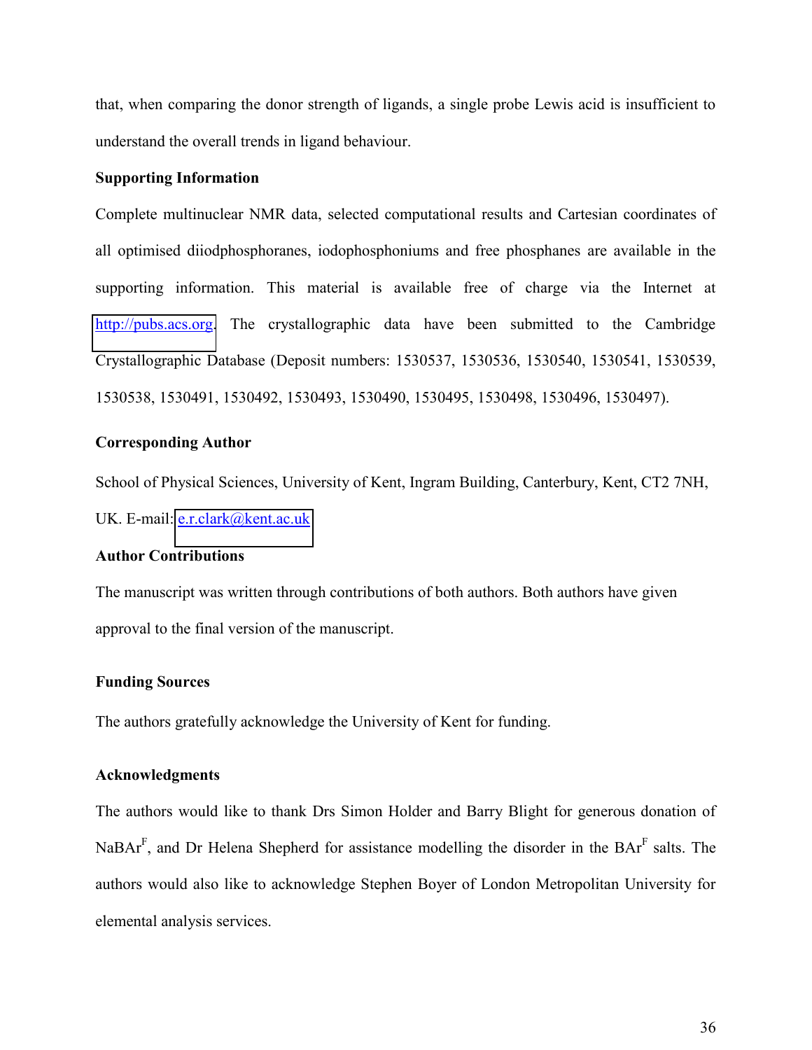that, when comparing the donor strength of ligands, a single probe Lewis acid is insufficient to understand the overall trends in ligand behaviour.

**Supporting Information**

Complete multinuclear NMR data, selected computational results and Cartesian coordinates of all optimised diiodphosphoranes, iodophosphoniums and free phosphanes are available in the supporting information. This material is available free of charge via the Internet at http://pubs.acs.org. The crystallographic data have been submitted to the Cambridge Crystallographic Database (Deposit numbers: 1530537, 1530536, 1530540, 1530541, 1530539, 1530538, 1530491, 1530492, 1530493, 1530490, 1530495, 1530498, 1530496, 1530497).

**Corresponding Author**

School of Physical Sciences, University of Kent, Ingram Building, Canterbury, Kent, CT2 7NH, UK. E-mail: e.r.clark@kent.ac.uk

**Author Contributions**

The manuscript was written through contributions of both authors. Both authors have given approval to the final version of the manuscript.

**Funding Sources**

The authors gratefully acknowledge the University of Kent for funding.

**Acknowledgments**

The authors would like to thank Drs Simon Holder and Barry Blight for generous donation of $NaBAr^F$, and Dr Helena Shepherd for assistance modelling the disorder in the $BAr^F$ salts. The authors would also like to acknowledge Stephen Boyer of London Metropolitan University for elemental analysis services.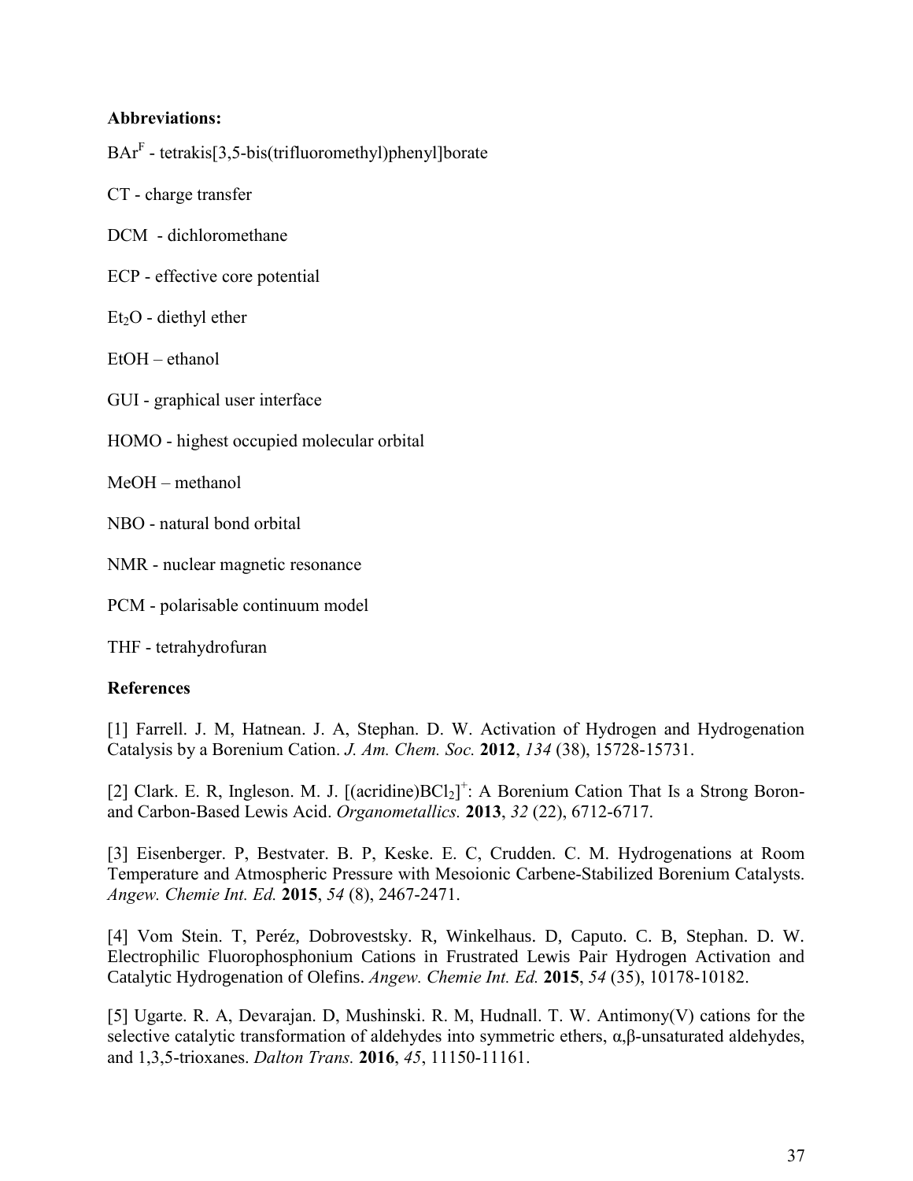**Abbreviations:**

$BAr^F$ - tetrakis[3,5-bis(trifluoromethyl)phenyl]borate

CT - charge transfer

DCM - dichloromethane

ECP - effective core potential

$Et_2O$ - diethyl ether

EtOH – ethanol

GUI - graphical user interface

HOMO - highest occupied molecular orbital

MeOH – methanol

NBO - natural bond orbital

NMR - nuclear magnetic resonance

PCM - polarisable continuum model

THF - tetrahydrofuran

**References**

[1] Farrell. J. M, Hatnean. J. A, Stephan. D. W. Activation of Hydrogen and Hydrogenation Catalysis by a Borenium Cation. *J. Am. Chem. Soc.* **2012**, *134* (38), 15728-15731.

[2] Clark. E. R, Ingleson. M. J. $[(\text{acridine})BCl_2]^+$: A Borenium Cation That Is a Strong Boron- and Carbon-Based Lewis Acid. *Organometallics.* **2013**, *32* (22), 6712-6717.

[3] Eisenberger. P, Bestvater. B. P, Keske. E. C, Crudden. C. M. Hydrogenations at Room Temperature and Atmospheric Pressure with Mesoionic Carbene-Stabilized Borenium Catalysts. *Angew. Chemie Int. Ed.* **2015**, *54* (8), 2467-2471.

[4] Vom Stein. T, Peréz, Dobrovestsky. R, Winkelhaus. D, Caputo. C. B, Stephan. D. W. Electrophilic Fluorophosphonium Cations in Frustrated Lewis Pair Hydrogen Activation and Catalytic Hydrogenation of Olefins. *Angew. Chemie Int. Ed.* **2015**, *54* (35), 10178-10182.

[5] Ugarte. R. A, Devarajan. D, Mushinski. R. M, Hudnall. T. W. Antimony(V) cations for the selective catalytic transformation of aldehydes into symmetric ethers, α,β-unsaturated aldehydes, and 1,3,5-trioxanes. *Dalton Trans.* **2016**, *45*, 11150-11161.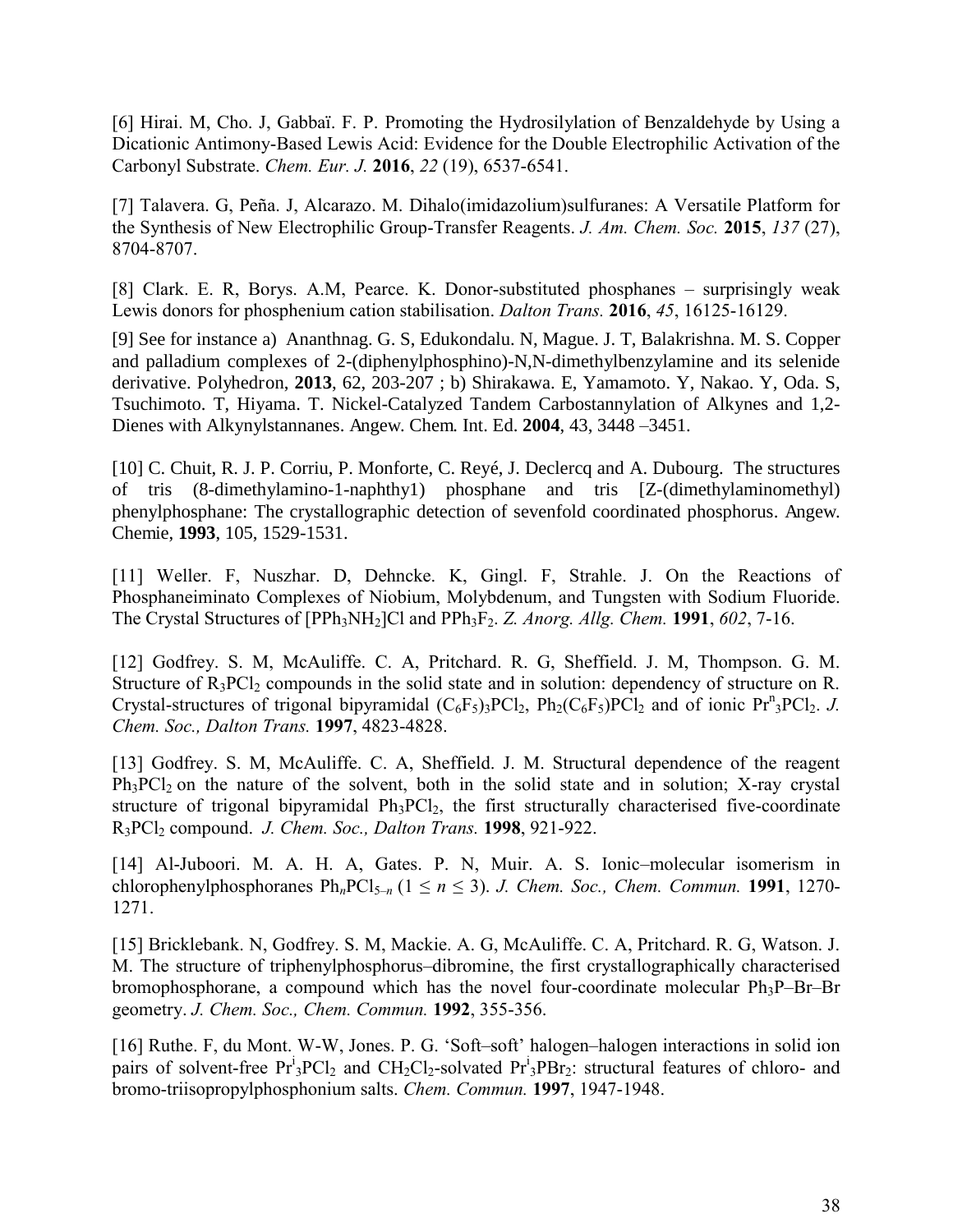[6] Hirai. M, Cho. J, Gabbaï. F. P. Promoting the Hydrosilylation of Benzaldehyde by Using a Dicationic Antimony-Based Lewis Acid: Evidence for the Double Electrophilic Activation of the Carbonyl Substrate. *Chem. Eur. J.* **2016**, *22* (19), 6537-6541.

[7] Talavera. G, Peña. J, Alcarazo. M. Dihalo(imidazolium)sulfuranes: A Versatile Platform for the Synthesis of New Electrophilic Group-Transfer Reagents. *J. Am. Chem. Soc.* **2015**, *137* (27), 8704-8707.

[8] Clark. E. R, Borys. A.M, Pearce. K. Donor-substituted phosphanes – surprisingly weak Lewis donors for phosphenium cation stabilisation. *Dalton Trans.* **2016**, *45*, 16125-16129.

[9] See for instance a) Ananthnag. G. S, Edukondalu. N, Mague. J. T, Balakrishna. M. S. Copper and palladium complexes of 2-(diphenylphosphino)-N,N-dimethylbenzylamine and its selenide derivative. Polyhedron, **2013**, 62, 203-207 ; b) Shirakawa. E, Yamamoto. Y, Nakao. Y, Oda. S, Tsuchimoto. T, Hiyama. T. Nickel-Catalyzed Tandem Carbostannylation of Alkynes and 1,2-Dienes with Alkynylstannanes. Angew. Chem. Int. Ed. **2004**, 43, 3448 –3451.

[10] C. Chuit, R. J. P. Corriu, P. Monforte, C. Reyé, J. Declercq and A. Dubourg. The structures of tris (8-dimethylamino-1-naphthy1) phosphane and tris [Z-(dimethylaminomethyl) phenylphosphane: The crystallographic detection of sevenfold coordinated phosphorus. Angew. Chemie, **1993**, 105, 1529-1531.

[11] Weller. F, Nuszhar. D, Dehncke. K, Gingl. F, Strahle. J. On the Reactions of Phosphaneiminato Complexes of Niobium, Molybdenum, and Tungsten with Sodium Fluoride. The Crystal Structures of $[PPh_3NH_2]Cl$ and $PPh_3F_2$. *Z. Anorg. Allg. Chem.* **1991**, *602*, 7-16.

[12] Godfrey. S. M, McAuliffe. C. A, Pritchard. R. G, Sheffield. J. M, Thompson. G. M. Structure of $R_3PCl_2$ compounds in the solid state and in solution: dependency of structure on R. Crystal-structures of trigonal bipyramidal $(C_6F_5)_3PCl_2$, $Ph_2(C_6F_5)PCl_2$ and of ionic $Pr^n{}_3PCl_2$. *J. Chem. Soc., Dalton Trans.* **1997**, 4823-4828.

[13] Godfrey. S. M, McAuliffe. C. A, Sheffield. J. M. Structural dependence of the reagent $Ph_3PCl_2$ on the nature of the solvent, both in the solid state and in solution; X-ray crystal structure of trigonal bipyramidal $Ph_3PCl_2$, the first structurally characterised five-coordinate $R_3PCl_2$ compound. *J. Chem. Soc., Dalton Trans.* **1998**, 921-922.

[14] Al-Juboori. M. A. H. A, Gates. P. N, Muir. A. S. Ionic–molecular isomerism in chlorophenylphosphoranes $Ph_nPCl_{5-n}$ ($1 \leq n \leq 3$). *J. Chem. Soc., Chem. Commun.* **1991**, 1270-1271.

[15] Bricklebank. N, Godfrey. S. M, Mackie. A. G, McAuliffe. C. A, Pritchard. R. G, Watson. J. M. The structure of triphenylphosphorus–dibromine, the first crystallographically characterised bromophosphorane, a compound which has the novel four-coordinate molecular $Ph_3P$–Br–Br geometry. *J. Chem. Soc., Chem. Commun.* **1992**, 355-356.

[16] Ruthe. F, du Mont. W-W, Jones. P. G. 'Soft–soft' halogen–halogen interactions in solid ion pairs of solvent-free $Pr^i{}_3PCl_2$ and $CH_2Cl_2$-solvated $Pr^i{}_3PBr_2$: structural features of chloro- and bromo-triisopropylphosphonium salts. *Chem. Commun.* **1997**, 1947-1948.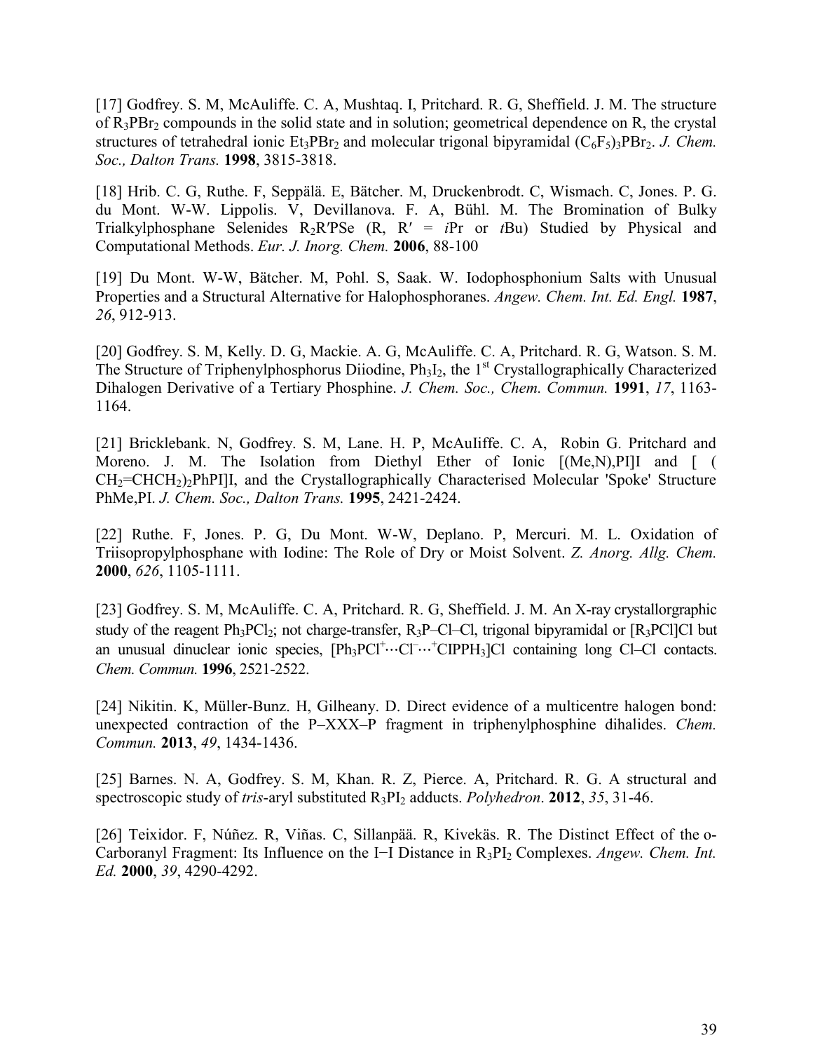[17] Godfrey. S. M, McAuliffe. C. A, Mushtaq. I, Pritchard. R. G, Sheffield. J. M. The structure of $R_3PBr_2$ compounds in the solid state and in solution; geometrical dependence on R, the crystal structures of tetrahedral ionic $Et_3PBr_2$ and molecular trigonal bipyramidal $(C_6F_5)_3PBr_2$. *J. Chem. Soc., Dalton Trans.* **1998**, 3815-3818.

[18] Hrib. C. G, Ruthe. F, Seppälä. E, Bätcher. M, Druckenbrodt. C, Wismach. C, Jones. P. G. du Mont. W-W. Lippolis. V, Devillanova. F. A, Bühl. M. The Bromination of Bulky Trialkylphosphane Selenides $R_2R'PSe$ (R, R′ = *i*Pr or *t*Bu) Studied by Physical and Computational Methods. *Eur. J. Inorg. Chem.* **2006**, 88-100

[19] Du Mont. W-W, Bätcher. M, Pohl. S, Saak. W. Iodophosphonium Salts with Unusual Properties and a Structural Alternative for Halophosphoranes. *Angew. Chem. Int. Ed. Engl.* **1987**, *26*, 912-913.

[20] Godfrey. S. M, Kelly. D. G, Mackie. A. G, McAuliffe. C. A, Pritchard. R. G, Watson. S. M. The Structure of Triphenylphosphorus Diiodine, $Ph_3I_2$, the 1st Crystallographically Characterized Dihalogen Derivative of a Tertiary Phosphine. *J. Chem. Soc., Chem. Commun.* **1991**, *17*, 1163-1164.

[21] Bricklebank. N, Godfrey. S. M, Lane. H. P, McAuliffe. C. A, Robin G. Pritchard and Moreno. J. M. The Isolation from Diethyl Ether of Ionic [(Me,N),PI]I and [ ( $CH_2$=$CHCH_2)_2$PhPI]I, and the Crystallographically Characterised Molecular 'Spoke' Structure PhMe,PI. *J. Chem. Soc., Dalton Trans.* **1995**, 2421-2424.

[22] Ruthe. F, Jones. P. G, Du Mont. W-W, Deplano. P, Mercuri. M. L. Oxidation of Triisopropylphosphane with Iodine: The Role of Dry or Moist Solvent. *Z. Anorg. Allg. Chem.* **2000**, *626*, 1105-1111.

[23] Godfrey. S. M, McAuliffe. C. A, Pritchard. R. G, Sheffield. J. M. An X-ray crystallorgraphic study of the reagent $Ph_3PCl_2$; not charge-transfer, $R_3P$–Cl–Cl, trigonal bipyramidal or [$R_3PCl$]Cl but an unusual dinuclear ionic species, [$Ph_3PCl^+\cdots Cl^-\cdots {}^+ClPPH_3$]Cl containing long Cl–Cl contacts. *Chem. Commun.* **1996**, 2521-2522.

[24] Nikitin. K, Müller-Bunz. H, Gilheany. D. Direct evidence of a multicentre halogen bond: unexpected contraction of the P–XXX–P fragment in triphenylphosphine dihalides. *Chem. Commun.* **2013**, *49*, 1434-1436.

[25] Barnes. N. A, Godfrey. S. M, Khan. R. Z, Pierce. A, Pritchard. R. G. A structural and spectroscopic study of *tris*-aryl substituted $R_3PI_2$ adducts. *Polyhedron*. **2012**, *35*, 31-46.

[26] Teixidor. F, Núñez. R, Viñas. C, Sillanpää. R, Kivekäs. R. The Distinct Effect of the o-Carboranyl Fragment: Its Influence on the I−I Distance in $R_3PI_2$ Complexes. *Angew. Chem. Int. Ed.* **2000**, *39*, 4290-4292.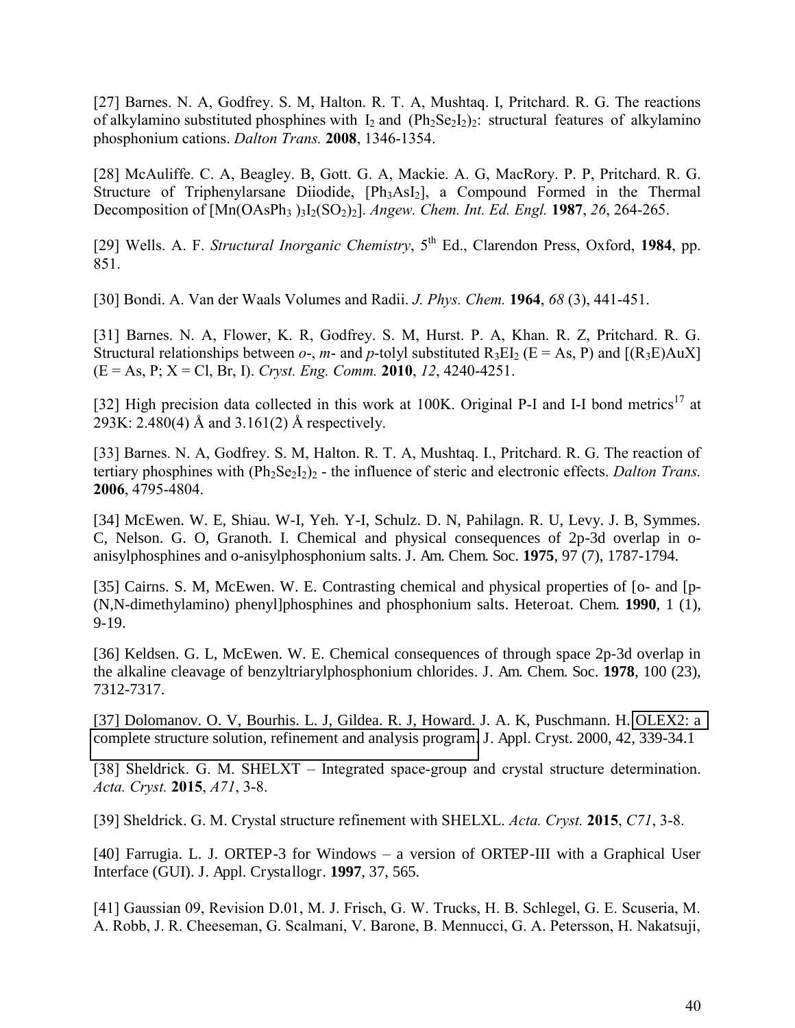[27] Barnes. N. A, Godfrey. S. M, Halton. R. T. A, Mushtaq. I, Pritchard. R. G. The reactions of alkylamino substituted phosphines with $I_2$ and $(Ph_2Se_2I_2)_2$: structural features of alkylamino phosphonium cations. *Dalton Trans.* **2008**, 1346-1354.

[28] McAuliffe. C. A, Beagley. B, Gott. G. A, Mackie. A. G, MacRory. P. P, Pritchard. R. G. Structure of Triphenylarsane Diiodide, $[Ph_3AsI_2]$, a Compound Formed in the Thermal Decomposition of $[Mn(OAsPh_3)_3I_2(SO_2)_2]$. *Angew. Chem. Int. Ed. Engl.* **1987**, *26*, 264-265.

[29] Wells. A. F. *Structural Inorganic Chemistry*, 5th Ed., Clarendon Press, Oxford, **1984**, pp. 851.

[30] Bondi. A. Van der Waals Volumes and Radii. *J. Phys. Chem.* **1964**, *68* (3), 441-451.

[31] Barnes. N. A, Flower, K. R, Godfrey. S. M, Hurst. P. A, Khan. R. Z, Pritchard. R. G. Structural relationships between *o*-, *m*- and *p*-tolyl substituted $R_3EI_2$ (E = As, P) and $[(R_3E)AuX]$ (E = As, P; X = Cl, Br, I). *Cryst. Eng. Comm.* **2010**, *12*, 4240-4251.

[32] High precision data collected in this work at 100K. Original P-I and I-I bond metrics[17] at 293K: 2.480(4) Å and 3.161(2) Å respectively.

[33] Barnes. N. A, Godfrey. S. M, Halton. R. T. A, Mushtaq. I., Pritchard. R. G. The reaction of tertiary phosphines with $(Ph_2Se_2I_2)_2$ - the influence of steric and electronic effects. *Dalton Trans.* **2006**, 4795-4804.

[34] McEwen. W. E, Shiau. W-I, Yeh. Y-I, Schulz. D. N, Pahilagn. R. U, Levy. J. B, Symmes. C, Nelson. G. O, Granoth. I. Chemical and physical consequences of 2p-3d overlap in o-anisylphosphines and o-anisylphosphonium salts. J. Am. Chem. Soc. **1975**, 97 (7), 1787-1794.

[35] Cairns. S. M, McEwen. W. E. Contrasting chemical and physical properties of [o- and [p-(N,N-dimethylamino) phenyl]phosphines and phosphonium salts. Heteroat. Chem. **1990**, 1 (1), 9-19.

[36] Keldsen. G. L, McEwen. W. E. Chemical consequences of through space 2p-3d overlap in the alkaline cleavage of benzyltriarylphosphonium chlorides. J. Am. Chem. Soc. **1978**, 100 (23), 7312-7317.

[37] Dolomanov. O. V, Bourhis. L. J, Gildea. R. J, Howard. J. A. K, Puschmann. H. OLEX2: a complete structure solution, refinement and analysis program. J. Appl. Cryst. 2000, 42, 339-34.1

[38] Sheldrick. G. M. SHELXT – Integrated space-group and crystal structure determination. *Acta. Cryst.* **2015**, *A71*, 3-8.

[39] Sheldrick. G. M. Crystal structure refinement with SHELXL. *Acta. Cryst.* **2015**, *C71*, 3-8.

[40] Farrugia. L. J. ORTEP-3 for Windows – a version of ORTEP-III with a Graphical User Interface (GUI). J. Appl. Crystallogr. **1997**, 37, 565.

[41] Gaussian 09, Revision D.01, M. J. Frisch, G. W. Trucks, H. B. Schlegel, G. E. Scuseria, M. A. Robb, J. R. Cheeseman, G. Scalmani, V. Barone, B. Mennucci, G. A. Petersson, H. Nakatsuji,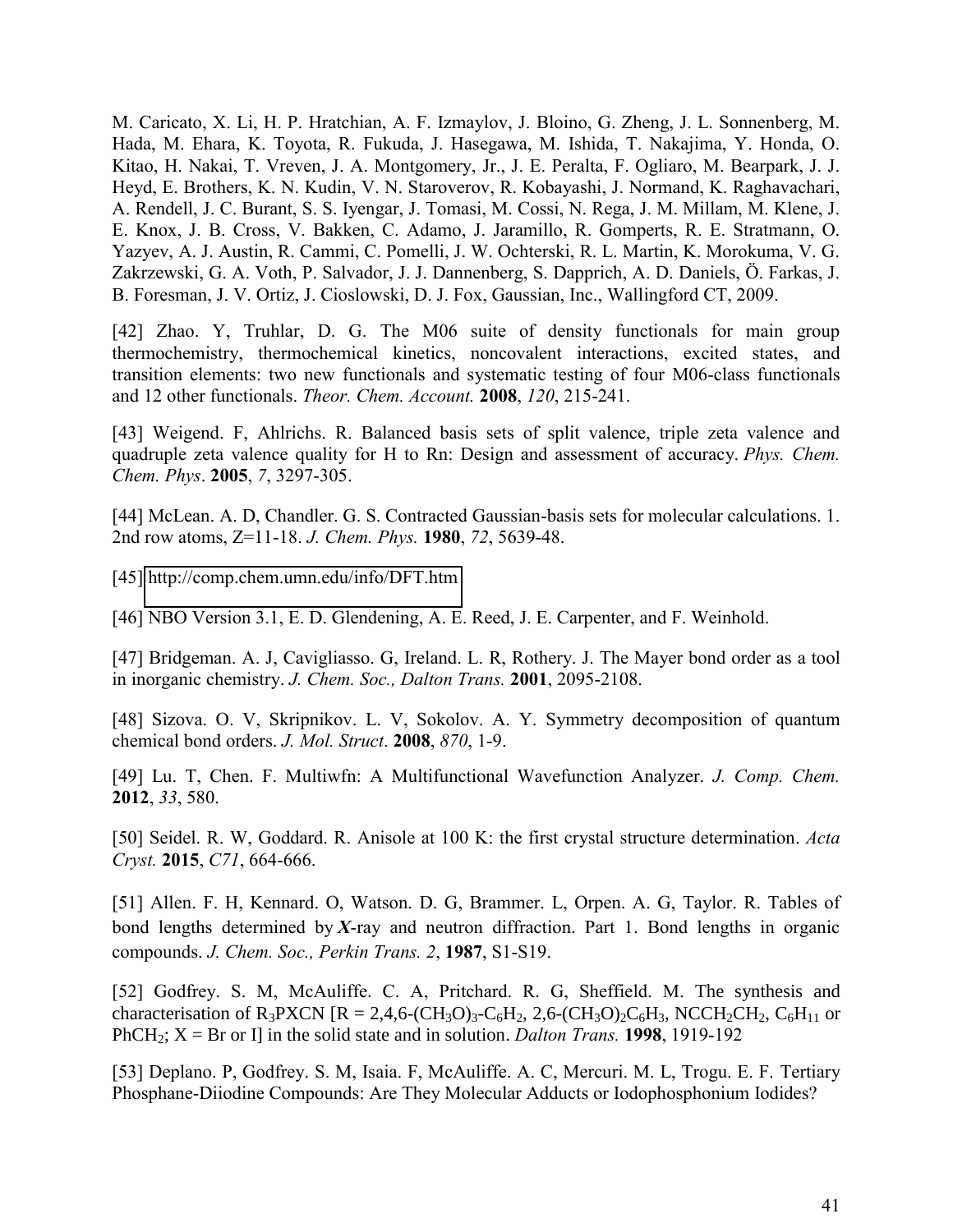M. Caricato, X. Li, H. P. Hratchian, A. F. Izmaylov, J. Bloino, G. Zheng, J. L. Sonnenberg, M. Hada, M. Ehara, K. Toyota, R. Fukuda, J. Hasegawa, M. Ishida, T. Nakajima, Y. Honda, O. Kitao, H. Nakai, T. Vreven, J. A. Montgomery, Jr., J. E. Peralta, F. Ogliaro, M. Bearpark, J. J. Heyd, E. Brothers, K. N. Kudin, V. N. Staroverov, R. Kobayashi, J. Normand, K. Raghavachari, A. Rendell, J. C. Burant, S. S. Iyengar, J. Tomasi, M. Cossi, N. Rega, J. M. Millam, M. Klene, J. E. Knox, J. B. Cross, V. Bakken, C. Adamo, J. Jaramillo, R. Gomperts, R. E. Stratmann, O. Yazyev, A. J. Austin, R. Cammi, C. Pomelli, J. W. Ochterski, R. L. Martin, K. Morokuma, V. G. Zakrzewski, G. A. Voth, P. Salvador, J. J. Dannenberg, S. Dapprich, A. D. Daniels, Ö. Farkas, J. B. Foresman, J. V. Ortiz, J. Cioslowski, D. J. Fox, Gaussian, Inc., Wallingford CT, 2009.

[42] Zhao. Y, Truhlar, D. G. The M06 suite of density functionals for main group thermochemistry, thermochemical kinetics, noncovalent interactions, excited states, and transition elements: two new functionals and systematic testing of four M06-class functionals and 12 other functionals. *Theor. Chem. Account.* **2008**, *120*, 215-241.

[43] Weigend. F, Ahlrichs. R. Balanced basis sets of split valence, triple zeta valence and quadruple zeta valence quality for H to Rn: Design and assessment of accuracy. *Phys. Chem. Chem. Phys*. **2005**, *7*, 3297-305.

[44] McLean. A. D, Chandler. G. S. Contracted Gaussian-basis sets for molecular calculations. 1. 2nd row atoms, Z=11-18. *J. Chem. Phys.* **1980**, *72*, 5639-48.

[45] http://comp.chem.umn.edu/info/DFT.htm

[46] NBO Version 3.1, E. D. Glendening, A. E. Reed, J. E. Carpenter, and F. Weinhold.

[47] Bridgeman. A. J, Cavigliasso. G, Ireland. L. R, Rothery. J. The Mayer bond order as a tool in inorganic chemistry. *J. Chem. Soc., Dalton Trans.* **2001**, 2095-2108.

[48] Sizova. O. V, Skripnikov. L. V, Sokolov. A. Y. Symmetry decomposition of quantum chemical bond orders. *J. Mol. Struct*. **2008**, *870*, 1-9.

[49] Lu. T, Chen. F. Multiwfn: A Multifunctional Wavefunction Analyzer. *J. Comp. Chem.* **2012**, *33*, 580.

[50] Seidel. R. W, Goddard. R. Anisole at 100 K: the first crystal structure determination. *Acta Cryst.* **2015**, *C71*, 664-666.

[51] Allen. F. H, Kennard. O, Watson. D. G, Brammer. L, Orpen. A. G, Taylor. R. Tables of bond lengths determined by ***X***-ray and neutron diffraction. Part 1. Bond lengths in organic compounds. *J. Chem. Soc., Perkin Trans. 2*, **1987**, S1-S19.

[52] Godfrey. S. M, McAuliffe. C. A, Pritchard. R. G, Sheffield. M. The synthesis and characterisation of $R_3PXCN$ [R = 2,4,6-$(CH_3O)_3$-$C_6H_2$, 2,6-$(CH_3O)_2C_6H_3$, $NCCH_2CH_2$, $C_6H_{11}$ or $PhCH_2$; X = Br or I] in the solid state and in solution. *Dalton Trans.* **1998**, 1919-192

[53] Deplano. P, Godfrey. S. M, Isaia. F, McAuliffe. A. C, Mercuri. M. L, Trogu. E. F. Tertiary Phosphane-Diiodine Compounds: Are They Molecular Adducts or Iodophosphonium Iodides?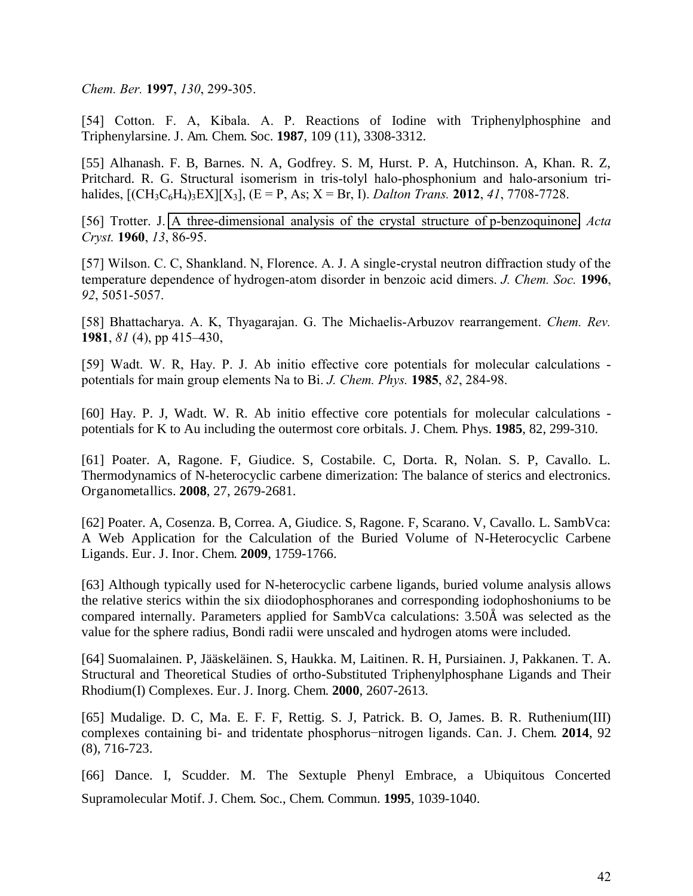*Chem. Ber.* **1997**, *130*, 299-305.

[54] Cotton. F. A, Kibala. A. P. Reactions of Iodine with Triphenylphosphine and Triphenylarsine. J. Am. Chem. Soc. **1987**, 109 (11), 3308-3312.

[55] Alhanash. F. B, Barnes. N. A, Godfrey. S. M, Hurst. P. A, Hutchinson. A, Khan. R. Z, Pritchard. R. G. Structural isomerism in tris-tolyl halo-phosphonium and halo-arsonium tri-halides, $[(CH_3C_6H_4)_3EX][X_3]$, (E = P, As; X = Br, I). *Dalton Trans.* **2012**, *41*, 7708-7728.

[56] Trotter. J. A three-dimensional analysis of the crystal structure of p-benzoquinone. *Acta Cryst.* **1960**, *13*, 86-95.

[57] Wilson. C. C, Shankland. N, Florence. A. J. A single-crystal neutron diffraction study of the temperature dependence of hydrogen-atom disorder in benzoic acid dimers. *J. Chem. Soc.* **1996**, *92*, 5051-5057.

[58] Bhattacharya. A. K, Thyagarajan. G. The Michaelis-Arbuzov rearrangement. *Chem. Rev.* **1981**, *81* (4), pp 415–430,

[59] Wadt. W. R, Hay. P. J. Ab initio effective core potentials for molecular calculations - potentials for main group elements Na to Bi. *J. Chem. Phys.* **1985**, *82*, 284-98.

[60] Hay. P. J, Wadt. W. R. Ab initio effective core potentials for molecular calculations - potentials for K to Au including the outermost core orbitals. J. Chem. Phys. **1985**, 82, 299-310.

[61] Poater. A, Ragone. F, Giudice. S, Costabile. C, Dorta. R, Nolan. S. P, Cavallo. L. Thermodynamics of N-heterocyclic carbene dimerization: The balance of sterics and electronics. Organometallics. **2008**, 27, 2679-2681.

[62] Poater. A, Cosenza. B, Correa. A, Giudice. S, Ragone. F, Scarano. V, Cavallo. L. SambVca: A Web Application for the Calculation of the Buried Volume of N-Heterocyclic Carbene Ligands. Eur. J. Inor. Chem. **2009**, 1759-1766.

[63] Although typically used for N-heterocyclic carbene ligands, buried volume analysis allows the relative sterics within the six diiodophosphoranes and corresponding iodophoshoniums to be compared internally. Parameters applied for SambVca calculations: 3.50Å was selected as the value for the sphere radius, Bondi radii were unscaled and hydrogen atoms were included.

[64] Suomalainen. P, Jääskeläinen. S, Haukka. M, Laitinen. R. H, Pursiainen. J, Pakkanen. T. A. Structural and Theoretical Studies of ortho-Substituted Triphenylphosphane Ligands and Their Rhodium(I) Complexes. Eur. J. Inorg. Chem. **2000**, 2607-2613.

[65] Mudalige. D. C, Ma. E. F. F, Rettig. S. J, Patrick. B. O, James. B. R. Ruthenium(III) complexes containing bi- and tridentate phosphorus−nitrogen ligands. Can. J. Chem. **2014**, 92 (8), 716-723.

[66] Dance. I, Scudder. M. The Sextuple Phenyl Embrace, a Ubiquitous Concerted Supramolecular Motif. J. Chem. Soc., Chem. Commun. **1995**, 1039-1040.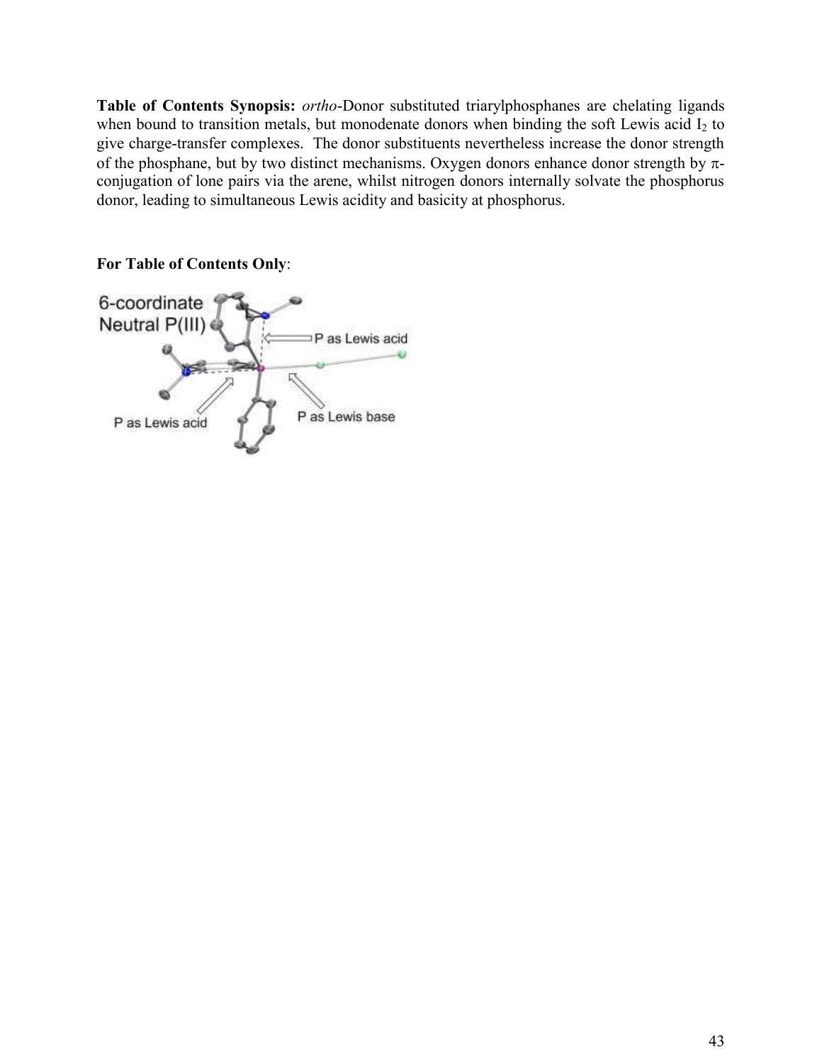**Table of Contents Synopsis:** *ortho*-Donor substituted triarylphosphanes are chelating ligands when bound to transition metals, but monodenate donors when binding the soft Lewis acid $I_2$ to give charge-transfer complexes. The donor substituents nevertheless increase the donor strength of the phosphane, but by two distinct mechanisms. Oxygen donors enhance donor strength by π-conjugation of lone pairs via the arene, whilst nitrogen donors internally solvate the phosphorus donor, leading to simultaneous Lewis acidity and basicity at phosphorus.

**For Table of Contents Only**:

6-coordinate
Neutral P(III)

P as Lewis acid

P as Lewis acid

P as Lewis base